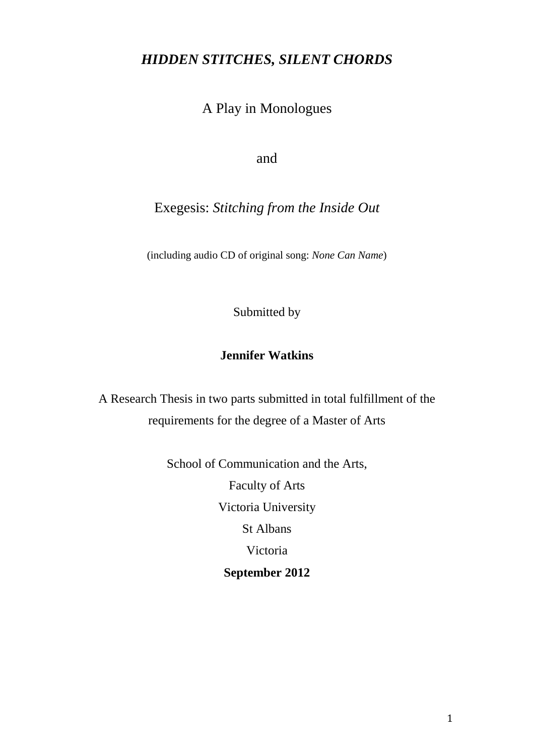# *HIDDEN STITCHES, SILENT CHORDS*

A Play in Monologues

and

Exegesis: *Stitching from the Inside Out*

(including audio CD of original song: *None Can Name*)

Submitted by

**Jennifer Watkins**

A Research Thesis in two parts submitted in total fulfillment of the requirements for the degree of a Master of Arts

School of Communication and the Arts,

Faculty of Arts

Victoria University

St Albans

Victoria

**September 2012**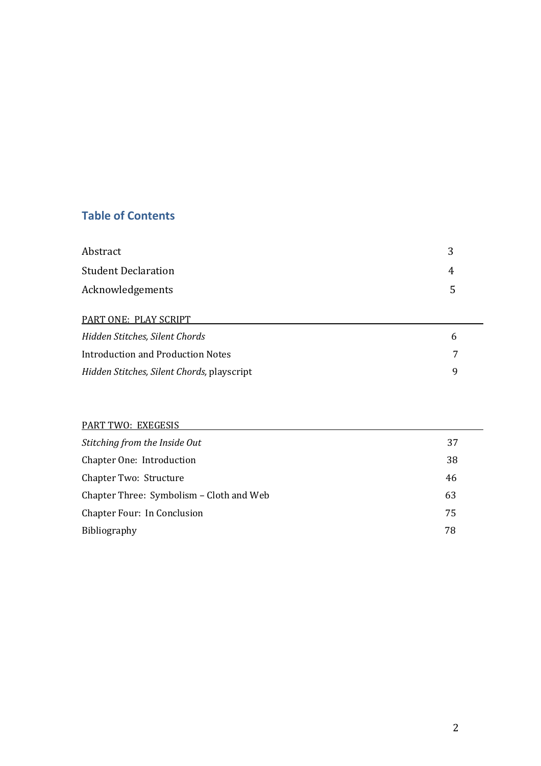## Table of Contents

| | |
|---|---|
| Abstract | 3 |
| Student Declaration | 4 |
| Acknowledgements | 5 |
| **PART ONE: PLAY SCRIPT** | |
| *Hidden Stitches, Silent Chords* | 6 |
| Introduction and Production Notes | 7 |
| *Hidden Stitches, Silent Chords,* playscript | 9 |
| **PART TWO: EXEGESIS** | |
| *Stitching from the Inside Out* | 37 |
| Chapter One: Introduction | 38 |
| Chapter Two: Structure | 46 |
| Chapter Three: Symbolism – Cloth and Web | 63 |
| Chapter Four: In Conclusion | 75 |
| Bibliography | 78 |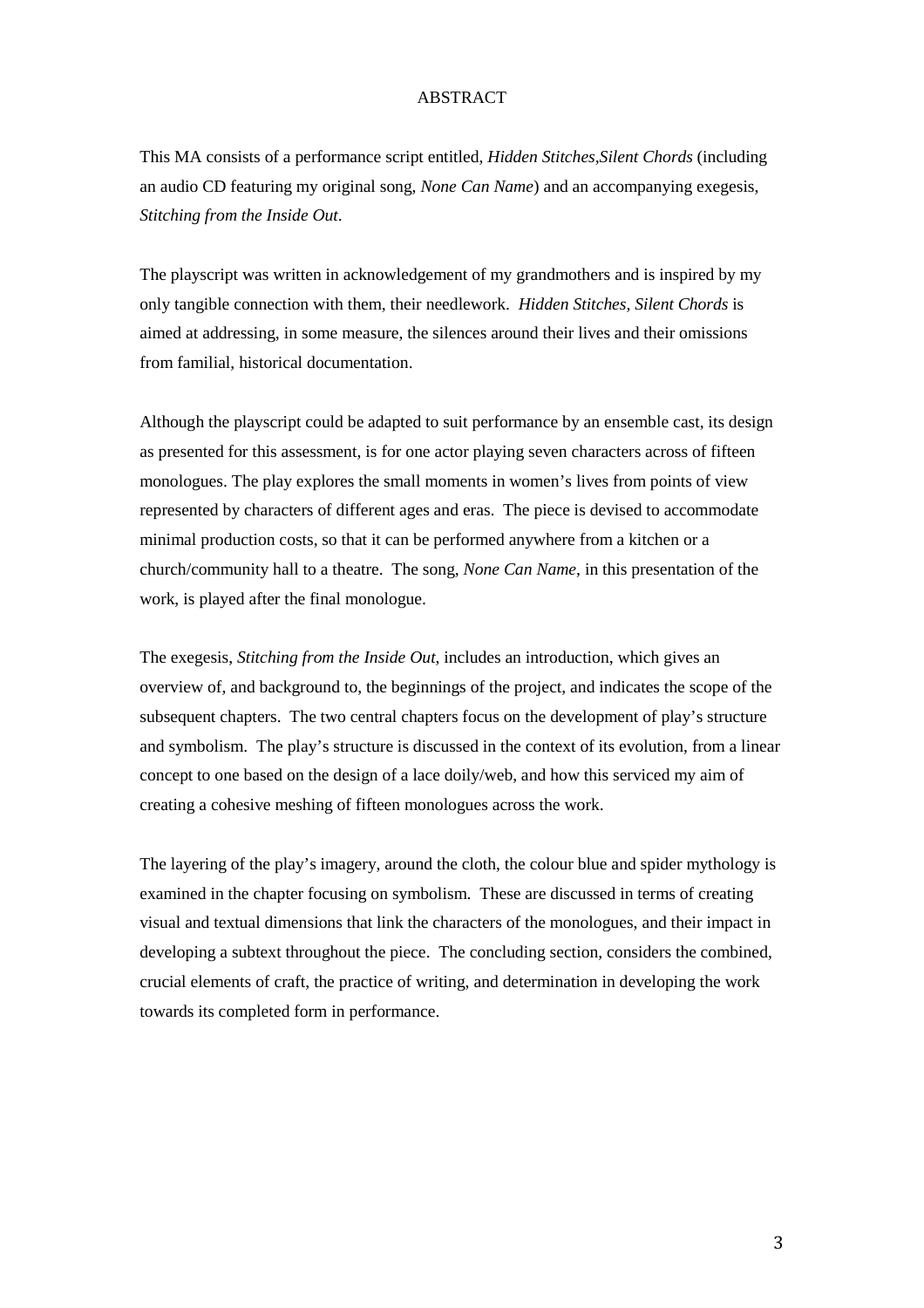# ABSTRACT

This MA consists of a performance script entitled, *Hidden Stitches,Silent Chords* (including an audio CD featuring my original song, *None Can Name*) and an accompanying exegesis, *Stitching from the Inside Out*.

The playscript was written in acknowledgement of my grandmothers and is inspired by my only tangible connection with them, their needlework. *Hidden Stitches, Silent Chords* is aimed at addressing, in some measure, the silences around their lives and their omissions from familial, historical documentation.

Although the playscript could be adapted to suit performance by an ensemble cast, its design as presented for this assessment, is for one actor playing seven characters across of fifteen monologues. The play explores the small moments in women's lives from points of view represented by characters of different ages and eras. The piece is devised to accommodate minimal production costs, so that it can be performed anywhere from a kitchen or a church/community hall to a theatre. The song, *None Can Name*, in this presentation of the work, is played after the final monologue.

The exegesis, *Stitching from the Inside Out*, includes an introduction, which gives an overview of, and background to, the beginnings of the project, and indicates the scope of the subsequent chapters. The two central chapters focus on the development of play's structure and symbolism. The play's structure is discussed in the context of its evolution, from a linear concept to one based on the design of a lace doily/web, and how this serviced my aim of creating a cohesive meshing of fifteen monologues across the work.

The layering of the play's imagery, around the cloth, the colour blue and spider mythology is examined in the chapter focusing on symbolism. These are discussed in terms of creating visual and textual dimensions that link the characters of the monologues, and their impact in developing a subtext throughout the piece. The concluding section, considers the combined, crucial elements of craft, the practice of writing, and determination in developing the work towards its completed form in performance.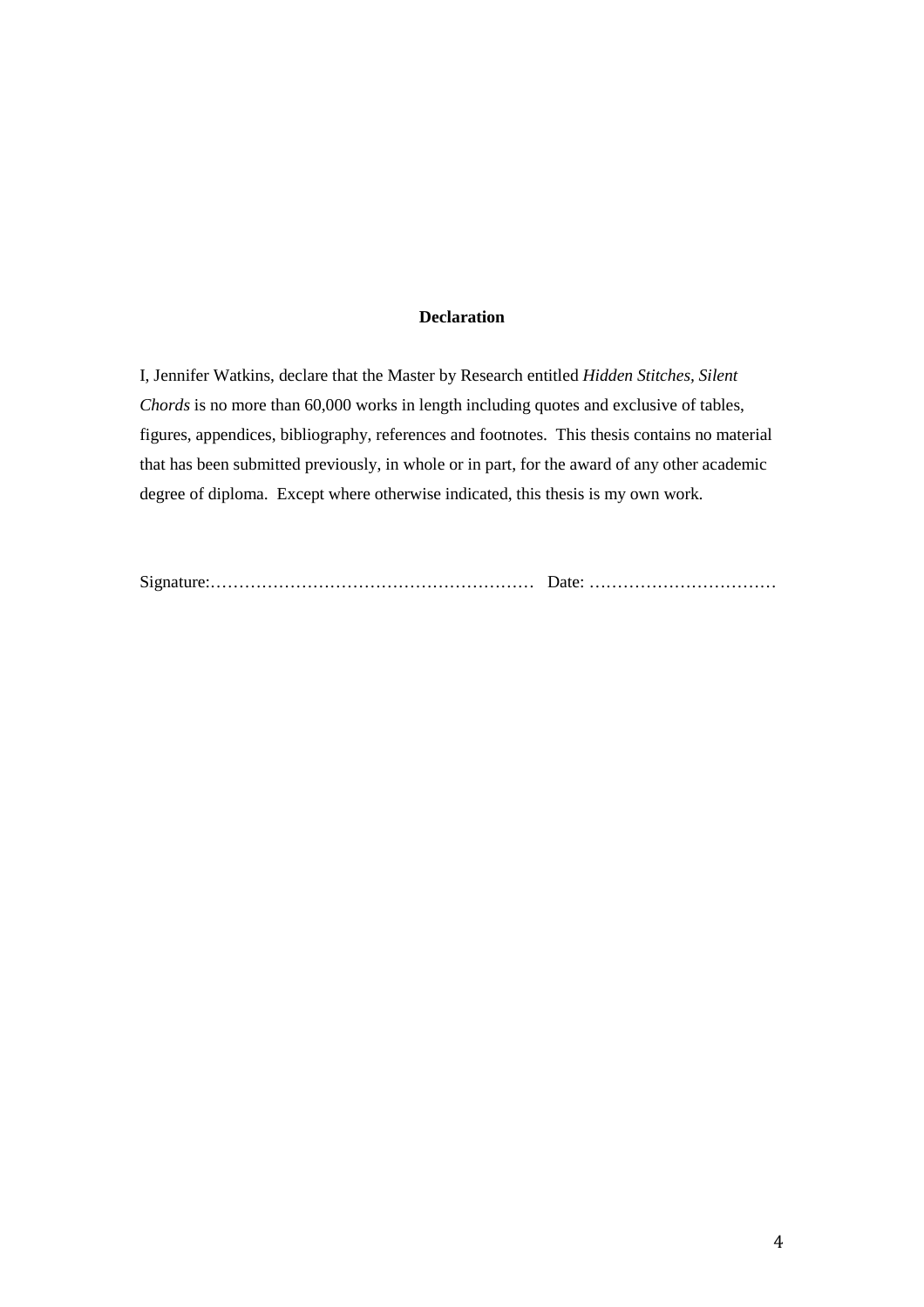**Declaration**

I, Jennifer Watkins, declare that the Master by Research entitled *Hidden Stitches, Silent Chords* is no more than 60,000 works in length including quotes and exclusive of tables, figures, appendices, bibliography, references and footnotes. This thesis contains no material that has been submitted previously, in whole or in part, for the award of any other academic degree of diploma. Except where otherwise indicated, this thesis is my own work.

Signature:………………………………………………… Date: ……………………………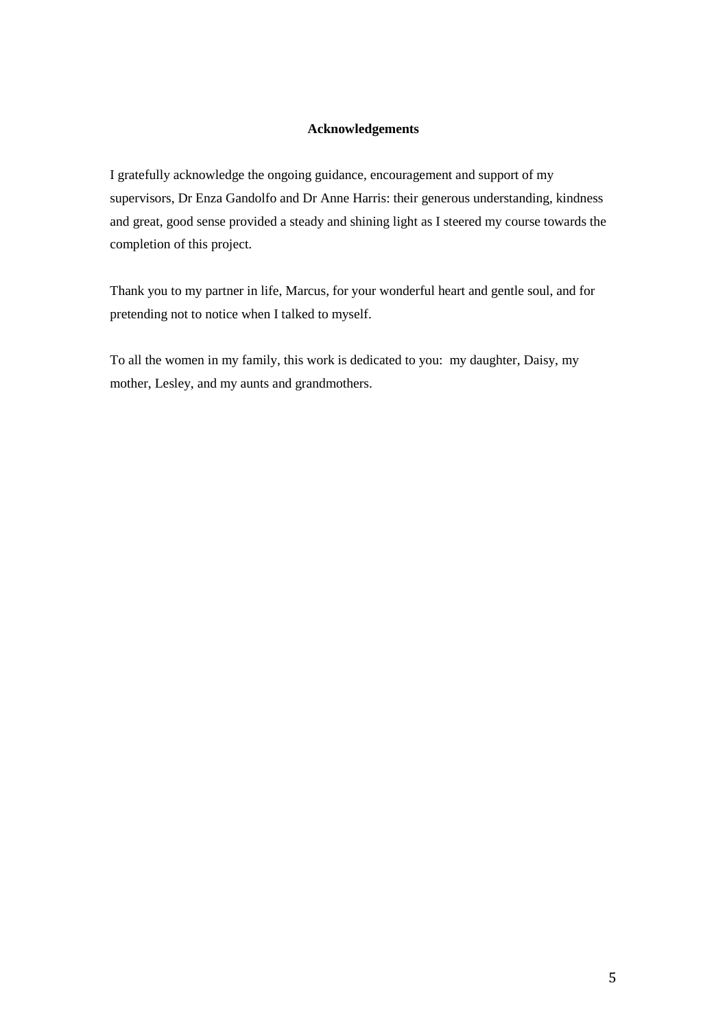## Acknowledgements

I gratefully acknowledge the ongoing guidance, encouragement and support of my supervisors, Dr Enza Gandolfo and Dr Anne Harris: their generous understanding, kindness and great, good sense provided a steady and shining light as I steered my course towards the completion of this project.

Thank you to my partner in life, Marcus, for your wonderful heart and gentle soul, and for pretending not to notice when I talked to myself.

To all the women in my family, this work is dedicated to you: my daughter, Daisy, my mother, Lesley, and my aunts and grandmothers.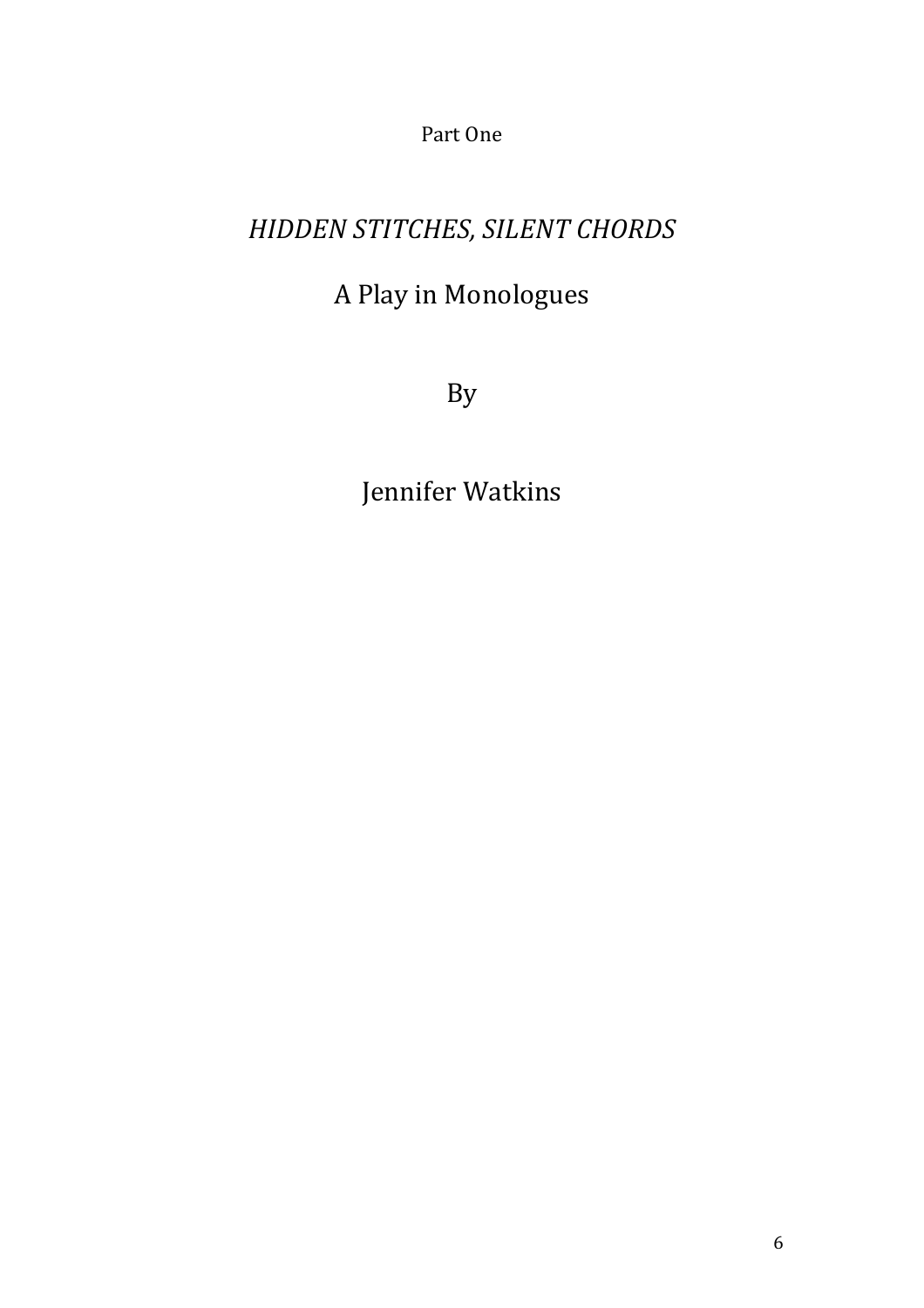Part One

# *HIDDEN STITCHES, SILENT CHORDS*

## A Play in Monologues

By

Jennifer Watkins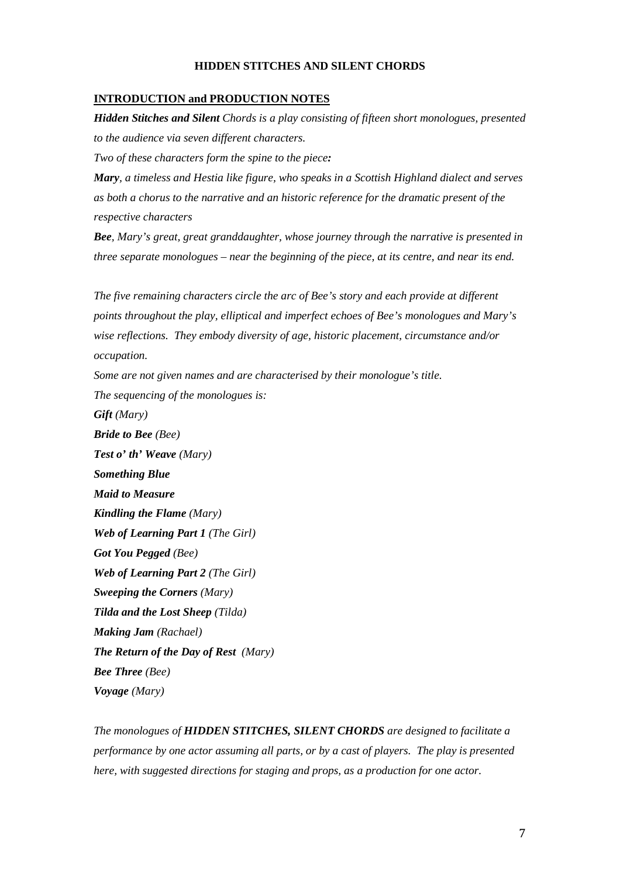**HIDDEN STITCHES AND SILENT CHORDS**

**INTRODUCTION and PRODUCTION NOTES**

***Hidden Stitches and Silent*** *Chords is a play consisting of fifteen short monologues, presented to the audience via seven different characters.*

*Two of these characters form the spine to the piece**:***

***Mary****, a timeless and Hestia like figure, who speaks in a Scottish Highland dialect and serves as both a chorus to the narrative and an historic reference for the dramatic present of the respective characters*

***Bee****, Mary's great, great granddaughter, whose journey through the narrative is presented in three separate monologues – near the beginning of the piece, at its centre, and near its end.*

*The five remaining characters circle the arc of Bee's story and each provide at different points throughout the play, elliptical and imperfect echoes of Bee's monologues and Mary's wise reflections. They embody diversity of age, historic placement, circumstance and/or occupation.*

*Some are not given names and are characterised by their monologue's title.*

*The sequencing of the monologues is:*

***Gift*** *(Mary)*
***Bride to Bee*** *(Bee)*
***Test o' th' Weave*** *(Mary)*
***Something Blue***
***Maid to Measure***
***Kindling the Flame*** *(Mary)*
***Web of Learning Part 1*** *(The Girl)*
***Got You Pegged*** *(Bee)*
***Web of Learning Part 2*** *(The Girl)*
***Sweeping the Corners*** *(Mary)*
***Tilda and the Lost Sheep*** *(Tilda)*
***Making Jam*** *(Rachael)*
***The Return of the Day of Rest*** *(Mary)*
***Bee Three*** *(Bee)*
***Voyage*** *(Mary)*

*The monologues of* ***HIDDEN STITCHES, SILENT CHORDS*** *are designed to facilitate a performance by one actor assuming all parts, or by a cast of players. The play is presented here, with suggested directions for staging and props, as a production for one actor.*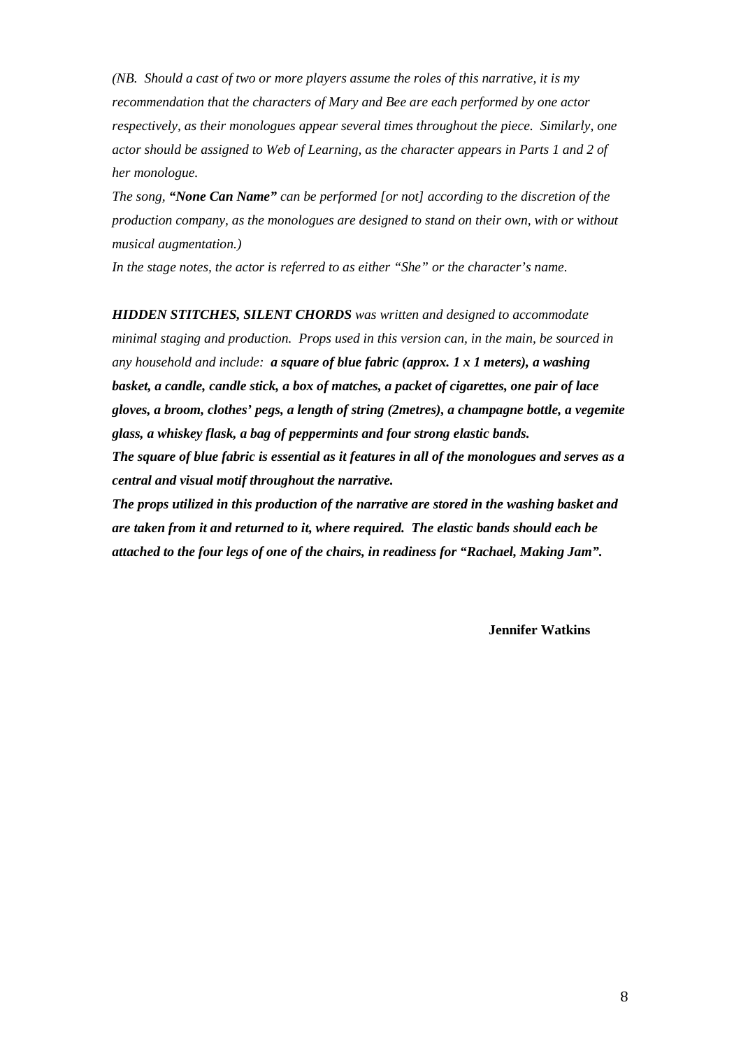*(NB. Should a cast of two or more players assume the roles of this narrative, it is my recommendation that the characters of Mary and Bee are each performed by one actor respectively, as their monologues appear several times throughout the piece. Similarly, one actor should be assigned to Web of Learning, as the character appears in Parts 1 and 2 of her monologue.*

*The song,* ***"None Can Name"*** *can be performed [or not] according to the discretion of the production company, as the monologues are designed to stand on their own, with or without musical augmentation.)*

*In the stage notes, the actor is referred to as either "She" or the character's name.*

***HIDDEN STITCHES, SILENT CHORDS*** *was written and designed to accommodate minimal staging and production. Props used in this version can, in the main, be sourced in any household and include:* ***a square of blue fabric (approx. 1 x 1 meters), a washing basket, a candle, candle stick, a box of matches, a packet of cigarettes, one pair of lace gloves, a broom, clothes' pegs, a length of string (2metres), a champagne bottle, a vegemite glass, a whiskey flask, a bag of peppermints and four strong elastic bands.***

***The square of blue fabric is essential as it features in all of the monologues and serves as a central and visual motif throughout the narrative.***

***The props utilized in this production of the narrative are stored in the washing basket and are taken from it and returned to it, where required. The elastic bands should each be attached to the four legs of one of the chairs, in readiness for "Rachael, Making Jam".***

**Jennifer Watkins**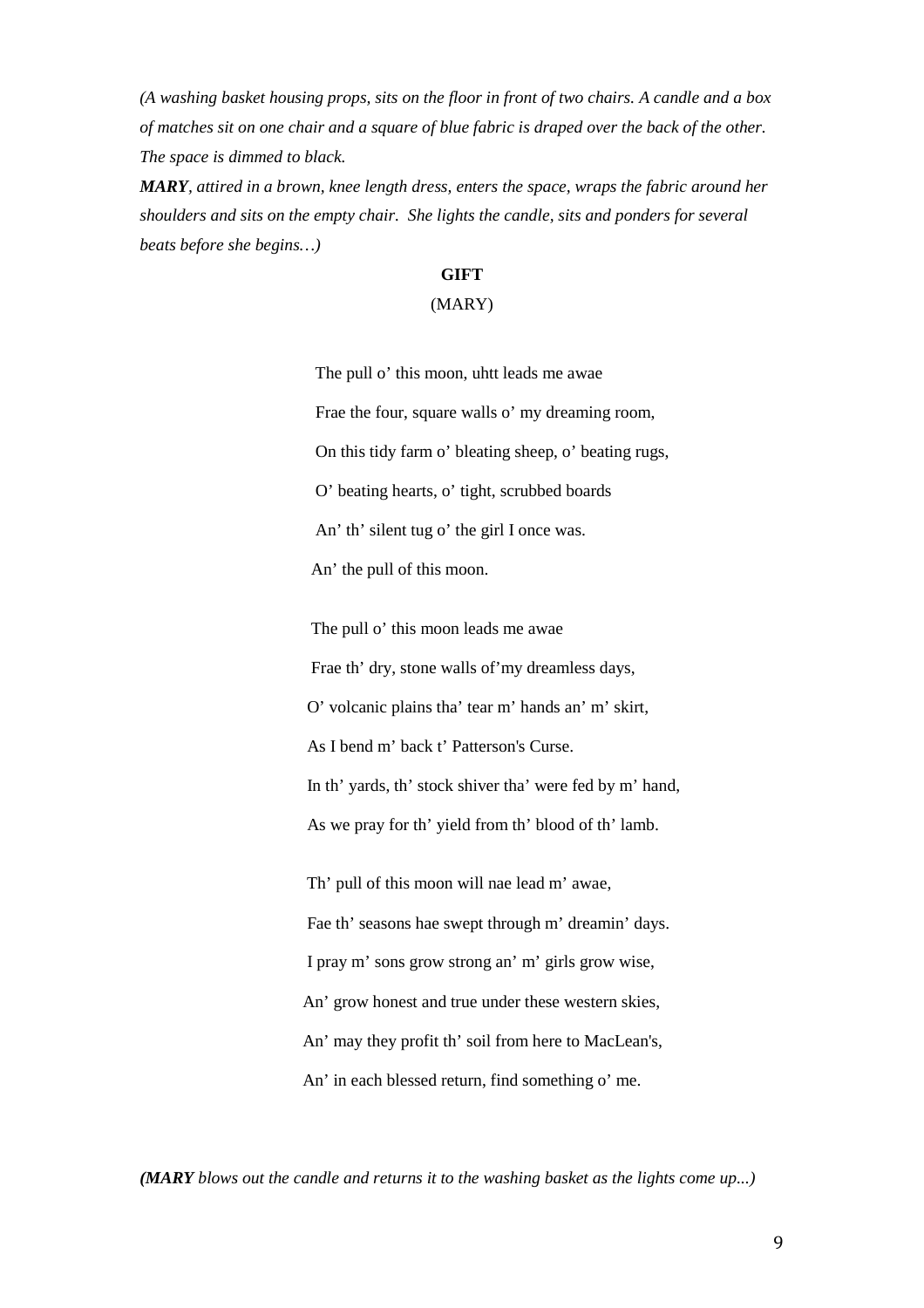*(A washing basket housing props, sits on the floor in front of two chairs. A candle and a box of matches sit on one chair and a square of blue fabric is draped over the back of the other. The space is dimmed to black.*

***MARY**, attired in a brown, knee length dress, enters the space, wraps the fabric around her shoulders and sits on the empty chair. She lights the candle, sits and ponders for several beats before she begins…)*

**GIFT**

(MARY)

The pull o' this moon, uhtt leads me awae
Frae the four, square walls o' my dreaming room,
On this tidy farm o' bleating sheep, o' beating rugs,
O' beating hearts, o' tight, scrubbed boards
An' th' silent tug o' the girl I once was.
An' the pull of this moon.

The pull o' this moon leads me awae
Frae th' dry, stone walls of'my dreamless days,
O' volcanic plains tha' tear m' hands an' m' skirt,
As I bend m' back t' Patterson's Curse.
In th' yards, th' stock shiver tha' were fed by m' hand,
As we pray for th' yield from th' blood of th' lamb.

Th' pull of this moon will nae lead m' awae,
Fae th' seasons hae swept through m' dreamin' days.
I pray m' sons grow strong an' m' girls grow wise,
An' grow honest and true under these western skies,
An' may they profit th' soil from here to MacLean's,
An' in each blessed return, find something o' me.

*(**MARY** blows out the candle and returns it to the washing basket as the lights come up...)*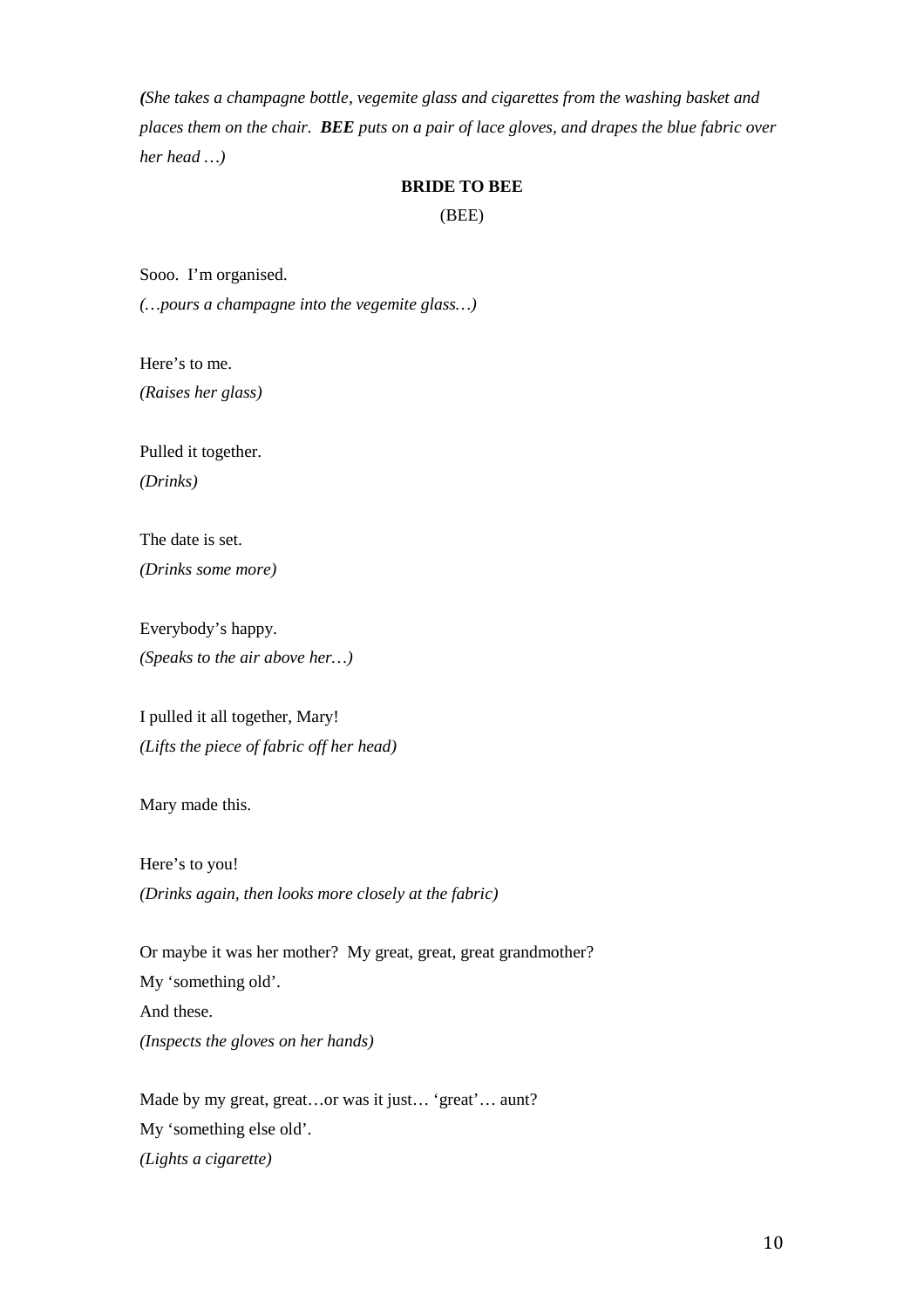***(**She takes a champagne bottle, vegemite glass and cigarettes from the washing basket and places them on the chair.  **BEE** puts on a pair of lace gloves, and drapes the blue fabric over her head …)*

**BRIDE TO BEE**

(BEE)

Sooo.  I'm organised.

*(…pours a champagne into the vegemite glass…)*

Here's to me.

*(Raises her glass)*

Pulled it together.

*(Drinks)*

The date is set.

*(Drinks some more)*

Everybody's happy.

*(Speaks to the air above her…)*

I pulled it all together, Mary!

*(Lifts the piece of fabric off her head)*

Mary made this.

Here's to you!

*(Drinks again, then looks more closely at the fabric)*

Or maybe it was her mother?  My great, great, great grandmother?
My 'something old'.
And these.
*(Inspects the gloves on her hands)*

Made by my great, great…or was it just… 'great'… aunt?
My 'something else old'.
*(Lights a cigarette)*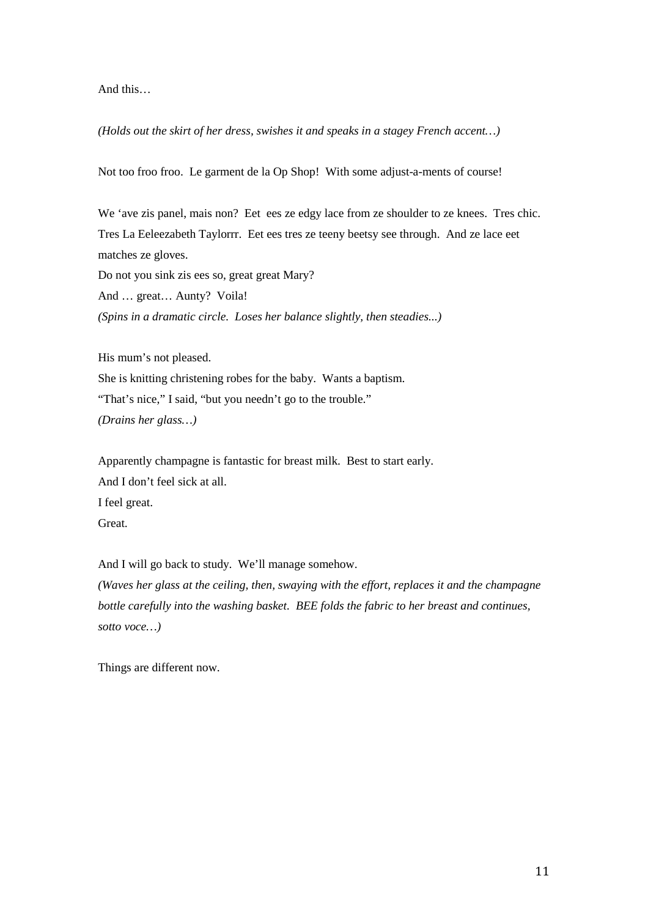And this…

*(Holds out the skirt of her dress, swishes it and speaks in a stagey French accent…)*

Not too froo froo.  Le garment de la Op Shop!  With some adjust-a-ments of course!

We 'ave zis panel, mais non?  Eet  ees ze edgy lace from ze shoulder to ze knees.  Tres chic.  
Tres La Eeleezabeth Taylorrr.  Eet ees tres ze teeny beetsy see through.  And ze lace eet matches ze gloves.  
Do not you sink zis ees so, great great Mary?  
And … great… Aunty?  Voila!  
*(Spins in a dramatic circle.  Loses her balance slightly, then steadies...)*

His mum's not pleased.  
She is knitting christening robes for the baby.  Wants a baptism.  
"That's nice," I said, "but you needn't go to the trouble."  
*(Drains her glass…)*

Apparently champagne is fantastic for breast milk.  Best to start early.  
And I don't feel sick at all.  
I feel great.  
Great.

And I will go back to study.  We'll manage somehow.  
*(Waves her glass at the ceiling, then, swaying with the effort, replaces it and the champagne bottle carefully into the washing basket.  BEE folds the fabric to her breast and continues, sotto voce…)*

Things are different now.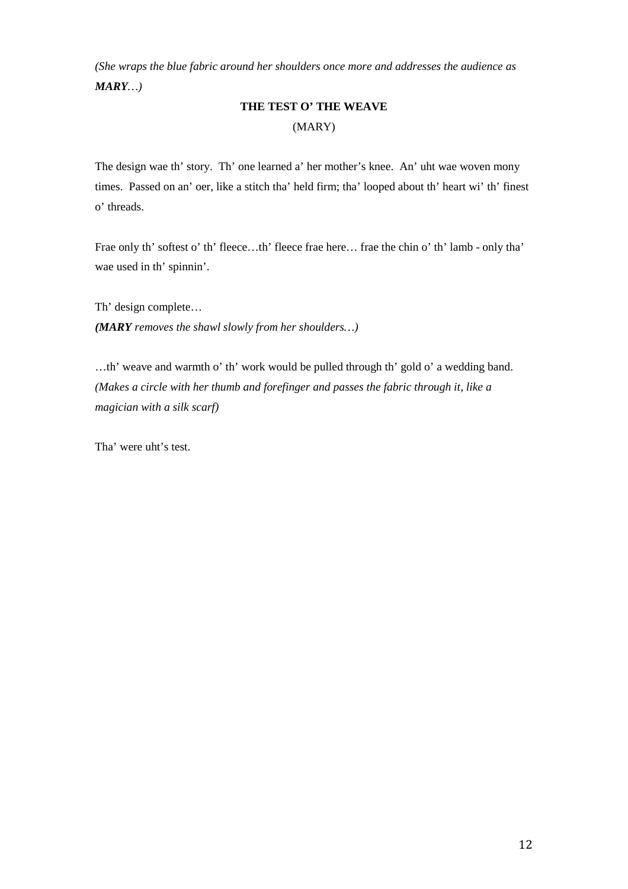*(She wraps the blue fabric around her shoulders once more and addresses the audience as **MARY**…)*

**THE TEST O' THE WEAVE**

(MARY)

The design wae th' story. Th' one learned a' her mother's knee. An' uht wae woven mony times. Passed on an' oer, like a stitch tha' held firm; tha' looped about th' heart wi' th' finest o' threads.

Frae only th' softest o' th' fleece…th' fleece frae here… frae the chin o' th' lamb - only tha' wae used in th' spinnin'.

Th' design complete…
***(MARY** removes the shawl slowly from her shoulders…)*

…th' weave and warmth o' th' work would be pulled through th' gold o' a wedding band.
*(Makes a circle with her thumb and forefinger and passes the fabric through it, like a magician with a silk scarf)*

Tha' were uht's test.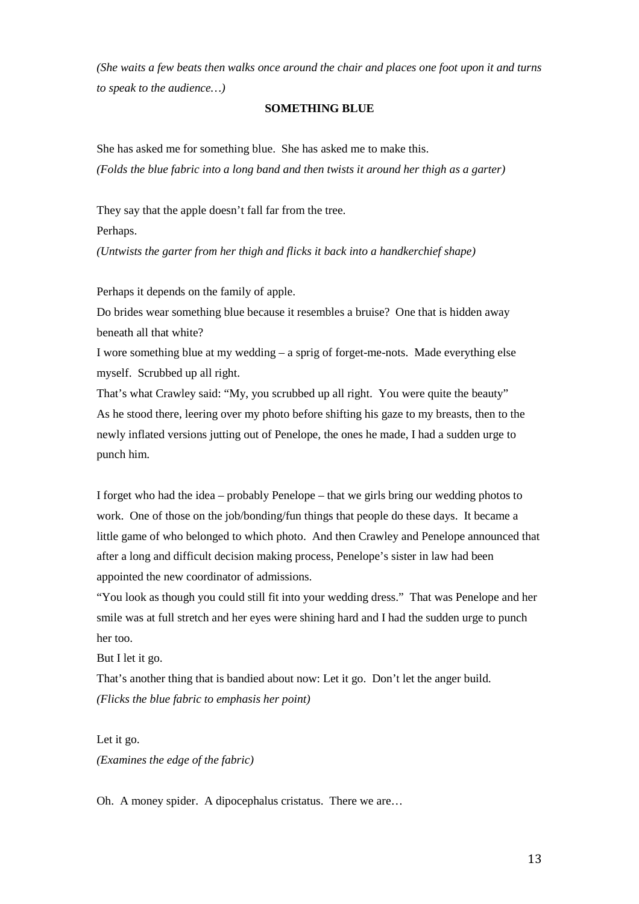*(She waits a few beats then walks once around the chair and places one foot upon it and turns to speak to the audience…)*

**SOMETHING BLUE**

She has asked me for something blue. She has asked me to make this.
*(Folds the blue fabric into a long band and then twists it around her thigh as a garter)*

They say that the apple doesn't fall far from the tree.
Perhaps.
*(Untwists the garter from her thigh and flicks it back into a handkerchief shape)*

Perhaps it depends on the family of apple.
Do brides wear something blue because it resembles a bruise? One that is hidden away beneath all that white?
I wore something blue at my wedding – a sprig of forget-me-nots. Made everything else myself. Scrubbed up all right.
That's what Crawley said: "My, you scrubbed up all right. You were quite the beauty"
As he stood there, leering over my photo before shifting his gaze to my breasts, then to the newly inflated versions jutting out of Penelope, the ones he made, I had a sudden urge to punch him.

I forget who had the idea – probably Penelope – that we girls bring our wedding photos to work. One of those on the job/bonding/fun things that people do these days. It became a little game of who belonged to which photo. And then Crawley and Penelope announced that after a long and difficult decision making process, Penelope's sister in law had been appointed the new coordinator of admissions.
"You look as though you could still fit into your wedding dress." That was Penelope and her smile was at full stretch and her eyes were shining hard and I had the sudden urge to punch her too.
But I let it go.
That's another thing that is bandied about now: Let it go. Don't let the anger build.
*(Flicks the blue fabric to emphasis her point)*

Let it go.
*(Examines the edge of the fabric)*

Oh. A money spider. A dipocephalus cristatus. There we are…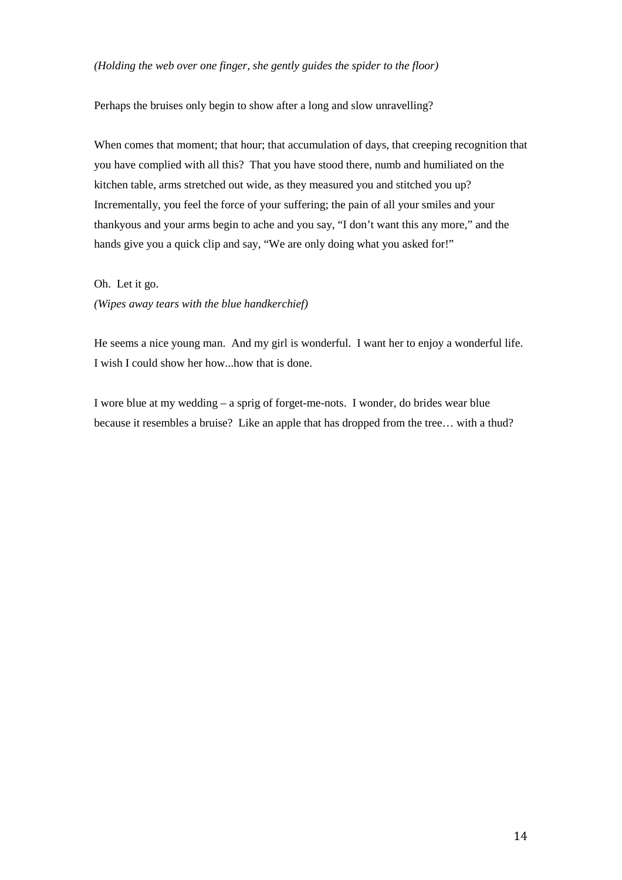*(Holding the web over one finger, she gently guides the spider to the floor)*

Perhaps the bruises only begin to show after a long and slow unravelling?

When comes that moment; that hour; that accumulation of days, that creeping recognition that you have complied with all this? That you have stood there, numb and humiliated on the kitchen table, arms stretched out wide, as they measured you and stitched you up? Incrementally, you feel the force of your suffering; the pain of all your smiles and your thankyous and your arms begin to ache and you say, "I don't want this any more," and the hands give you a quick clip and say, "We are only doing what you asked for!"

Oh. Let it go.
*(Wipes away tears with the blue handkerchief)*

He seems a nice young man. And my girl is wonderful. I want her to enjoy a wonderful life. I wish I could show her how...how that is done.

I wore blue at my wedding – a sprig of forget-me-nots. I wonder, do brides wear blue because it resembles a bruise? Like an apple that has dropped from the tree… with a thud?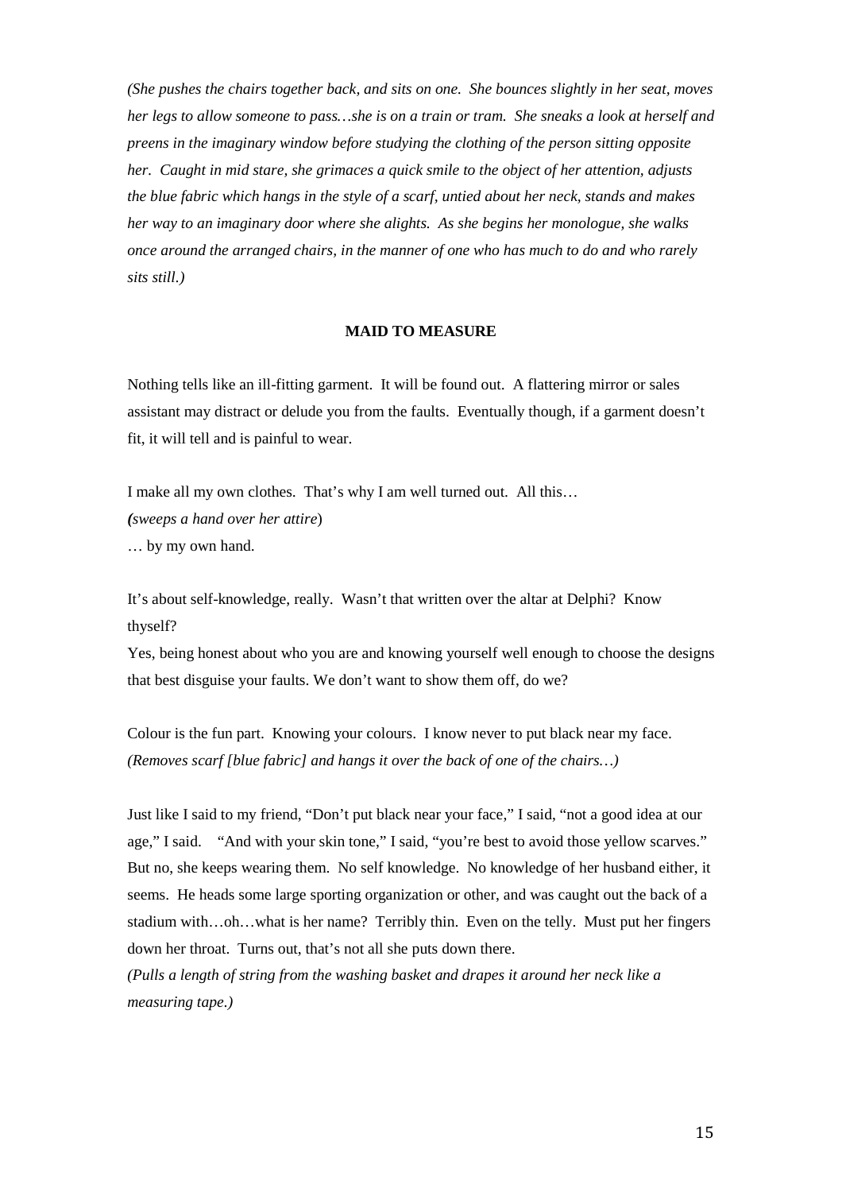*(She pushes the chairs together back, and sits on one. She bounces slightly in her seat, moves her legs to allow someone to pass…she is on a train or tram. She sneaks a look at herself and preens in the imaginary window before studying the clothing of the person sitting opposite her. Caught in mid stare, she grimaces a quick smile to the object of her attention, adjusts the blue fabric which hangs in the style of a scarf, untied about her neck, stands and makes her way to an imaginary door where she alights. As she begins her monologue, she walks once around the arranged chairs, in the manner of one who has much to do and who rarely sits still.)*

**MAID TO MEASURE**

Nothing tells like an ill-fitting garment. It will be found out. A flattering mirror or sales assistant may distract or delude you from the faults. Eventually though, if a garment doesn't fit, it will tell and is painful to wear.

I make all my own clothes. That's why I am well turned out. All this…
*(sweeps a hand over her attire)*
… by my own hand.

It's about self-knowledge, really. Wasn't that written over the altar at Delphi? Know thyself?
Yes, being honest about who you are and knowing yourself well enough to choose the designs that best disguise your faults. We don't want to show them off, do we?

Colour is the fun part. Knowing your colours. I know never to put black near my face.
*(Removes scarf [blue fabric] and hangs it over the back of one of the chairs…)*

Just like I said to my friend, "Don't put black near your face," I said, "not a good idea at our age," I said. "And with your skin tone," I said, "you're best to avoid those yellow scarves." But no, she keeps wearing them. No self knowledge. No knowledge of her husband either, it seems. He heads some large sporting organization or other, and was caught out the back of a stadium with…oh…what is her name? Terribly thin. Even on the telly. Must put her fingers down her throat. Turns out, that's not all she puts down there.
*(Pulls a length of string from the washing basket and drapes it around her neck like a measuring tape.)*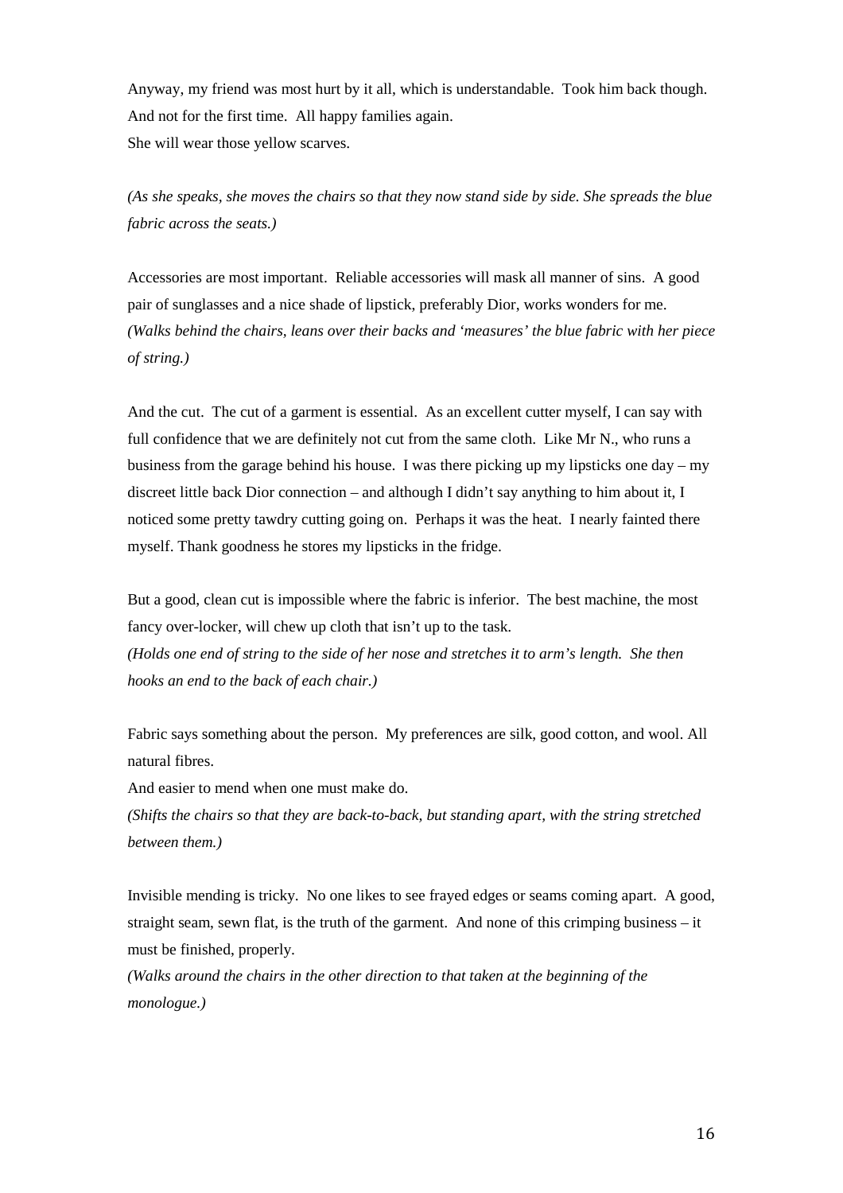Anyway, my friend was most hurt by it all, which is understandable. Took him back though. And not for the first time. All happy families again.
She will wear those yellow scarves.

*(As she speaks, she moves the chairs so that they now stand side by side. She spreads the blue fabric across the seats.)*

Accessories are most important. Reliable accessories will mask all manner of sins. A good pair of sunglasses and a nice shade of lipstick, preferably Dior, works wonders for me.
*(Walks behind the chairs, leans over their backs and 'measures' the blue fabric with her piece of string.)*

And the cut. The cut of a garment is essential. As an excellent cutter myself, I can say with full confidence that we are definitely not cut from the same cloth. Like Mr N., who runs a business from the garage behind his house. I was there picking up my lipsticks one day – my discreet little back Dior connection – and although I didn't say anything to him about it, I noticed some pretty tawdry cutting going on. Perhaps it was the heat. I nearly fainted there myself. Thank goodness he stores my lipsticks in the fridge.

But a good, clean cut is impossible where the fabric is inferior. The best machine, the most fancy over-locker, will chew up cloth that isn't up to the task.
*(Holds one end of string to the side of her nose and stretches it to arm's length. She then hooks an end to the back of each chair.)*

Fabric says something about the person. My preferences are silk, good cotton, and wool. All natural fibres.
And easier to mend when one must make do.
*(Shifts the chairs so that they are back-to-back, but standing apart, with the string stretched between them.)*

Invisible mending is tricky. No one likes to see frayed edges or seams coming apart. A good, straight seam, sewn flat, is the truth of the garment. And none of this crimping business – it must be finished, properly.
*(Walks around the chairs in the other direction to that taken at the beginning of the monologue.)*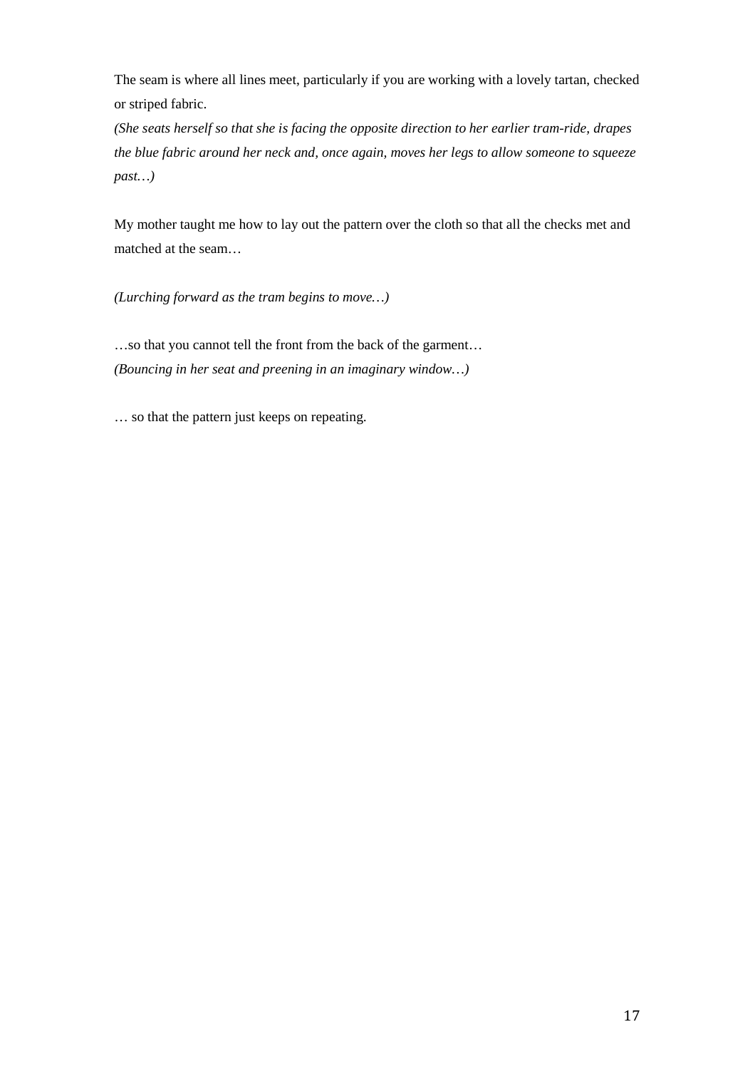The seam is where all lines meet, particularly if you are working with a lovely tartan, checked or striped fabric.
*(She seats herself so that she is facing the opposite direction to her earlier tram-ride, drapes the blue fabric around her neck and, once again, moves her legs to allow someone to squeeze past…)*

My mother taught me how to lay out the pattern over the cloth so that all the checks met and matched at the seam…

*(Lurching forward as the tram begins to move…)*

…so that you cannot tell the front from the back of the garment…
*(Bouncing in her seat and preening in an imaginary window…)*

… so that the pattern just keeps on repeating.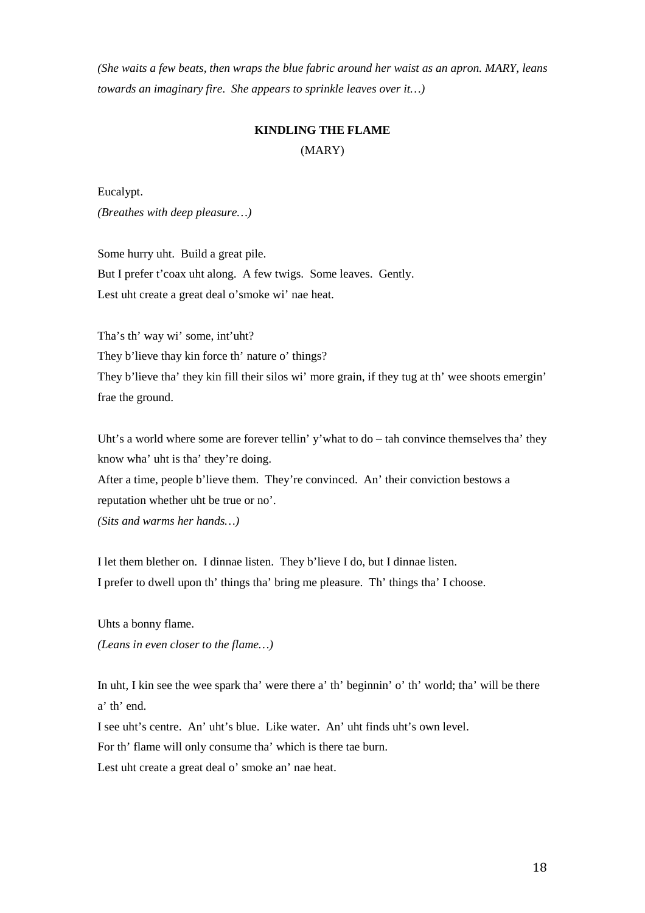*(She waits a few beats, then wraps the blue fabric around her waist as an apron. MARY, leans towards an imaginary fire. She appears to sprinkle leaves over it…)*

**KINDLING THE FLAME**

(MARY)

Eucalypt.
*(Breathes with deep pleasure…)*

Some hurry uht. Build a great pile.
But I prefer t'coax uht along. A few twigs. Some leaves. Gently.
Lest uht create a great deal o'smoke wi' nae heat.

Tha's th' way wi' some, int'uht?
They b'lieve thay kin force th' nature o' things?
They b'lieve tha' they kin fill their silos wi' more grain, if they tug at th' wee shoots emergin' frae the ground.

Uht's a world where some are forever tellin' y'what to do – tah convince themselves tha' they know wha' uht is tha' they're doing.
After a time, people b'lieve them. They're convinced. An' their conviction bestows a reputation whether uht be true or no'.
*(Sits and warms her hands…)*

I let them blether on. I dinnae listen. They b'lieve I do, but I dinnae listen.
I prefer to dwell upon th' things tha' bring me pleasure. Th' things tha' I choose.

Uhts a bonny flame.
*(Leans in even closer to the flame…)*

In uht, I kin see the wee spark tha' were there a' th' beginnin' o' th' world; tha' will be there a' th' end.
I see uht's centre. An' uht's blue. Like water. An' uht finds uht's own level.
For th' flame will only consume tha' which is there tae burn.
Lest uht create a great deal o' smoke an' nae heat.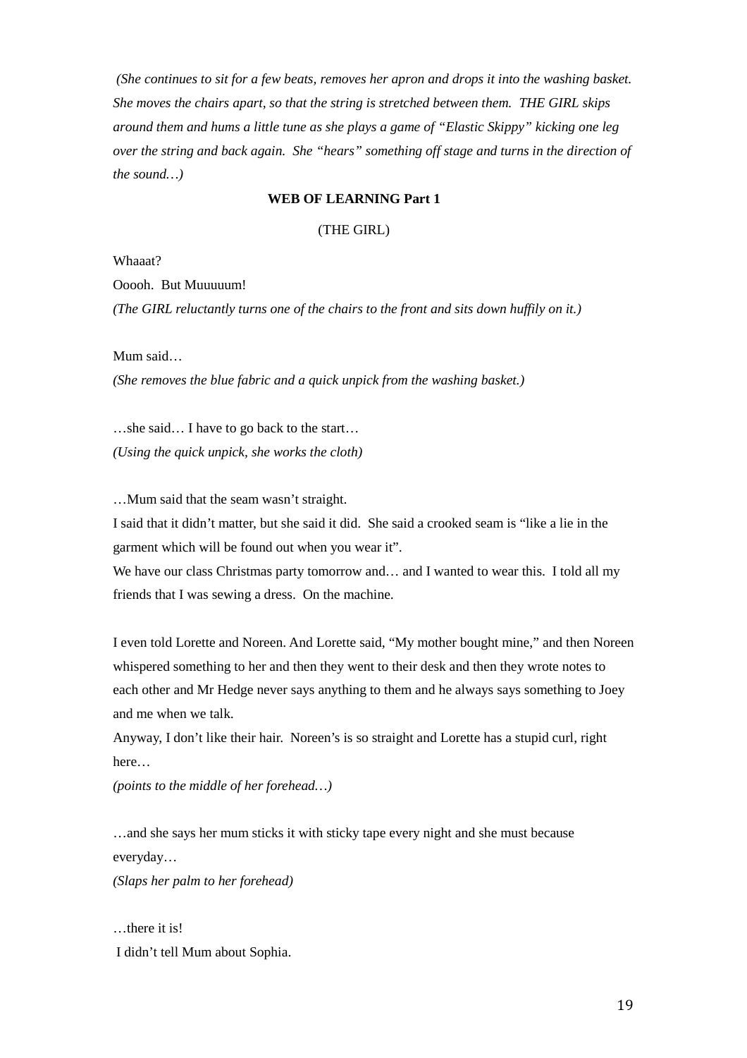*(She continues to sit for a few beats, removes her apron and drops it into the washing basket. She moves the chairs apart, so that the string is stretched between them. THE GIRL skips around them and hums a little tune as she plays a game of "Elastic Skippy" kicking one leg over the string and back again. She "hears" something off stage and turns in the direction of the sound…)*

**WEB OF LEARNING Part 1**

(THE GIRL)

Whaaat?

Ooooh. But Muuuuum!

*(The GIRL reluctantly turns one of the chairs to the front and sits down huffily on it.)*

Mum said…

*(She removes the blue fabric and a quick unpick from the washing basket.)*

…she said… I have to go back to the start…

*(Using the quick unpick, she works the cloth)*

…Mum said that the seam wasn't straight.

I said that it didn't matter, but she said it did. She said a crooked seam is "like a lie in the garment which will be found out when you wear it".

We have our class Christmas party tomorrow and… and I wanted to wear this. I told all my friends that I was sewing a dress. On the machine.

I even told Lorette and Noreen. And Lorette said, "My mother bought mine," and then Noreen whispered something to her and then they went to their desk and then they wrote notes to each other and Mr Hedge never says anything to them and he always says something to Joey and me when we talk.

Anyway, I don't like their hair. Noreen's is so straight and Lorette has a stupid curl, right here…

*(points to the middle of her forehead…)*

…and she says her mum sticks it with sticky tape every night and she must because everyday…

*(Slaps her palm to her forehead)*

…there it is!

I didn't tell Mum about Sophia.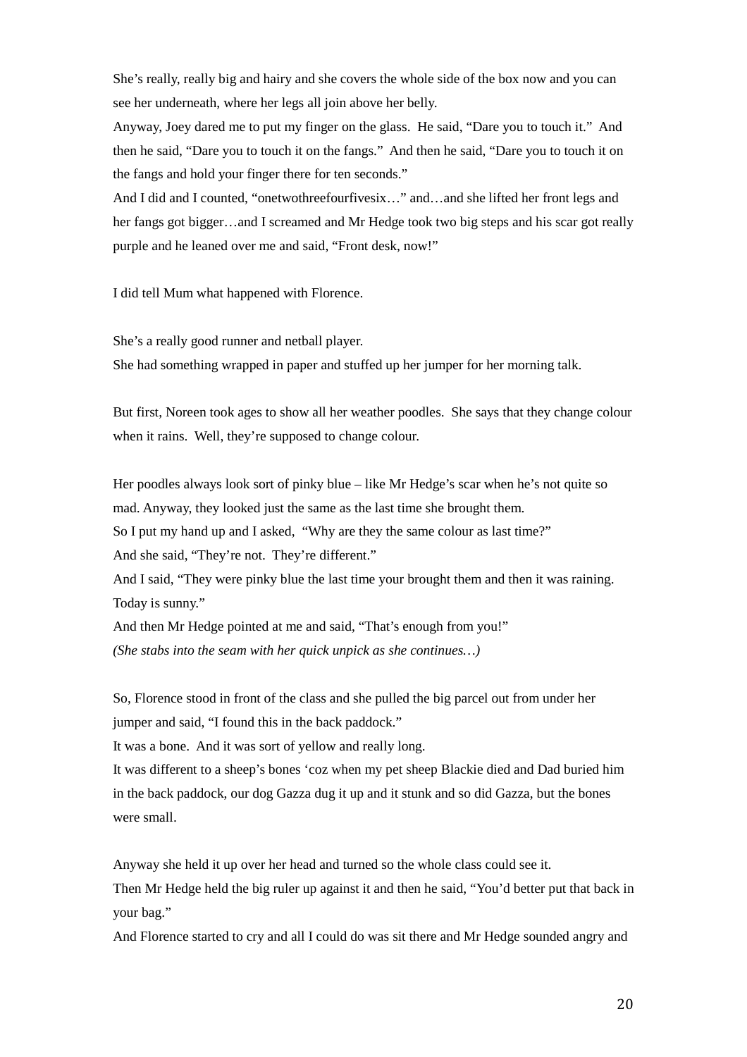She's really, really big and hairy and she covers the whole side of the box now and you can see her underneath, where her legs all join above her belly.

Anyway, Joey dared me to put my finger on the glass. He said, "Dare you to touch it." And then he said, "Dare you to touch it on the fangs." And then he said, "Dare you to touch it on the fangs and hold your finger there for ten seconds."

And I did and I counted, "onetwothreefourfivesix…" and…and she lifted her front legs and her fangs got bigger…and I screamed and Mr Hedge took two big steps and his scar got really purple and he leaned over me and said, "Front desk, now!"

I did tell Mum what happened with Florence.

She's a really good runner and netball player.

She had something wrapped in paper and stuffed up her jumper for her morning talk.

But first, Noreen took ages to show all her weather poodles. She says that they change colour when it rains. Well, they're supposed to change colour.

Her poodles always look sort of pinky blue – like Mr Hedge's scar when he's not quite so mad. Anyway, they looked just the same as the last time she brought them.

So I put my hand up and I asked, "Why are they the same colour as last time?"

And she said, "They're not. They're different."

And I said, "They were pinky blue the last time your brought them and then it was raining. Today is sunny."

And then Mr Hedge pointed at me and said, "That's enough from you!"

*(She stabs into the seam with her quick unpick as she continues…)*

So, Florence stood in front of the class and she pulled the big parcel out from under her jumper and said, "I found this in the back paddock."

It was a bone. And it was sort of yellow and really long.

It was different to a sheep's bones 'coz when my pet sheep Blackie died and Dad buried him in the back paddock, our dog Gazza dug it up and it stunk and so did Gazza, but the bones were small.

Anyway she held it up over her head and turned so the whole class could see it.

Then Mr Hedge held the big ruler up against it and then he said, "You'd better put that back in your bag."

And Florence started to cry and all I could do was sit there and Mr Hedge sounded angry and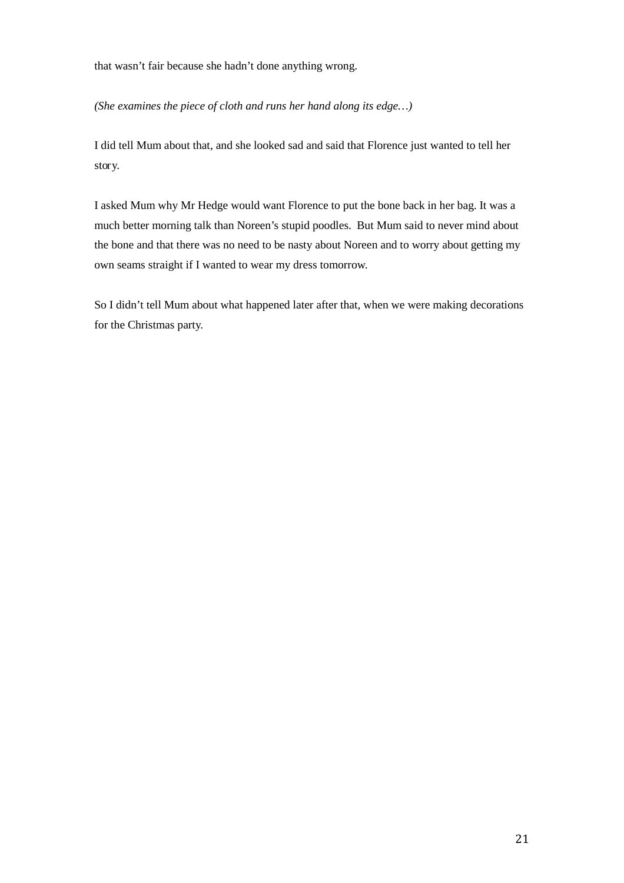that wasn't fair because she hadn't done anything wrong.

*(She examines the piece of cloth and runs her hand along its edge…)*

I did tell Mum about that, and she looked sad and said that Florence just wanted to tell her story.

I asked Mum why Mr Hedge would want Florence to put the bone back in her bag. It was a much better morning talk than Noreen's stupid poodles. But Mum said to never mind about the bone and that there was no need to be nasty about Noreen and to worry about getting my own seams straight if I wanted to wear my dress tomorrow.

So I didn't tell Mum about what happened later after that, when we were making decorations for the Christmas party.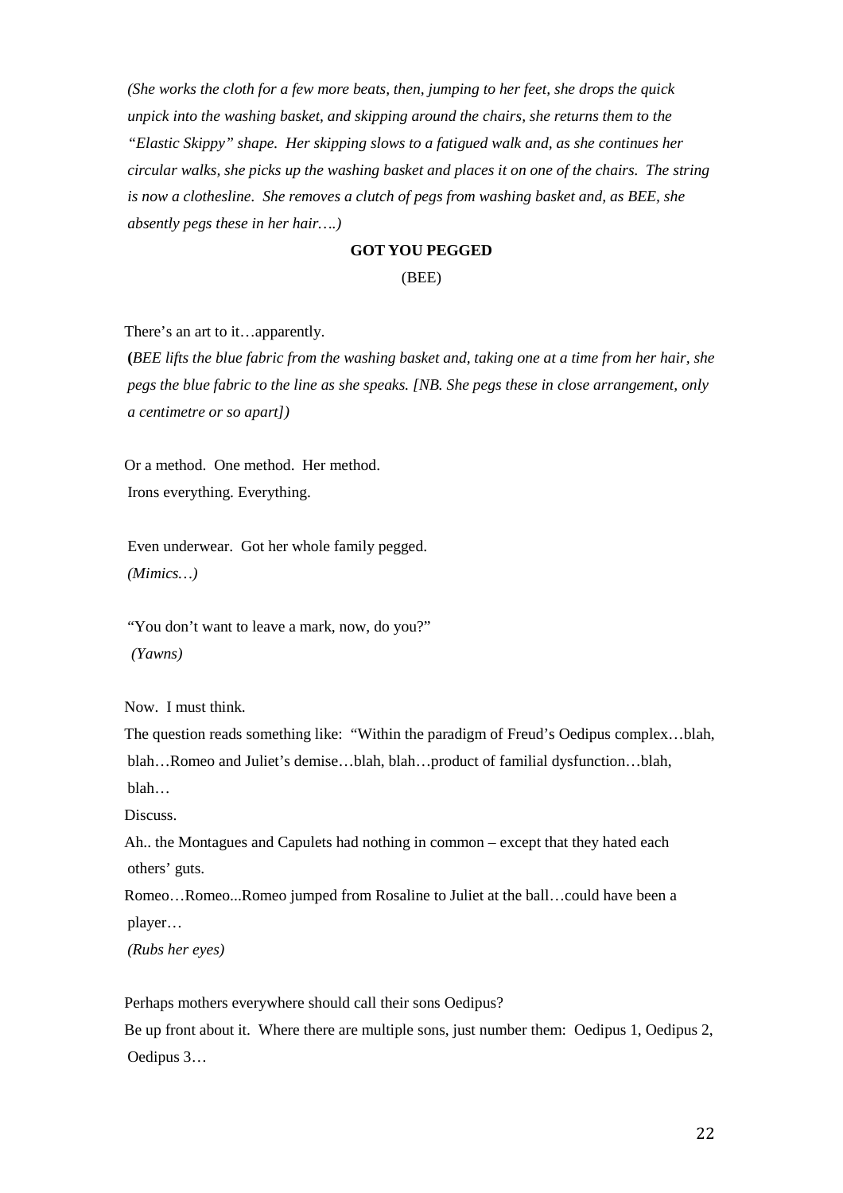*(She works the cloth for a few more beats, then, jumping to her feet, she drops the quick unpick into the washing basket, and skipping around the chairs, she returns them to the "Elastic Skippy" shape. Her skipping slows to a fatigued walk and, as she continues her circular walks, she picks up the washing basket and places it on one of the chairs. The string is now a clothesline. She removes a clutch of pegs from washing basket and, as BEE, she absently pegs these in her hair….)*

**GOT YOU PEGGED**

(BEE)

There's an art to it…apparently.

**(***BEE lifts the blue fabric from the washing basket and, taking one at a time from her hair, she pegs the blue fabric to the line as she speaks. [NB. She pegs these in close arrangement, only a centimetre or so apart])*

Or a method. One method. Her method.
Irons everything. Everything.

Even underwear. Got her whole family pegged.
*(Mimics…)*

"You don't want to leave a mark, now, do you?"
*(Yawns)*

Now. I must think.
The question reads something like: "Within the paradigm of Freud's Oedipus complex…blah, blah…Romeo and Juliet's demise…blah, blah…product of familial dysfunction…blah, blah…
Discuss.
Ah.. the Montagues and Capulets had nothing in common – except that they hated each others' guts.
Romeo…Romeo...Romeo jumped from Rosaline to Juliet at the ball…could have been a player…
*(Rubs her eyes)*

Perhaps mothers everywhere should call their sons Oedipus?
Be up front about it. Where there are multiple sons, just number them: Oedipus 1, Oedipus 2, Oedipus 3…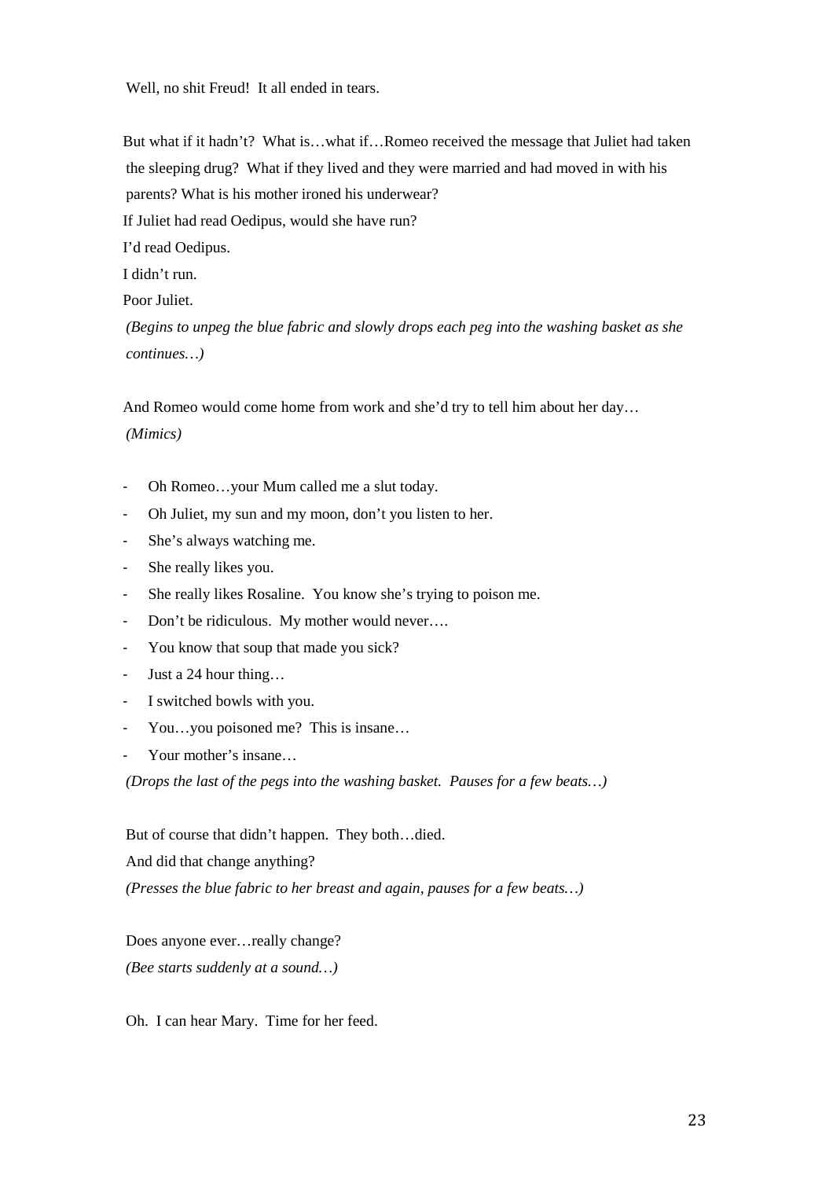Well, no shit Freud! It all ended in tears.

But what if it hadn't? What is…what if…Romeo received the message that Juliet had taken the sleeping drug? What if they lived and they were married and had moved in with his parents? What is his mother ironed his underwear?

If Juliet had read Oedipus, would she have run?

I'd read Oedipus.

I didn't run.

Poor Juliet.

*(Begins to unpeg the blue fabric and slowly drops each peg into the washing basket as she continues…)*

And Romeo would come home from work and she'd try to tell him about her day…

*(Mimics)*

- Oh Romeo…your Mum called me a slut today.
- Oh Juliet, my sun and my moon, don't you listen to her.
- She's always watching me.
- She really likes you.
- She really likes Rosaline. You know she's trying to poison me.
- Don't be ridiculous. My mother would never….
- You know that soup that made you sick?
- Just a 24 hour thing…
- I switched bowls with you.
- You…you poisoned me? This is insane…
- Your mother's insane…

*(Drops the last of the pegs into the washing basket. Pauses for a few beats…)*

But of course that didn't happen. They both…died.

And did that change anything?

*(Presses the blue fabric to her breast and again, pauses for a few beats…)*

Does anyone ever…really change?

*(Bee starts suddenly at a sound…)*

Oh. I can hear Mary. Time for her feed.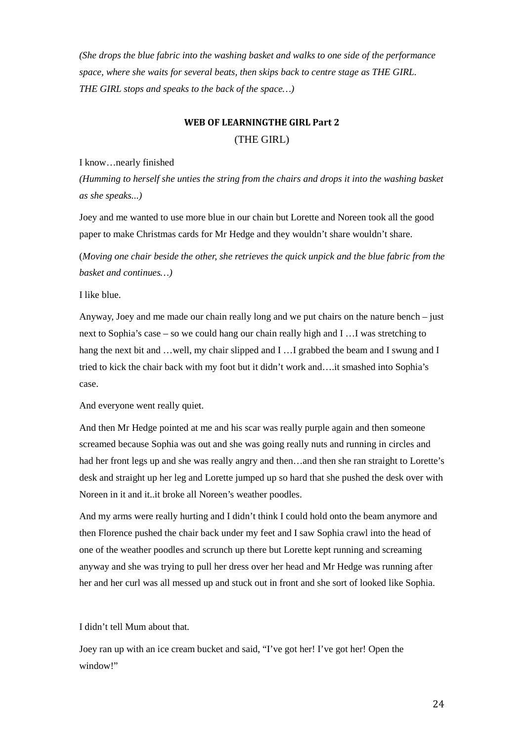*(She drops the blue fabric into the washing basket and walks to one side of the performance space, where she waits for several beats, then skips back to centre stage as THE GIRL. THE GIRL stops and speaks to the back of the space…)*

## WEB OF LEARNINGTHE GIRL Part 2

(THE GIRL)

I know…nearly finished

*(Humming to herself she unties the string from the chairs and drops it into the washing basket as she speaks...)*

Joey and me wanted to use more blue in our chain but Lorette and Noreen took all the good paper to make Christmas cards for Mr Hedge and they wouldn't share wouldn't share.

(*Moving one chair beside the other, she retrieves the quick unpick and the blue fabric from the basket and continues…)*

I like blue.

Anyway, Joey and me made our chain really long and we put chairs on the nature bench – just next to Sophia's case – so we could hang our chain really high and I …I was stretching to hang the next bit and …well, my chair slipped and I …I grabbed the beam and I swung and I tried to kick the chair back with my foot but it didn't work and….it smashed into Sophia's case.

And everyone went really quiet.

And then Mr Hedge pointed at me and his scar was really purple again and then someone screamed because Sophia was out and she was going really nuts and running in circles and had her front legs up and she was really angry and then…and then she ran straight to Lorette's desk and straight up her leg and Lorette jumped up so hard that she pushed the desk over with Noreen in it and it..it broke all Noreen's weather poodles.

And my arms were really hurting and I didn't think I could hold onto the beam anymore and then Florence pushed the chair back under my feet and I saw Sophia crawl into the head of one of the weather poodles and scrunch up there but Lorette kept running and screaming anyway and she was trying to pull her dress over her head and Mr Hedge was running after her and her curl was all messed up and stuck out in front and she sort of looked like Sophia.

I didn't tell Mum about that.

Joey ran up with an ice cream bucket and said, "I've got her! I've got her! Open the window!"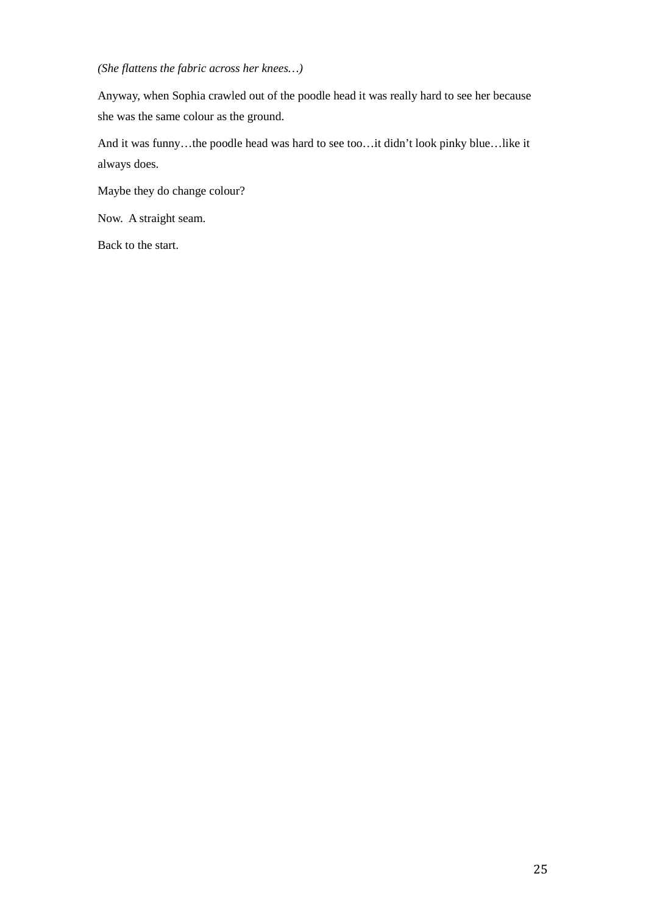*(She flattens the fabric across her knees…)*

Anyway, when Sophia crawled out of the poodle head it was really hard to see her because she was the same colour as the ground.

And it was funny…the poodle head was hard to see too…it didn't look pinky blue…like it always does.

Maybe they do change colour?

Now.  A straight seam.

Back to the start.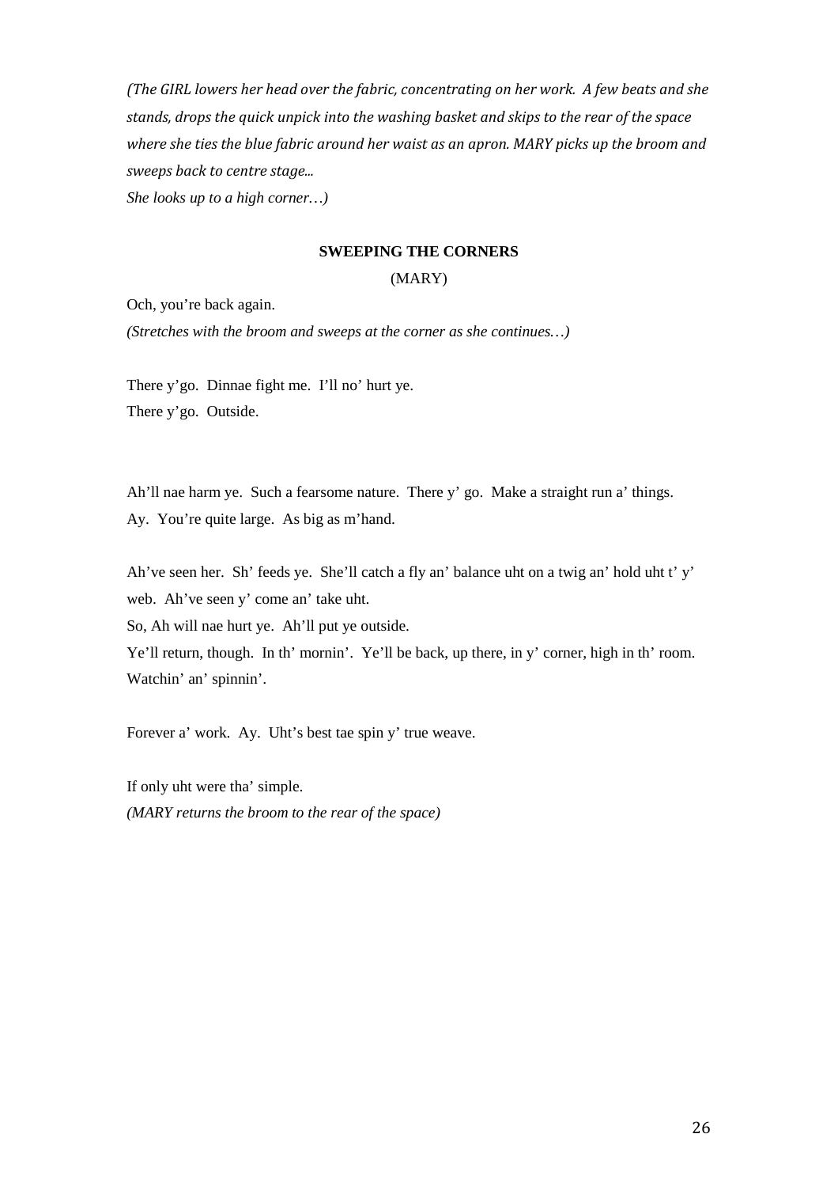*(The GIRL lowers her head over the fabric, concentrating on her work. A few beats and she stands, drops the quick unpick into the washing basket and skips to the rear of the space where she ties the blue fabric around her waist as an apron. MARY picks up the broom and sweeps back to centre stage...*
*She looks up to a high corner…)*

**SWEEPING THE CORNERS**

(MARY)

Och, you're back again.
*(Stretches with the broom and sweeps at the corner as she continues…)*

There y'go. Dinnae fight me. I'll no' hurt ye.
There y'go. Outside.

Ah'll nae harm ye. Such a fearsome nature. There y' go. Make a straight run a' things.
Ay. You're quite large. As big as m'hand.

Ah've seen her. Sh' feeds ye. She'll catch a fly an' balance uht on a twig an' hold uht t' y' web. Ah've seen y' come an' take uht.
So, Ah will nae hurt ye. Ah'll put ye outside.
Ye'll return, though. In th' mornin'. Ye'll be back, up there, in y' corner, high in th' room.
Watchin' an' spinnin'.

Forever a' work. Ay. Uht's best tae spin y' true weave.

If only uht were tha' simple.
*(MARY returns the broom to the rear of the space)*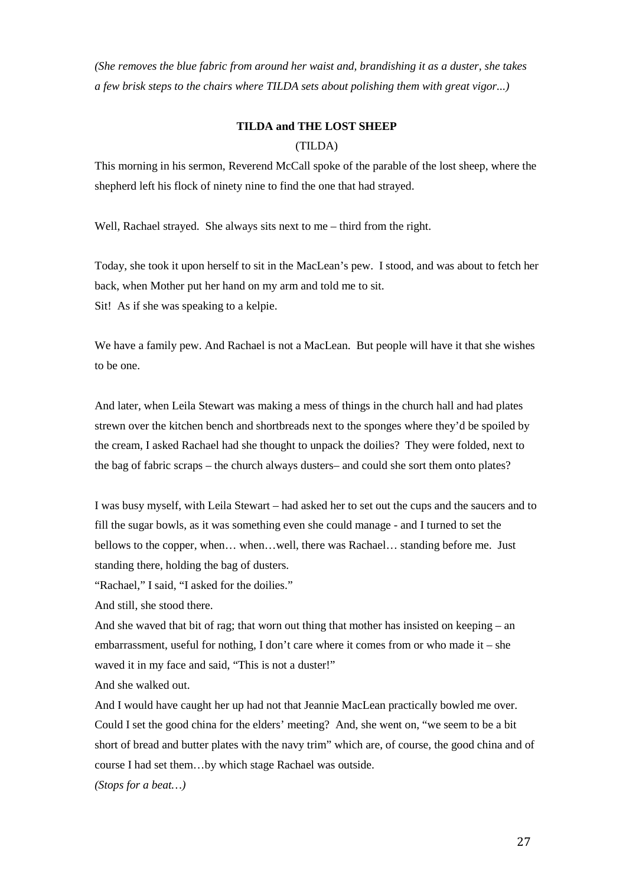*(She removes the blue fabric from around her waist and, brandishing it as a duster, she takes a few brisk steps to the chairs where TILDA sets about polishing them with great vigor...)*

**TILDA and THE LOST SHEEP**

(TILDA)

This morning in his sermon, Reverend McCall spoke of the parable of the lost sheep, where the shepherd left his flock of ninety nine to find the one that had strayed.

Well, Rachael strayed. She always sits next to me – third from the right.

Today, she took it upon herself to sit in the MacLean's pew. I stood, and was about to fetch her back, when Mother put her hand on my arm and told me to sit.
Sit! As if she was speaking to a kelpie.

We have a family pew. And Rachael is not a MacLean. But people will have it that she wishes to be one.

And later, when Leila Stewart was making a mess of things in the church hall and had plates strewn over the kitchen bench and shortbreads next to the sponges where they'd be spoiled by the cream, I asked Rachael had she thought to unpack the doilies? They were folded, next to the bag of fabric scraps – the church always dusters– and could she sort them onto plates?

I was busy myself, with Leila Stewart – had asked her to set out the cups and the saucers and to fill the sugar bowls, as it was something even she could manage - and I turned to set the bellows to the copper, when… when…well, there was Rachael… standing before me. Just standing there, holding the bag of dusters.
"Rachael," I said, "I asked for the doilies."
And still, she stood there.
And she waved that bit of rag; that worn out thing that mother has insisted on keeping – an embarrassment, useful for nothing, I don't care where it comes from or who made it – she waved it in my face and said, "This is not a duster!"
And she walked out.
And I would have caught her up had not that Jeannie MacLean practically bowled me over. Could I set the good china for the elders' meeting? And, she went on, "we seem to be a bit short of bread and butter plates with the navy trim" which are, of course, the good china and of course I had set them…by which stage Rachael was outside.
*(Stops for a beat…)*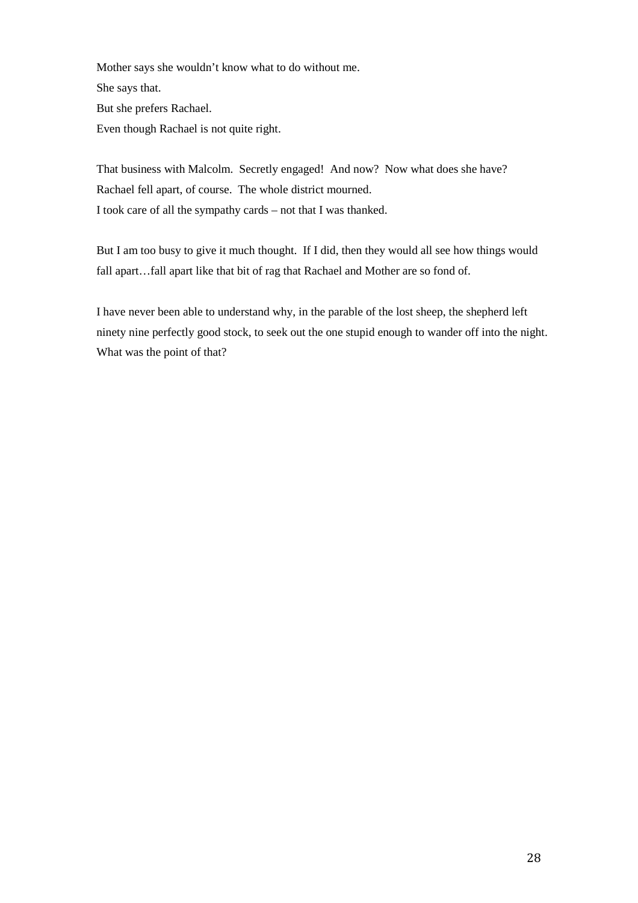Mother says she wouldn't know what to do without me.
She says that.
But she prefers Rachael.
Even though Rachael is not quite right.

That business with Malcolm. Secretly engaged! And now? Now what does she have?
Rachael fell apart, of course. The whole district mourned.
I took care of all the sympathy cards – not that I was thanked.

But I am too busy to give it much thought. If I did, then they would all see how things would fall apart…fall apart like that bit of rag that Rachael and Mother are so fond of.

I have never been able to understand why, in the parable of the lost sheep, the shepherd left ninety nine perfectly good stock, to seek out the one stupid enough to wander off into the night. What was the point of that?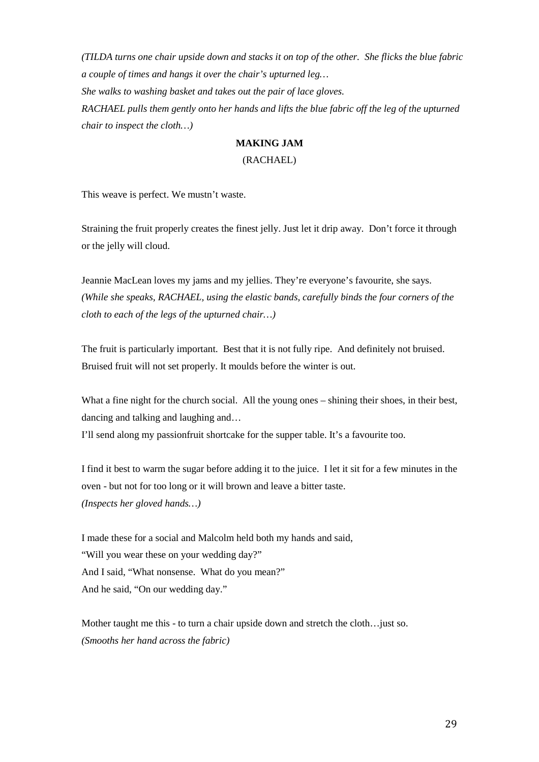*(TILDA turns one chair upside down and stacks it on top of the other. She flicks the blue fabric a couple of times and hangs it over the chair's upturned leg…*
*She walks to washing basket and takes out the pair of lace gloves.*
*RACHAEL pulls them gently onto her hands and lifts the blue fabric off the leg of the upturned chair to inspect the cloth…)*

**MAKING JAM**

(RACHAEL)

This weave is perfect. We mustn't waste.

Straining the fruit properly creates the finest jelly. Just let it drip away. Don't force it through or the jelly will cloud.

Jeannie MacLean loves my jams and my jellies. They're everyone's favourite, she says.
*(While she speaks, RACHAEL, using the elastic bands, carefully binds the four corners of the cloth to each of the legs of the upturned chair…)*

The fruit is particularly important. Best that it is not fully ripe. And definitely not bruised. Bruised fruit will not set properly. It moulds before the winter is out.

What a fine night for the church social. All the young ones – shining their shoes, in their best, dancing and talking and laughing and…
I'll send along my passionfruit shortcake for the supper table. It's a favourite too.

I find it best to warm the sugar before adding it to the juice. I let it sit for a few minutes in the oven - but not for too long or it will brown and leave a bitter taste.
*(Inspects her gloved hands…)*

I made these for a social and Malcolm held both my hands and said,
"Will you wear these on your wedding day?"
And I said, "What nonsense. What do you mean?"
And he said, "On our wedding day."

Mother taught me this - to turn a chair upside down and stretch the cloth…just so.
*(Smooths her hand across the fabric)*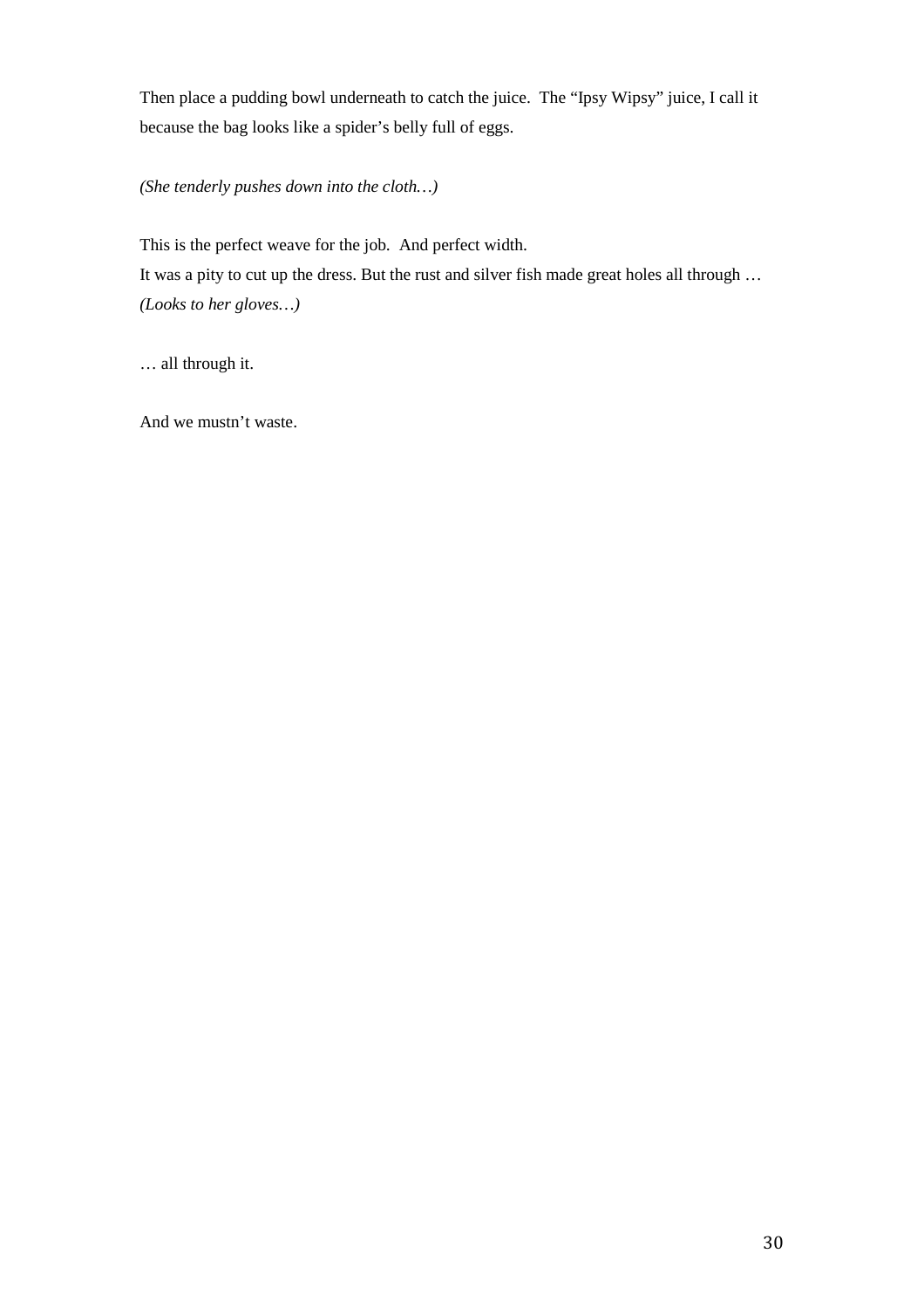Then place a pudding bowl underneath to catch the juice.  The “Ipsy Wipsy” juice, I call it because the bag looks like a spider’s belly full of eggs.

*(She tenderly pushes down into the cloth…)*

This is the perfect weave for the job.  And perfect width.  
It was a pity to cut up the dress. But the rust and silver fish made great holes all through …  
*(Looks to her gloves…)*

… all through it.

And we mustn’t waste.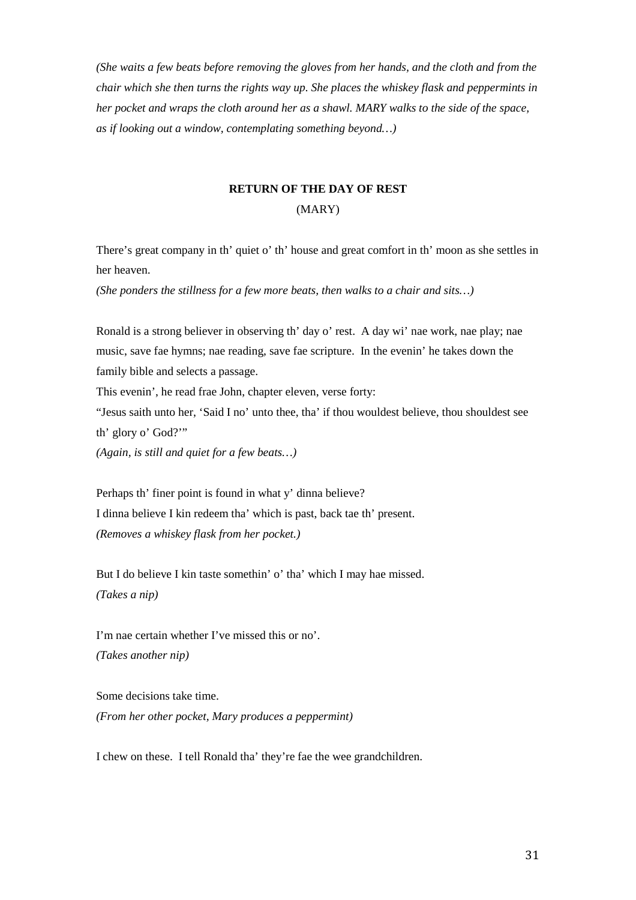*(She waits a few beats before removing the gloves from her hands, and the cloth and from the chair which she then turns the rights way up. She places the whiskey flask and peppermints in her pocket and wraps the cloth around her as a shawl. MARY walks to the side of the space, as if looking out a window, contemplating something beyond…)*

**RETURN OF THE DAY OF REST**

(MARY)

There's great company in th' quiet o' th' house and great comfort in th' moon as she settles in her heaven.

*(She ponders the stillness for a few more beats, then walks to a chair and sits…)*

Ronald is a strong believer in observing th' day o' rest. A day wi' nae work, nae play; nae music, save fae hymns; nae reading, save fae scripture. In the evenin' he takes down the family bible and selects a passage.

This evenin', he read frae John, chapter eleven, verse forty:

"Jesus saith unto her, 'Said I no' unto thee, tha' if thou wouldest believe, thou shouldest see th' glory o' God?'"

*(Again, is still and quiet for a few beats…)*

Perhaps th' finer point is found in what y' dinna believe?

I dinna believe I kin redeem tha' which is past, back tae th' present.

*(Removes a whiskey flask from her pocket.)*

But I do believe I kin taste somethin' o' tha' which I may hae missed.

*(Takes a nip)*

I'm nae certain whether I've missed this or no'.

*(Takes another nip)*

Some decisions take time.

*(From her other pocket, Mary produces a peppermint)*

I chew on these. I tell Ronald tha' they're fae the wee grandchildren.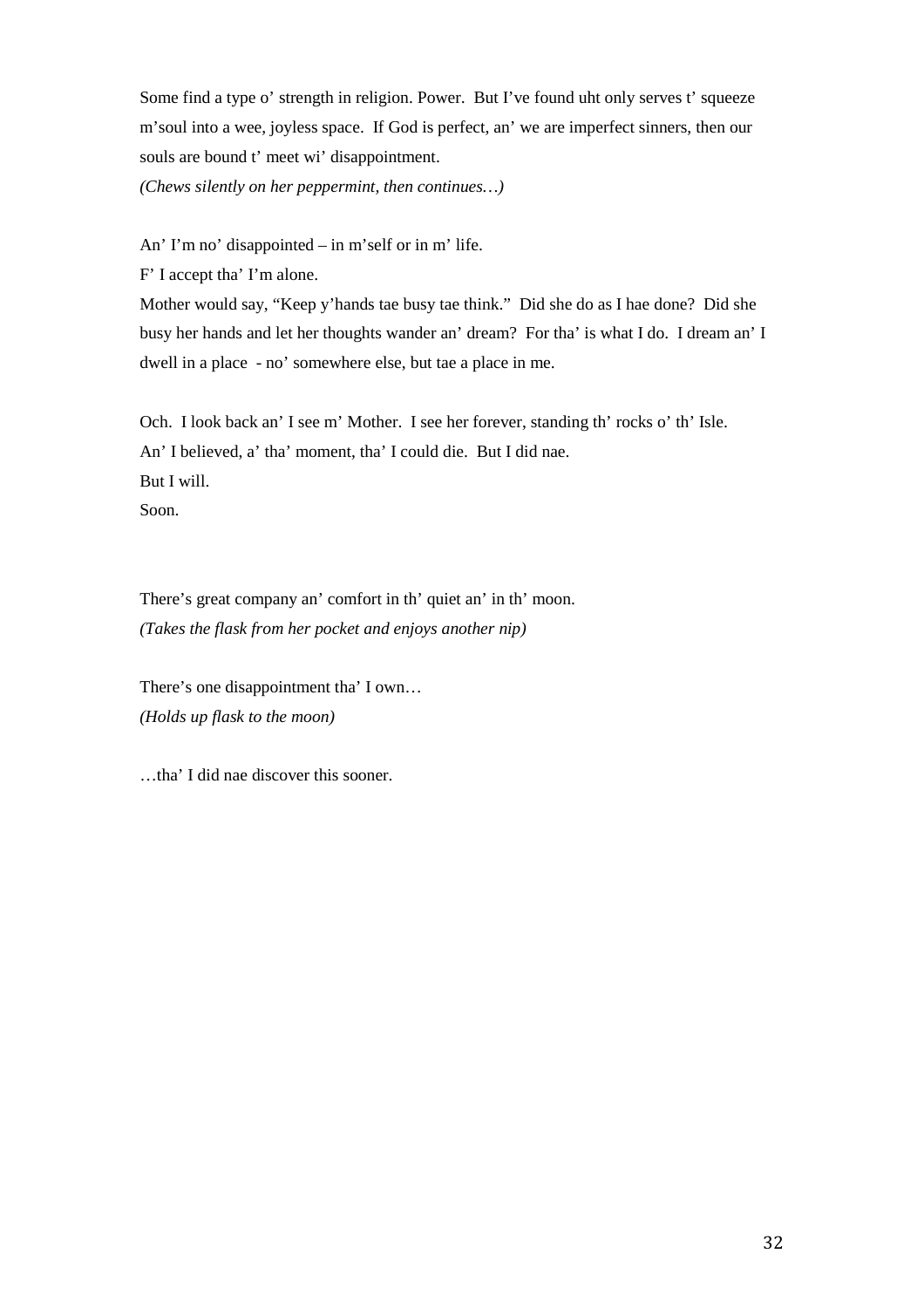Some find a type o' strength in religion. Power. But I've found uht only serves t' squeeze m'soul into a wee, joyless space. If God is perfect, an' we are imperfect sinners, then our souls are bound t' meet wi' disappointment.

*(Chews silently on her peppermint, then continues…)*

An' I'm no' disappointed – in m'self or in m' life.
F' I accept tha' I'm alone.
Mother would say, "Keep y'hands tae busy tae think." Did she do as I hae done? Did she busy her hands and let her thoughts wander an' dream? For tha' is what I do. I dream an' I dwell in a place - no' somewhere else, but tae a place in me.

Och. I look back an' I see m' Mother. I see her forever, standing th' rocks o' th' Isle.
An' I believed, a' tha' moment, tha' I could die. But I did nae.
But I will.
Soon.

There's great company an' comfort in th' quiet an' in th' moon.
*(Takes the flask from her pocket and enjoys another nip)*

There's one disappointment tha' I own…
*(Holds up flask to the moon)*

…tha' I did nae discover this sooner.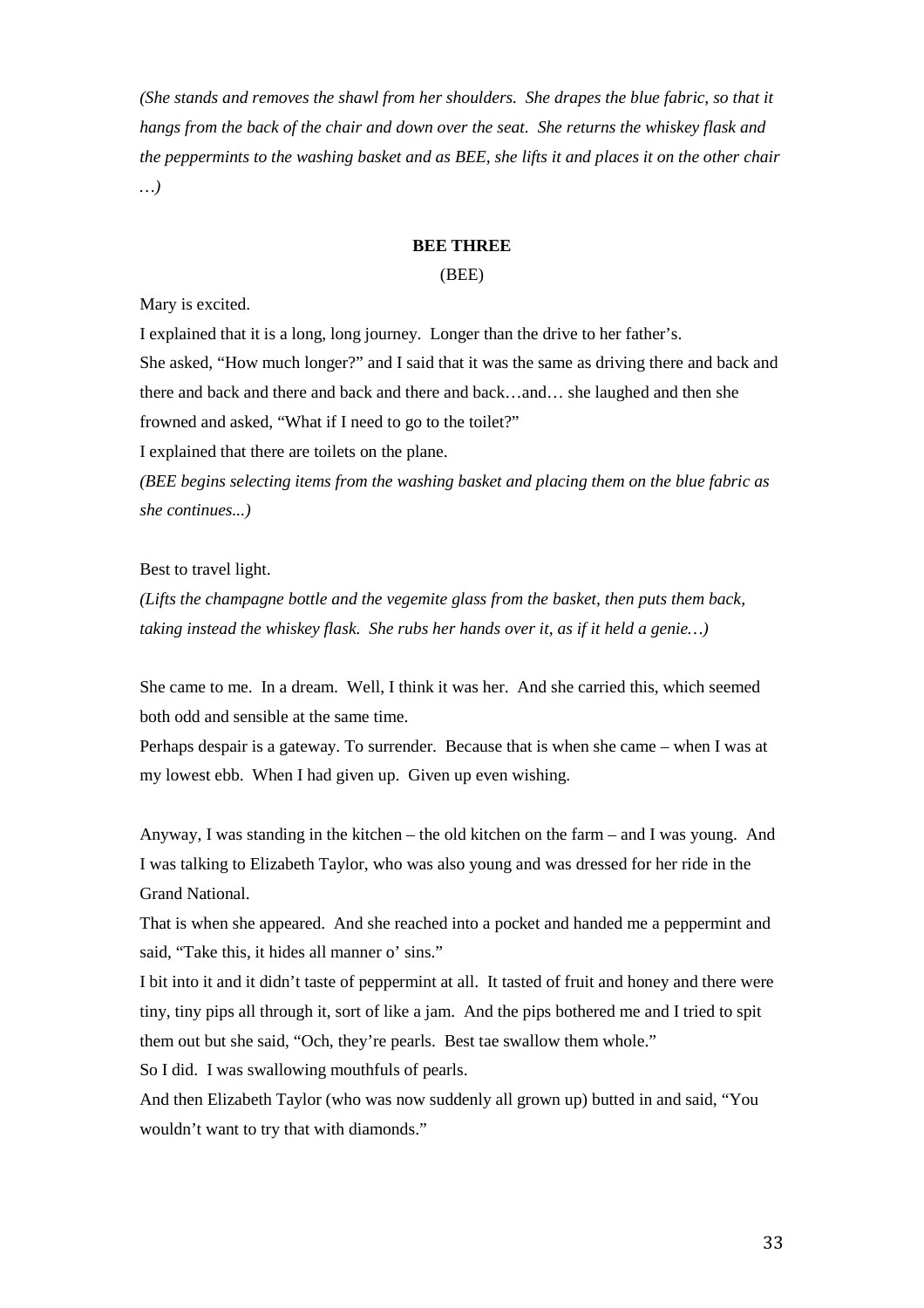*(She stands and removes the shawl from her shoulders. She drapes the blue fabric, so that it hangs from the back of the chair and down over the seat. She returns the whiskey flask and the peppermints to the washing basket and as BEE, she lifts it and places it on the other chair …)*

**BEE THREE**

(BEE)

Mary is excited.

I explained that it is a long, long journey. Longer than the drive to her father's.

She asked, "How much longer?" and I said that it was the same as driving there and back and there and back and there and back and there and back…and… she laughed and then she frowned and asked, "What if I need to go to the toilet?"

I explained that there are toilets on the plane.

*(BEE begins selecting items from the washing basket and placing them on the blue fabric as she continues...)*

Best to travel light.

*(Lifts the champagne bottle and the vegemite glass from the basket, then puts them back, taking instead the whiskey flask. She rubs her hands over it, as if it held a genie…)*

She came to me. In a dream. Well, I think it was her. And she carried this, which seemed both odd and sensible at the same time.

Perhaps despair is a gateway. To surrender. Because that is when she came – when I was at my lowest ebb. When I had given up. Given up even wishing.

Anyway, I was standing in the kitchen – the old kitchen on the farm – and I was young. And I was talking to Elizabeth Taylor, who was also young and was dressed for her ride in the Grand National.

That is when she appeared. And she reached into a pocket and handed me a peppermint and said, "Take this, it hides all manner o' sins."

I bit into it and it didn't taste of peppermint at all. It tasted of fruit and honey and there were tiny, tiny pips all through it, sort of like a jam. And the pips bothered me and I tried to spit them out but she said, "Och, they're pearls. Best tae swallow them whole."

So I did. I was swallowing mouthfuls of pearls.

And then Elizabeth Taylor (who was now suddenly all grown up) butted in and said, "You wouldn't want to try that with diamonds."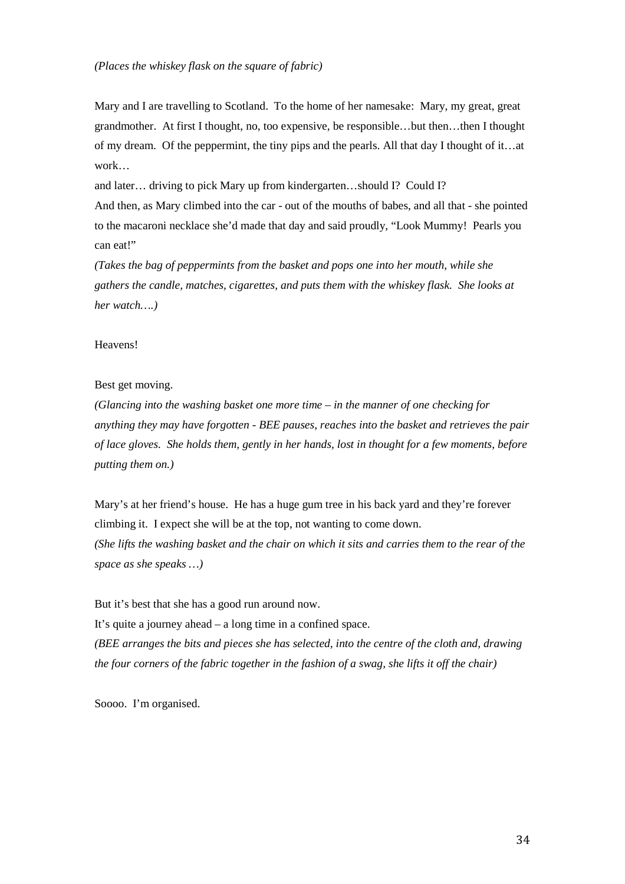*(Places the whiskey flask on the square of fabric)*

Mary and I are travelling to Scotland. To the home of her namesake: Mary, my great, great grandmother. At first I thought, no, too expensive, be responsible…but then…then I thought of my dream. Of the peppermint, the tiny pips and the pearls. All that day I thought of it…at work…

and later… driving to pick Mary up from kindergarten…should I? Could I?

And then, as Mary climbed into the car - out of the mouths of babes, and all that - she pointed to the macaroni necklace she'd made that day and said proudly, "Look Mummy! Pearls you can eat!"

*(Takes the bag of peppermints from the basket and pops one into her mouth, while she gathers the candle, matches, cigarettes, and puts them with the whiskey flask. She looks at her watch….)*

Heavens!

Best get moving.

*(Glancing into the washing basket one more time – in the manner of one checking for anything they may have forgotten - BEE pauses, reaches into the basket and retrieves the pair of lace gloves. She holds them, gently in her hands, lost in thought for a few moments, before putting them on.)*

Mary's at her friend's house. He has a huge gum tree in his back yard and they're forever climbing it. I expect she will be at the top, not wanting to come down.

*(She lifts the washing basket and the chair on which it sits and carries them to the rear of the space as she speaks …)*

But it's best that she has a good run around now.

It's quite a journey ahead – a long time in a confined space.

*(BEE arranges the bits and pieces she has selected, into the centre of the cloth and, drawing the four corners of the fabric together in the fashion of a swag, she lifts it off the chair)*

Soooo. I'm organised.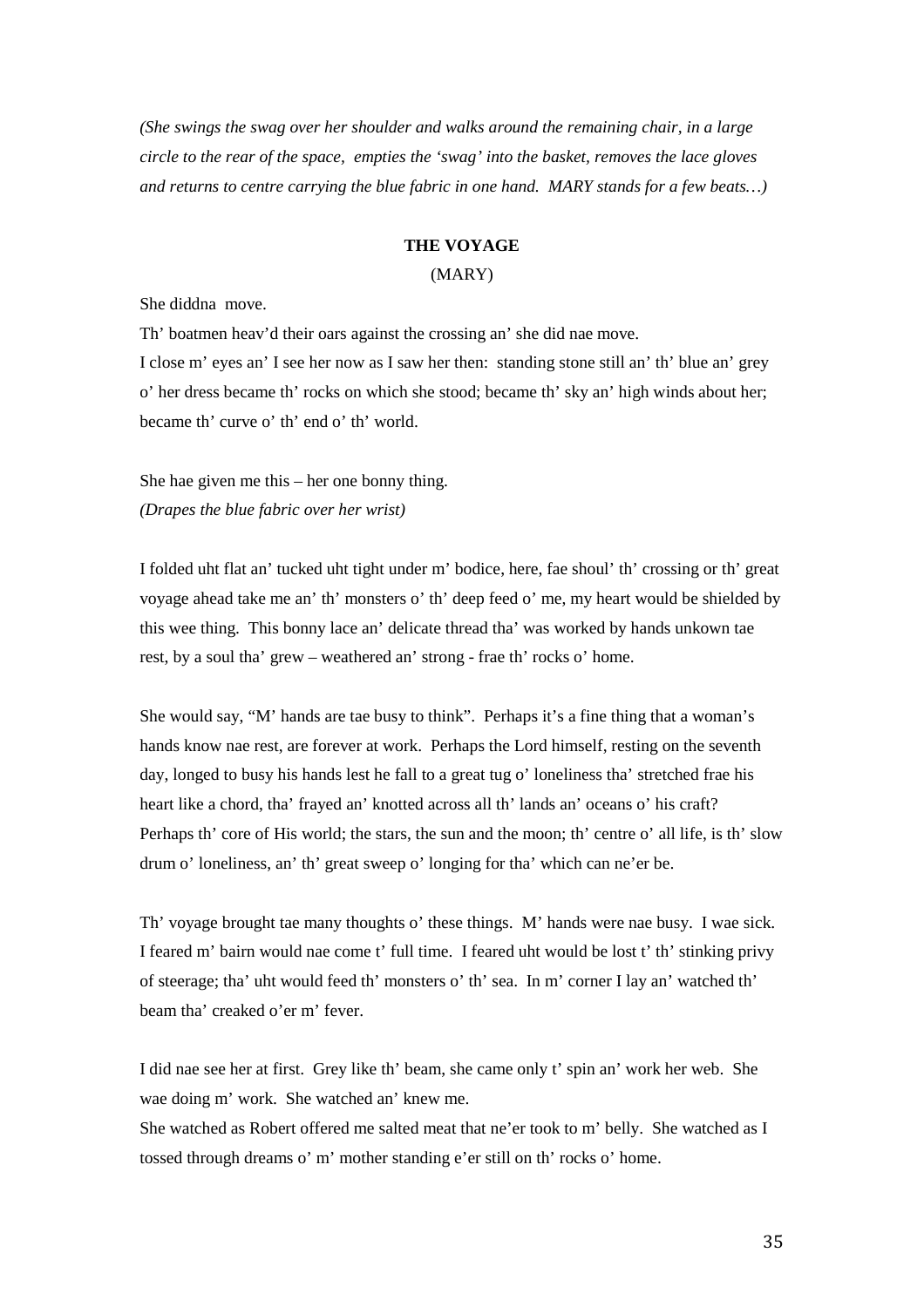*(She swings the swag over her shoulder and walks around the remaining chair, in a large circle to the rear of the space, empties the 'swag' into the basket, removes the lace gloves and returns to centre carrying the blue fabric in one hand. MARY stands for a few beats…)*

**THE VOYAGE**

(MARY)

She diddna move.

Th' boatmen heav'd their oars against the crossing an' she did nae move.

I close m' eyes an' I see her now as I saw her then: standing stone still an' th' blue an' grey o' her dress became th' rocks on which she stood; became th' sky an' high winds about her; became th' curve o' th' end o' th' world.

She hae given me this – her one bonny thing.

*(Drapes the blue fabric over her wrist)*

I folded uht flat an' tucked uht tight under m' bodice, here, fae shoul' th' crossing or th' great voyage ahead take me an' th' monsters o' th' deep feed o' me, my heart would be shielded by this wee thing. This bonny lace an' delicate thread tha' was worked by hands unkown tae rest, by a soul tha' grew – weathered an' strong - frae th' rocks o' home.

She would say, "M' hands are tae busy to think". Perhaps it's a fine thing that a woman's hands know nae rest, are forever at work. Perhaps the Lord himself, resting on the seventh day, longed to busy his hands lest he fall to a great tug o' loneliness tha' stretched frae his heart like a chord, tha' frayed an' knotted across all th' lands an' oceans o' his craft? Perhaps th' core of His world; the stars, the sun and the moon; th' centre o' all life, is th' slow drum o' loneliness, an' th' great sweep o' longing for tha' which can ne'er be.

Th' voyage brought tae many thoughts o' these things. M' hands were nae busy. I wae sick. I feared m' bairn would nae come t' full time. I feared uht would be lost t' th' stinking privy of steerage; tha' uht would feed th' monsters o' th' sea. In m' corner I lay an' watched th' beam tha' creaked o'er m' fever.

I did nae see her at first. Grey like th' beam, she came only t' spin an' work her web. She wae doing m' work. She watched an' knew me.

She watched as Robert offered me salted meat that ne'er took to m' belly. She watched as I tossed through dreams o' m' mother standing e'er still on th' rocks o' home.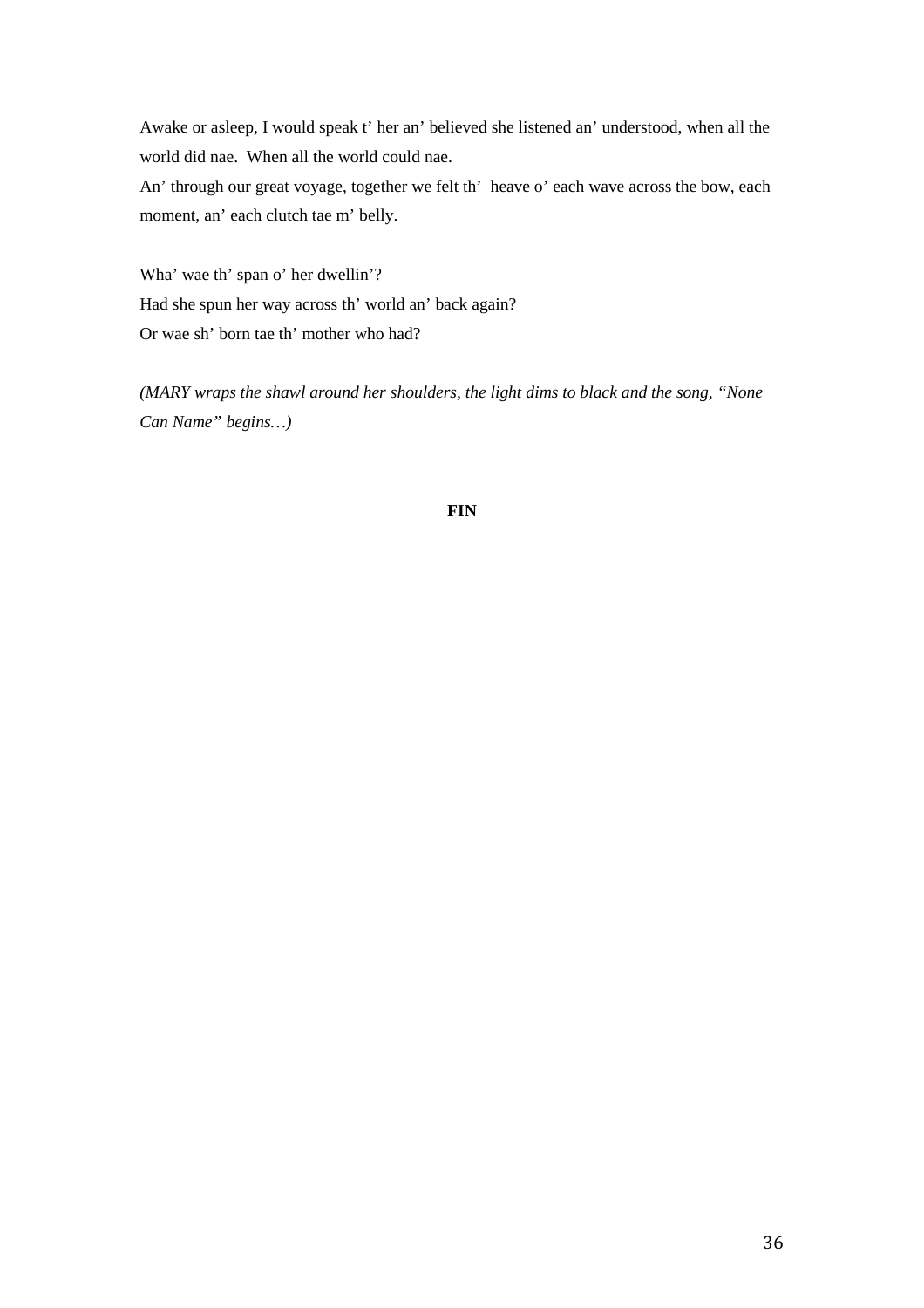Awake or asleep, I would speak t' her an' believed she listened an' understood, when all the world did nae. When all the world could nae.
An' through our great voyage, together we felt th' heave o' each wave across the bow, each moment, an' each clutch tae m' belly.

Wha' wae th' span o' her dwellin'?
Had she spun her way across th' world an' back again?
Or wae sh' born tae th' mother who had?

*(MARY wraps the shawl around her shoulders, the light dims to black and the song, "None Can Name" begins…)*

**FIN**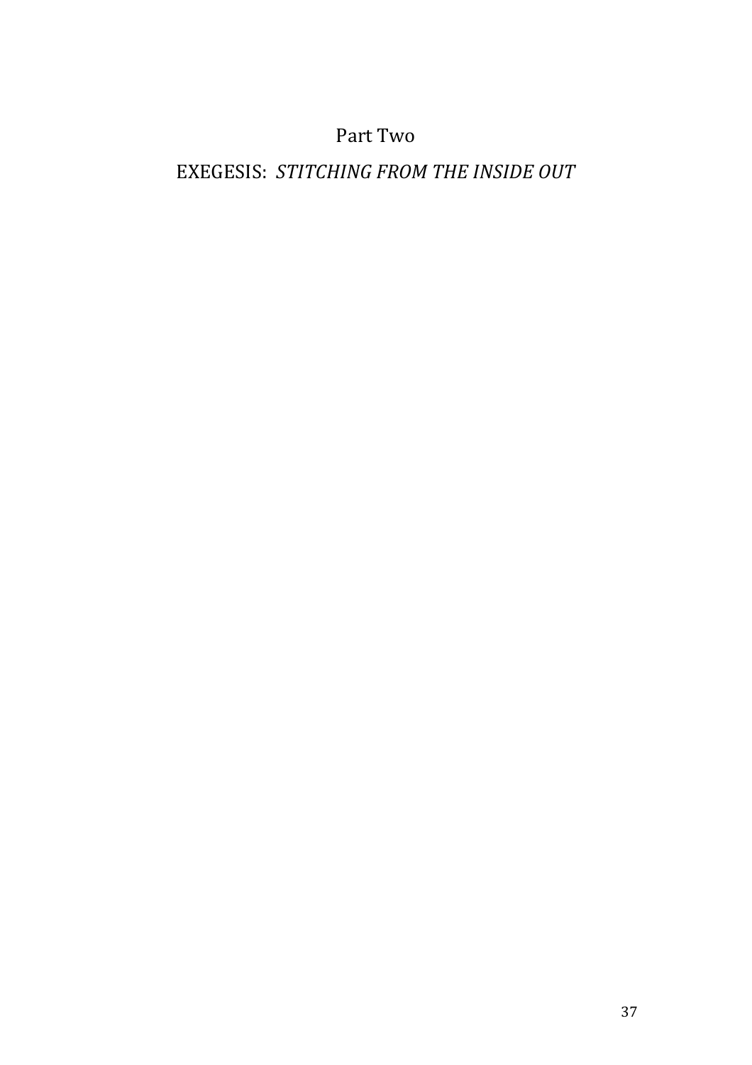# Part Two

## EXEGESIS: *STITCHING FROM THE INSIDE OUT*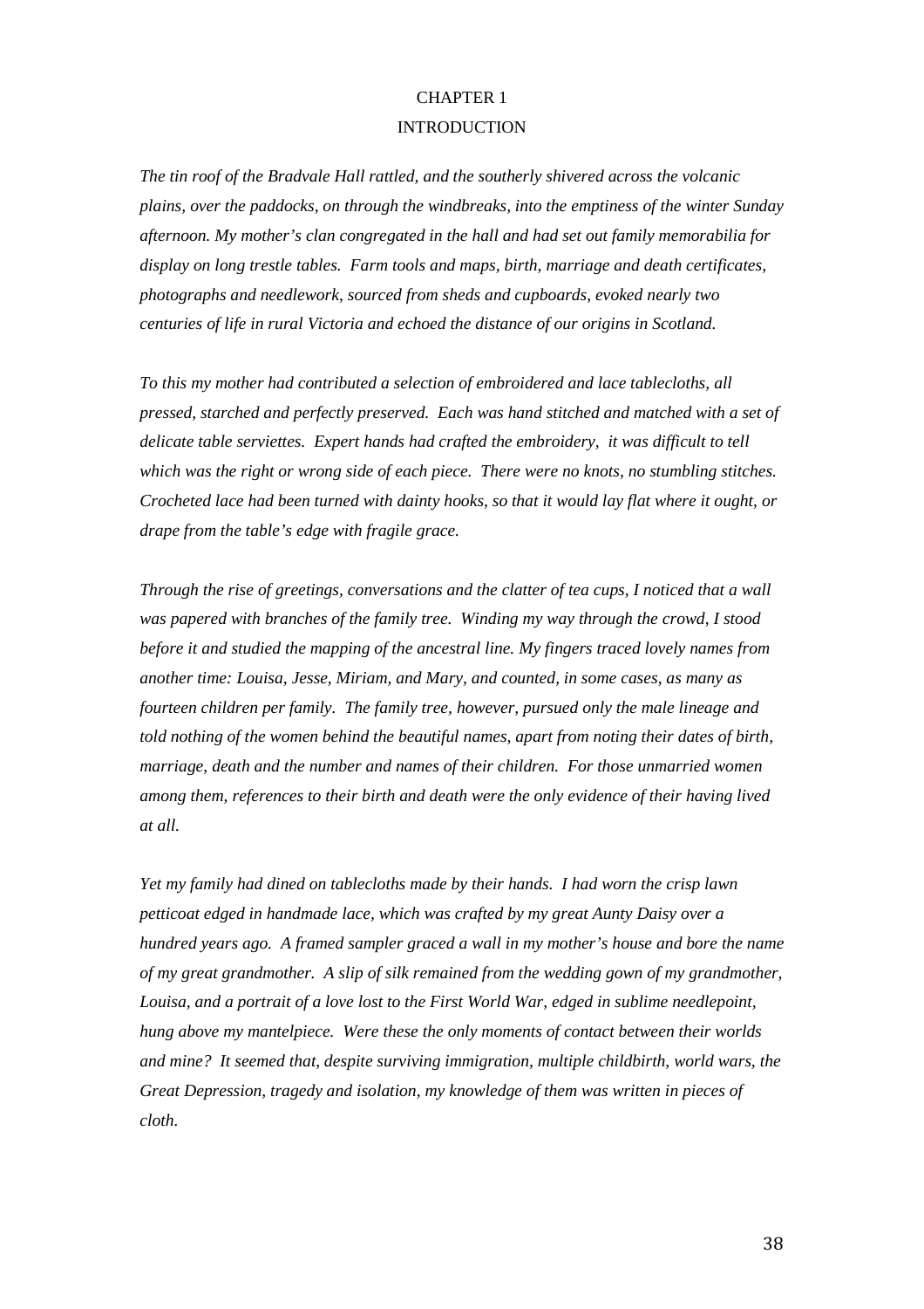# CHAPTER 1

## INTRODUCTION

*The tin roof of the Bradvale Hall rattled, and the southerly shivered across the volcanic plains, over the paddocks, on through the windbreaks, into the emptiness of the winter Sunday afternoon. My mother's clan congregated in the hall and had set out family memorabilia for display on long trestle tables. Farm tools and maps, birth, marriage and death certificates, photographs and needlework, sourced from sheds and cupboards, evoked nearly two centuries of life in rural Victoria and echoed the distance of our origins in Scotland.*

*To this my mother had contributed a selection of embroidered and lace tablecloths, all pressed, starched and perfectly preserved. Each was hand stitched and matched with a set of delicate table serviettes. Expert hands had crafted the embroidery, it was difficult to tell which was the right or wrong side of each piece. There were no knots, no stumbling stitches. Crocheted lace had been turned with dainty hooks, so that it would lay flat where it ought, or drape from the table's edge with fragile grace.*

*Through the rise of greetings, conversations and the clatter of tea cups, I noticed that a wall was papered with branches of the family tree. Winding my way through the crowd, I stood before it and studied the mapping of the ancestral line. My fingers traced lovely names from another time: Louisa, Jesse, Miriam, and Mary, and counted, in some cases, as many as fourteen children per family. The family tree, however, pursued only the male lineage and told nothing of the women behind the beautiful names, apart from noting their dates of birth, marriage, death and the number and names of their children. For those unmarried women among them, references to their birth and death were the only evidence of their having lived at all.*

*Yet my family had dined on tablecloths made by their hands. I had worn the crisp lawn petticoat edged in handmade lace, which was crafted by my great Aunty Daisy over a hundred years ago. A framed sampler graced a wall in my mother's house and bore the name of my great grandmother. A slip of silk remained from the wedding gown of my grandmother, Louisa, and a portrait of a love lost to the First World War, edged in sublime needlepoint, hung above my mantelpiece. Were these the only moments of contact between their worlds and mine? It seemed that, despite surviving immigration, multiple childbirth, world wars, the Great Depression, tragedy and isolation, my knowledge of them was written in pieces of cloth.*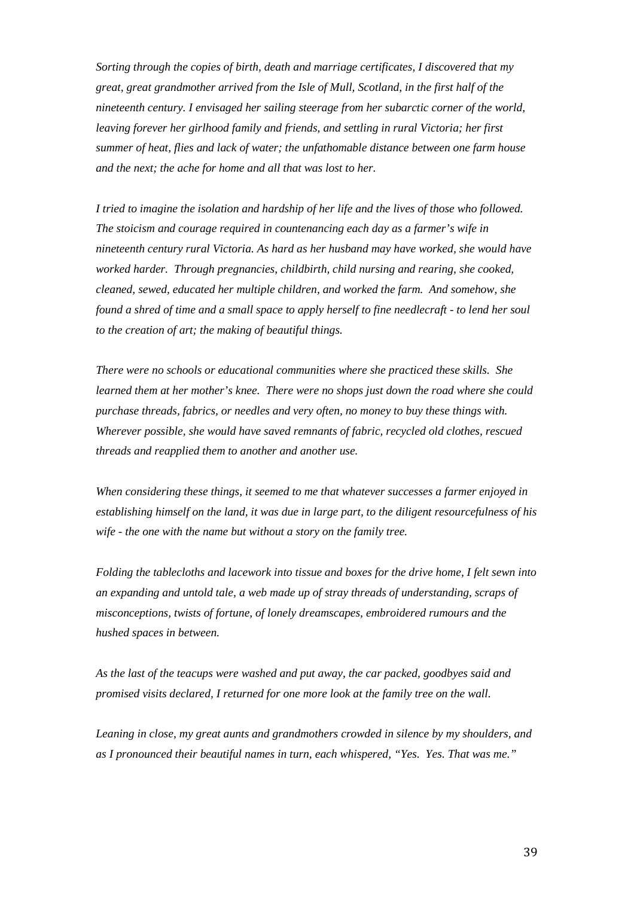*Sorting through the copies of birth, death and marriage certificates, I discovered that my great, great grandmother arrived from the Isle of Mull, Scotland, in the first half of the nineteenth century. I envisaged her sailing steerage from her subarctic corner of the world, leaving forever her girlhood family and friends, and settling in rural Victoria; her first summer of heat, flies and lack of water; the unfathomable distance between one farm house and the next; the ache for home and all that was lost to her.*

*I tried to imagine the isolation and hardship of her life and the lives of those who followed. The stoicism and courage required in countenancing each day as a farmer's wife in nineteenth century rural Victoria. As hard as her husband may have worked, she would have worked harder. Through pregnancies, childbirth, child nursing and rearing, she cooked, cleaned, sewed, educated her multiple children, and worked the farm. And somehow, she found a shred of time and a small space to apply herself to fine needlecraft - to lend her soul to the creation of art; the making of beautiful things.*

*There were no schools or educational communities where she practiced these skills. She learned them at her mother's knee. There were no shops just down the road where she could purchase threads, fabrics, or needles and very often, no money to buy these things with. Wherever possible, she would have saved remnants of fabric, recycled old clothes, rescued threads and reapplied them to another and another use.*

*When considering these things, it seemed to me that whatever successes a farmer enjoyed in establishing himself on the land, it was due in large part, to the diligent resourcefulness of his wife - the one with the name but without a story on the family tree.*

*Folding the tablecloths and lacework into tissue and boxes for the drive home, I felt sewn into an expanding and untold tale, a web made up of stray threads of understanding, scraps of misconceptions, twists of fortune, of lonely dreamscapes, embroidered rumours and the hushed spaces in between.*

*As the last of the teacups were washed and put away, the car packed, goodbyes said and promised visits declared, I returned for one more look at the family tree on the wall.*

*Leaning in close, my great aunts and grandmothers crowded in silence by my shoulders, and as I pronounced their beautiful names in turn, each whispered, "Yes. Yes. That was me."*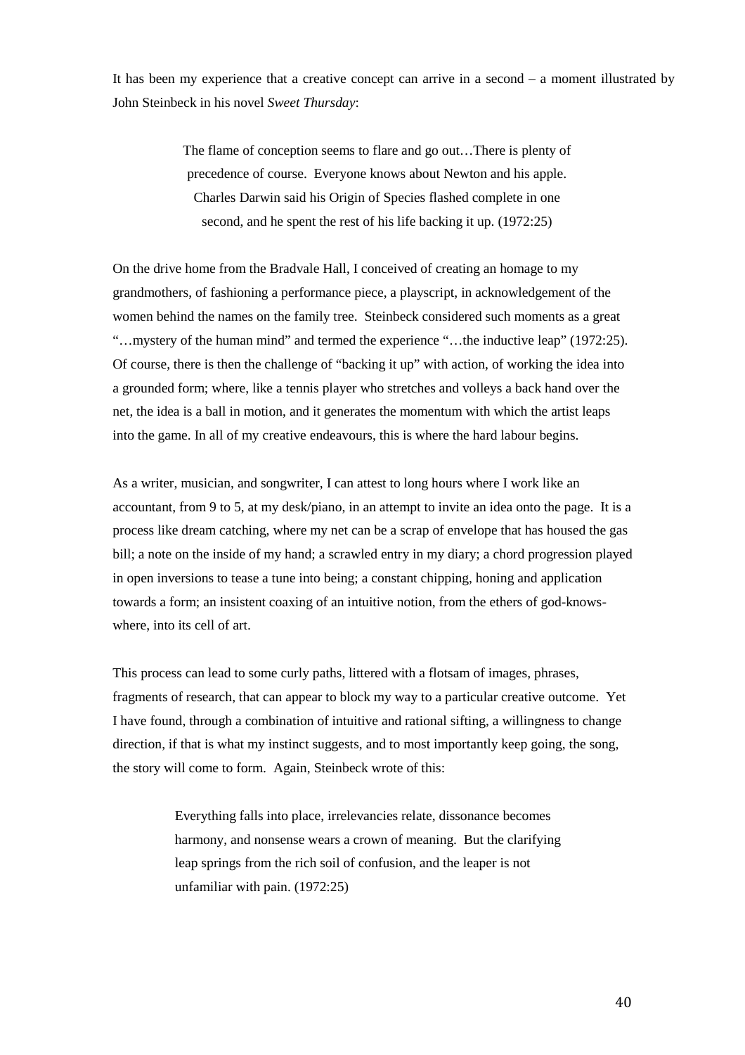It has been my experience that a creative concept can arrive in a second – a moment illustrated by John Steinbeck in his novel *Sweet Thursday*:

> The flame of conception seems to flare and go out…There is plenty of precedence of course. Everyone knows about Newton and his apple. Charles Darwin said his Origin of Species flashed complete in one second, and he spent the rest of his life backing it up. (1972:25)

On the drive home from the Bradvale Hall, I conceived of creating an homage to my grandmothers, of fashioning a performance piece, a playscript, in acknowledgement of the women behind the names on the family tree. Steinbeck considered such moments as a great "…mystery of the human mind" and termed the experience "…the inductive leap" (1972:25). Of course, there is then the challenge of "backing it up" with action, of working the idea into a grounded form; where, like a tennis player who stretches and volleys a back hand over the net, the idea is a ball in motion, and it generates the momentum with which the artist leaps into the game. In all of my creative endeavours, this is where the hard labour begins.

As a writer, musician, and songwriter, I can attest to long hours where I work like an accountant, from 9 to 5, at my desk/piano, in an attempt to invite an idea onto the page. It is a process like dream catching, where my net can be a scrap of envelope that has housed the gas bill; a note on the inside of my hand; a scrawled entry in my diary; a chord progression played in open inversions to tease a tune into being; a constant chipping, honing and application towards a form; an insistent coaxing of an intuitive notion, from the ethers of god-knows-where, into its cell of art.

This process can lead to some curly paths, littered with a flotsam of images, phrases, fragments of research, that can appear to block my way to a particular creative outcome. Yet I have found, through a combination of intuitive and rational sifting, a willingness to change direction, if that is what my instinct suggests, and to most importantly keep going, the song, the story will come to form. Again, Steinbeck wrote of this:

> Everything falls into place, irrelevancies relate, dissonance becomes harmony, and nonsense wears a crown of meaning. But the clarifying leap springs from the rich soil of confusion, and the leaper is not unfamiliar with pain. (1972:25)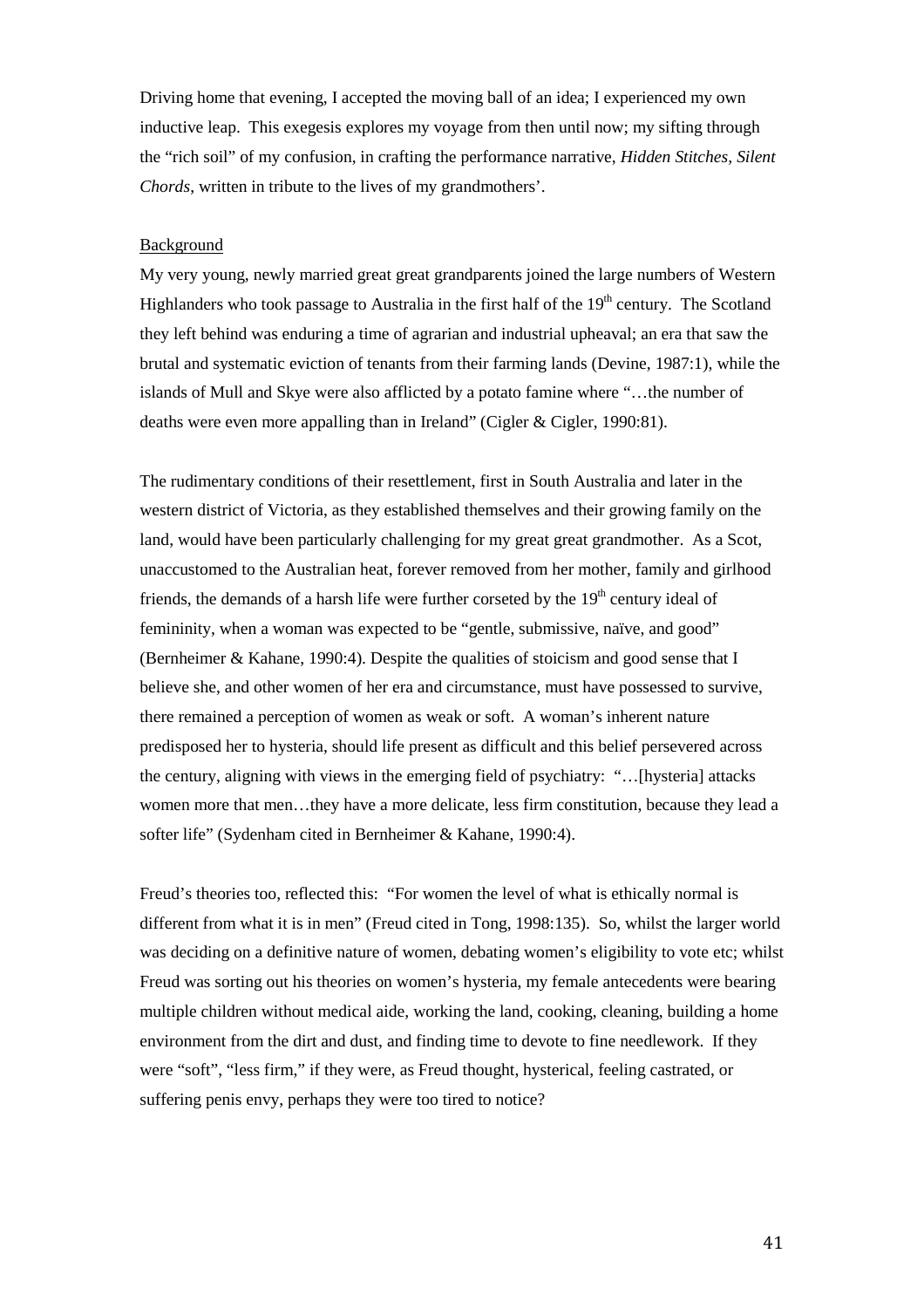Driving home that evening, I accepted the moving ball of an idea; I experienced my own inductive leap. This exegesis explores my voyage from then until now; my sifting through the "rich soil" of my confusion, in crafting the performance narrative, *Hidden Stitches, Silent Chords*, written in tribute to the lives of my grandmothers'.

Background

My very young, newly married great great grandparents joined the large numbers of Western Highlanders who took passage to Australia in the first half of the 19th century. The Scotland they left behind was enduring a time of agrarian and industrial upheaval; an era that saw the brutal and systematic eviction of tenants from their farming lands (Devine, 1987:1), while the islands of Mull and Skye were also afflicted by a potato famine where "…the number of deaths were even more appalling than in Ireland" (Cigler & Cigler, 1990:81).

The rudimentary conditions of their resettlement, first in South Australia and later in the western district of Victoria, as they established themselves and their growing family on the land, would have been particularly challenging for my great great grandmother. As a Scot, unaccustomed to the Australian heat, forever removed from her mother, family and girlhood friends, the demands of a harsh life were further corseted by the 19th century ideal of femininity, when a woman was expected to be "gentle, submissive, naïve, and good" (Bernheimer & Kahane, 1990:4). Despite the qualities of stoicism and good sense that I believe she, and other women of her era and circumstance, must have possessed to survive, there remained a perception of women as weak or soft. A woman's inherent nature predisposed her to hysteria, should life present as difficult and this belief persevered across the century, aligning with views in the emerging field of psychiatry: "…[hysteria] attacks women more that men…they have a more delicate, less firm constitution, because they lead a softer life" (Sydenham cited in Bernheimer & Kahane, 1990:4).

Freud's theories too, reflected this: "For women the level of what is ethically normal is different from what it is in men" (Freud cited in Tong, 1998:135). So, whilst the larger world was deciding on a definitive nature of women, debating women's eligibility to vote etc; whilst Freud was sorting out his theories on women's hysteria, my female antecedents were bearing multiple children without medical aide, working the land, cooking, cleaning, building a home environment from the dirt and dust, and finding time to devote to fine needlework. If they were "soft", "less firm," if they were, as Freud thought, hysterical, feeling castrated, or suffering penis envy, perhaps they were too tired to notice?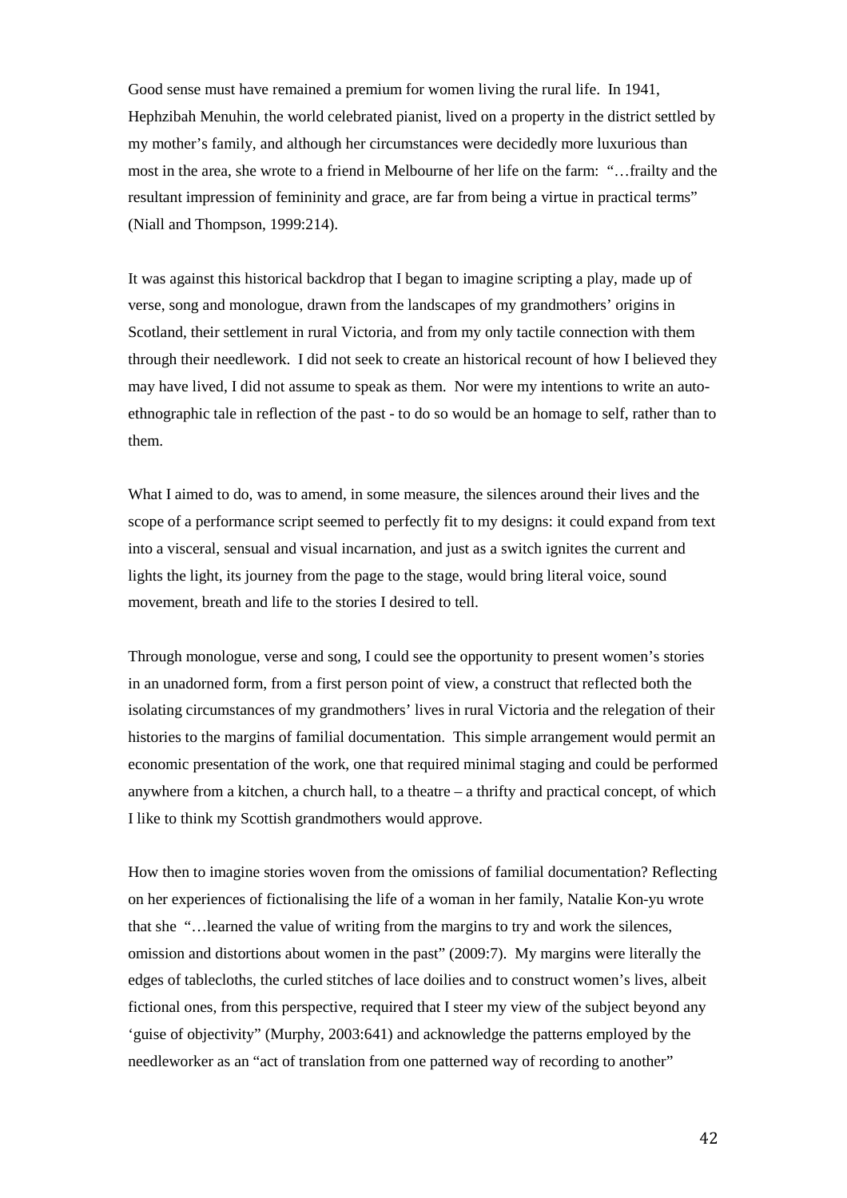Good sense must have remained a premium for women living the rural life. In 1941, Hephzibah Menuhin, the world celebrated pianist, lived on a property in the district settled by my mother's family, and although her circumstances were decidedly more luxurious than most in the area, she wrote to a friend in Melbourne of her life on the farm: "…frailty and the resultant impression of femininity and grace, are far from being a virtue in practical terms" (Niall and Thompson, 1999:214).

It was against this historical backdrop that I began to imagine scripting a play, made up of verse, song and monologue, drawn from the landscapes of my grandmothers' origins in Scotland, their settlement in rural Victoria, and from my only tactile connection with them through their needlework. I did not seek to create an historical recount of how I believed they may have lived, I did not assume to speak as them. Nor were my intentions to write an auto-ethnographic tale in reflection of the past - to do so would be an homage to self, rather than to them.

What I aimed to do, was to amend, in some measure, the silences around their lives and the scope of a performance script seemed to perfectly fit to my designs: it could expand from text into a visceral, sensual and visual incarnation, and just as a switch ignites the current and lights the light, its journey from the page to the stage, would bring literal voice, sound movement, breath and life to the stories I desired to tell.

Through monologue, verse and song, I could see the opportunity to present women's stories in an unadorned form, from a first person point of view, a construct that reflected both the isolating circumstances of my grandmothers' lives in rural Victoria and the relegation of their histories to the margins of familial documentation. This simple arrangement would permit an economic presentation of the work, one that required minimal staging and could be performed anywhere from a kitchen, a church hall, to a theatre – a thrifty and practical concept, of which I like to think my Scottish grandmothers would approve.

How then to imagine stories woven from the omissions of familial documentation? Reflecting on her experiences of fictionalising the life of a woman in her family, Natalie Kon-yu wrote that she "…learned the value of writing from the margins to try and work the silences, omission and distortions about women in the past" (2009:7). My margins were literally the edges of tablecloths, the curled stitches of lace doilies and to construct women's lives, albeit fictional ones, from this perspective, required that I steer my view of the subject beyond any 'guise of objectivity" (Murphy, 2003:641) and acknowledge the patterns employed by the needleworker as an "act of translation from one patterned way of recording to another"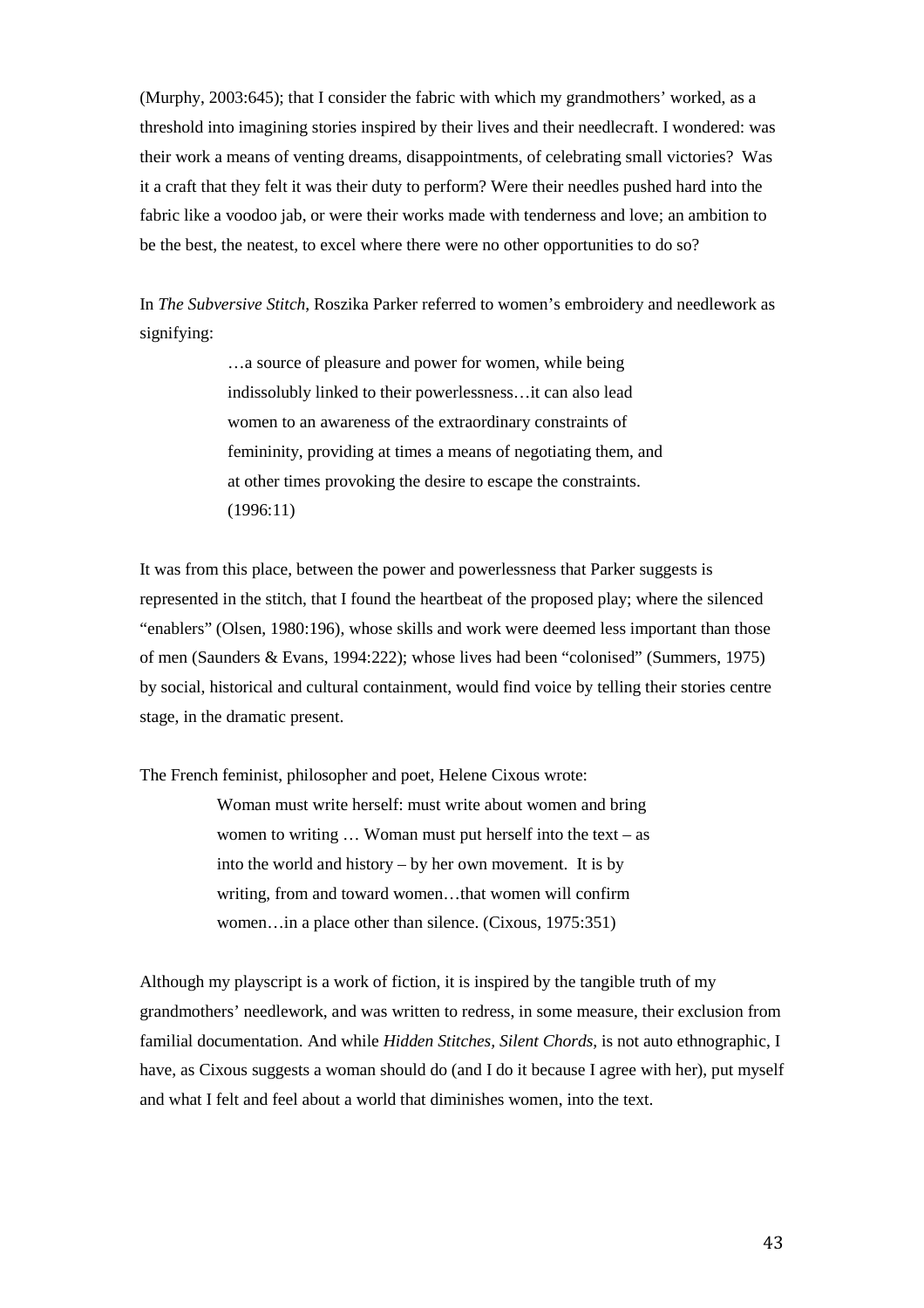(Murphy, 2003:645); that I consider the fabric with which my grandmothers' worked, as a threshold into imagining stories inspired by their lives and their needlecraft. I wondered: was their work a means of venting dreams, disappointments, of celebrating small victories? Was it a craft that they felt it was their duty to perform? Were their needles pushed hard into the fabric like a voodoo jab, or were their works made with tenderness and love; an ambition to be the best, the neatest, to excel where there were no other opportunities to do so?

In *The Subversive Stitch*, Roszika Parker referred to women's embroidery and needlework as signifying:

> …a source of pleasure and power for women, while being indissolubly linked to their powerlessness…it can also lead women to an awareness of the extraordinary constraints of femininity, providing at times a means of negotiating them, and at other times provoking the desire to escape the constraints. (1996:11)

It was from this place, between the power and powerlessness that Parker suggests is represented in the stitch, that I found the heartbeat of the proposed play; where the silenced "enablers" (Olsen, 1980:196), whose skills and work were deemed less important than those of men (Saunders & Evans, 1994:222); whose lives had been "colonised" (Summers, 1975) by social, historical and cultural containment, would find voice by telling their stories centre stage, in the dramatic present.

The French feminist, philosopher and poet, Helene Cixous wrote:

> Woman must write herself: must write about women and bring women to writing … Woman must put herself into the text – as into the world and history – by her own movement. It is by writing, from and toward women…that women will confirm women…in a place other than silence. (Cixous, 1975:351)

Although my playscript is a work of fiction, it is inspired by the tangible truth of my grandmothers' needlework, and was written to redress, in some measure, their exclusion from familial documentation. And while *Hidden Stitches, Silent Chords,* is not auto ethnographic, I have, as Cixous suggests a woman should do (and I do it because I agree with her), put myself and what I felt and feel about a world that diminishes women, into the text.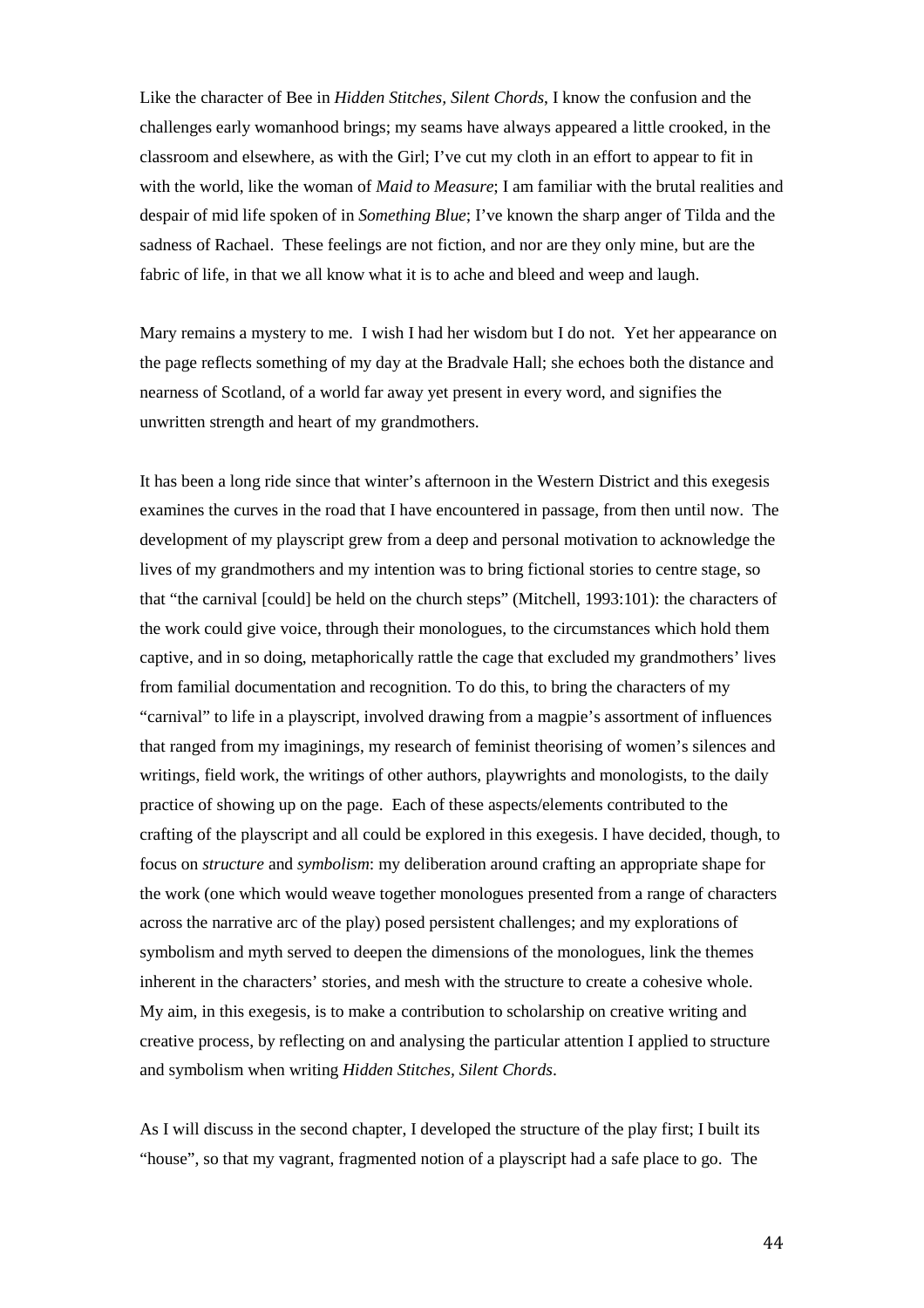Like the character of Bee in *Hidden Stitches, Silent Chords*, I know the confusion and the challenges early womanhood brings; my seams have always appeared a little crooked, in the classroom and elsewhere, as with the Girl; I've cut my cloth in an effort to appear to fit in with the world, like the woman of *Maid to Measure*; I am familiar with the brutal realities and despair of mid life spoken of in *Something Blue*; I've known the sharp anger of Tilda and the sadness of Rachael. These feelings are not fiction, and nor are they only mine, but are the fabric of life, in that we all know what it is to ache and bleed and weep and laugh.

Mary remains a mystery to me. I wish I had her wisdom but I do not. Yet her appearance on the page reflects something of my day at the Bradvale Hall; she echoes both the distance and nearness of Scotland, of a world far away yet present in every word, and signifies the unwritten strength and heart of my grandmothers.

It has been a long ride since that winter's afternoon in the Western District and this exegesis examines the curves in the road that I have encountered in passage, from then until now. The development of my playscript grew from a deep and personal motivation to acknowledge the lives of my grandmothers and my intention was to bring fictional stories to centre stage, so that "the carnival [could] be held on the church steps" (Mitchell, 1993:101): the characters of the work could give voice, through their monologues, to the circumstances which hold them captive, and in so doing, metaphorically rattle the cage that excluded my grandmothers' lives from familial documentation and recognition. To do this, to bring the characters of my "carnival" to life in a playscript, involved drawing from a magpie's assortment of influences that ranged from my imaginings, my research of feminist theorising of women's silences and writings, field work, the writings of other authors, playwrights and monologists, to the daily practice of showing up on the page. Each of these aspects/elements contributed to the crafting of the playscript and all could be explored in this exegesis. I have decided, though, to focus on *structure* and *symbolism*: my deliberation around crafting an appropriate shape for the work (one which would weave together monologues presented from a range of characters across the narrative arc of the play) posed persistent challenges; and my explorations of symbolism and myth served to deepen the dimensions of the monologues, link the themes inherent in the characters' stories, and mesh with the structure to create a cohesive whole. My aim, in this exegesis, is to make a contribution to scholarship on creative writing and creative process, by reflecting on and analysing the particular attention I applied to structure and symbolism when writing *Hidden Stitches, Silent Chords*.

As I will discuss in the second chapter, I developed the structure of the play first; I built its "house", so that my vagrant, fragmented notion of a playscript had a safe place to go. The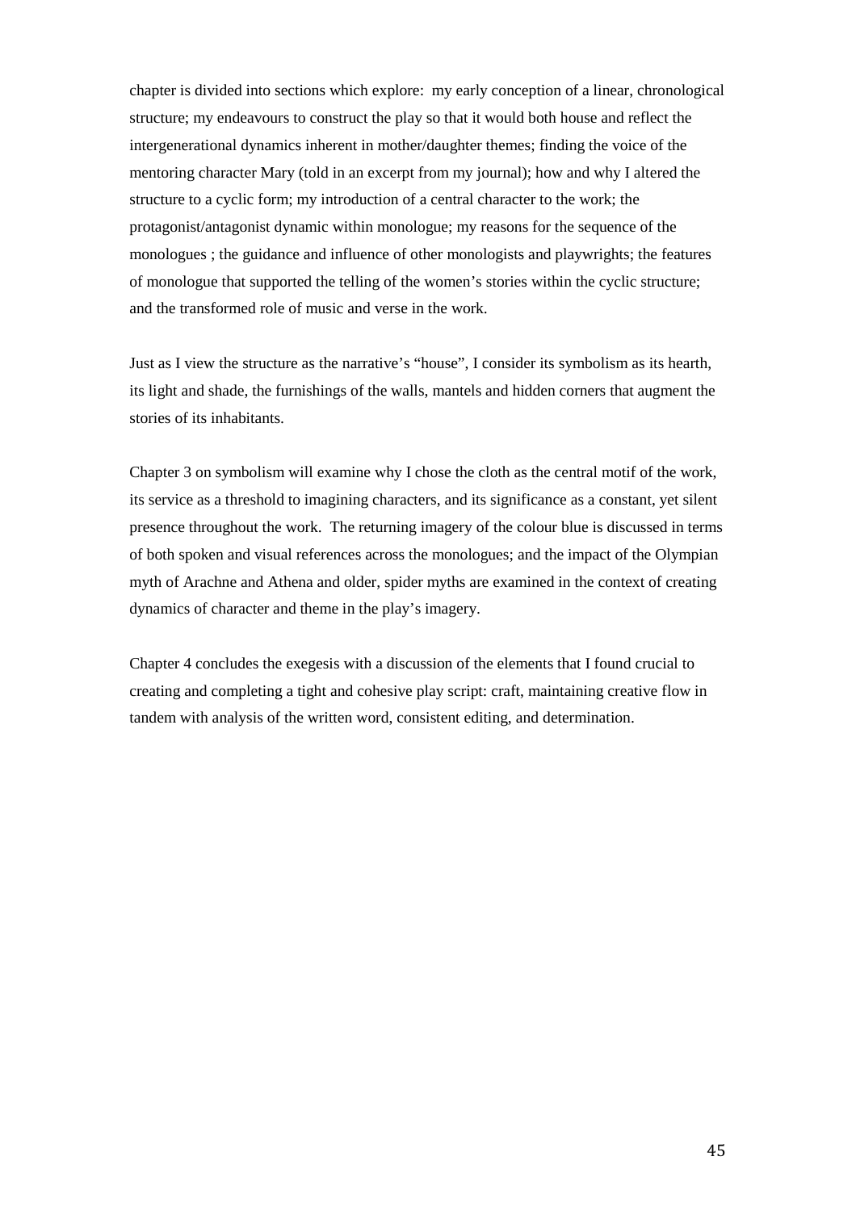chapter is divided into sections which explore: my early conception of a linear, chronological structure; my endeavours to construct the play so that it would both house and reflect the intergenerational dynamics inherent in mother/daughter themes; finding the voice of the mentoring character Mary (told in an excerpt from my journal); how and why I altered the structure to a cyclic form; my introduction of a central character to the work; the protagonist/antagonist dynamic within monologue; my reasons for the sequence of the monologues ; the guidance and influence of other monologists and playwrights; the features of monologue that supported the telling of the women's stories within the cyclic structure; and the transformed role of music and verse in the work.

Just as I view the structure as the narrative's "house", I consider its symbolism as its hearth, its light and shade, the furnishings of the walls, mantels and hidden corners that augment the stories of its inhabitants.

Chapter 3 on symbolism will examine why I chose the cloth as the central motif of the work, its service as a threshold to imagining characters, and its significance as a constant, yet silent presence throughout the work. The returning imagery of the colour blue is discussed in terms of both spoken and visual references across the monologues; and the impact of the Olympian myth of Arachne and Athena and older, spider myths are examined in the context of creating dynamics of character and theme in the play's imagery.

Chapter 4 concludes the exegesis with a discussion of the elements that I found crucial to creating and completing a tight and cohesive play script: craft, maintaining creative flow in tandem with analysis of the written word, consistent editing, and determination.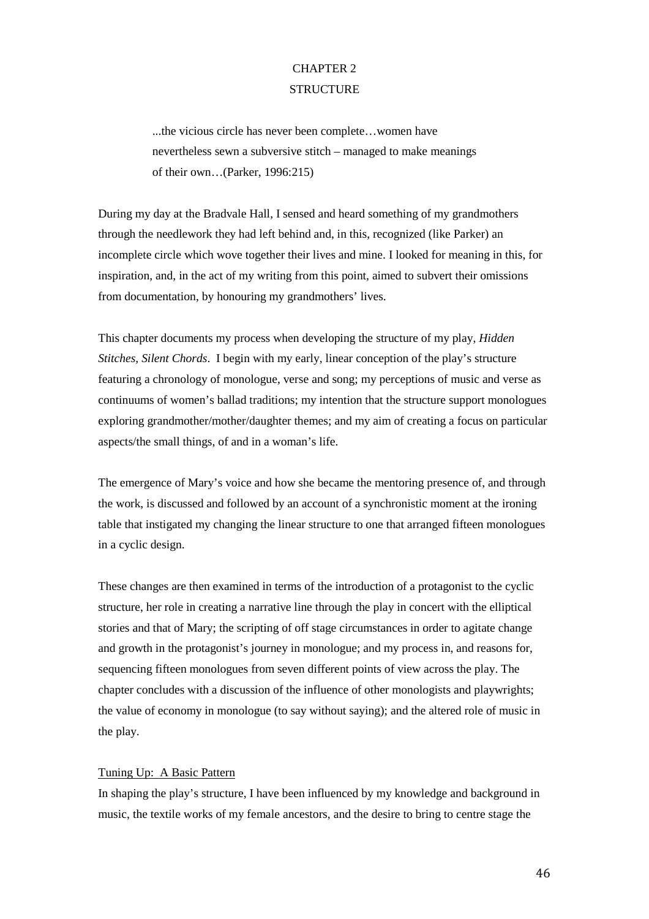# CHAPTER 2
# STRUCTURE

> ...the vicious circle has never been complete…women have nevertheless sewn a subversive stitch – managed to make meanings of their own…(Parker, 1996:215)

During my day at the Bradvale Hall, I sensed and heard something of my grandmothers through the needlework they had left behind and, in this, recognized (like Parker) an incomplete circle which wove together their lives and mine. I looked for meaning in this, for inspiration, and, in the act of my writing from this point, aimed to subvert their omissions from documentation, by honouring my grandmothers' lives.

This chapter documents my process when developing the structure of my play, *Hidden Stitches, Silent Chords*. I begin with my early, linear conception of the play's structure featuring a chronology of monologue, verse and song; my perceptions of music and verse as continuums of women's ballad traditions; my intention that the structure support monologues exploring grandmother/mother/daughter themes; and my aim of creating a focus on particular aspects/the small things, of and in a woman's life.

The emergence of Mary's voice and how she became the mentoring presence of, and through the work, is discussed and followed by an account of a synchronistic moment at the ironing table that instigated my changing the linear structure to one that arranged fifteen monologues in a cyclic design.

These changes are then examined in terms of the introduction of a protagonist to the cyclic structure, her role in creating a narrative line through the play in concert with the elliptical stories and that of Mary; the scripting of off stage circumstances in order to agitate change and growth in the protagonist's journey in monologue; and my process in, and reasons for, sequencing fifteen monologues from seven different points of view across the play. The chapter concludes with a discussion of the influence of other monologists and playwrights; the value of economy in monologue (to say without saying); and the altered role of music in the play.

## Tuning Up: A Basic Pattern

In shaping the play's structure, I have been influenced by my knowledge and background in music, the textile works of my female ancestors, and the desire to bring to centre stage the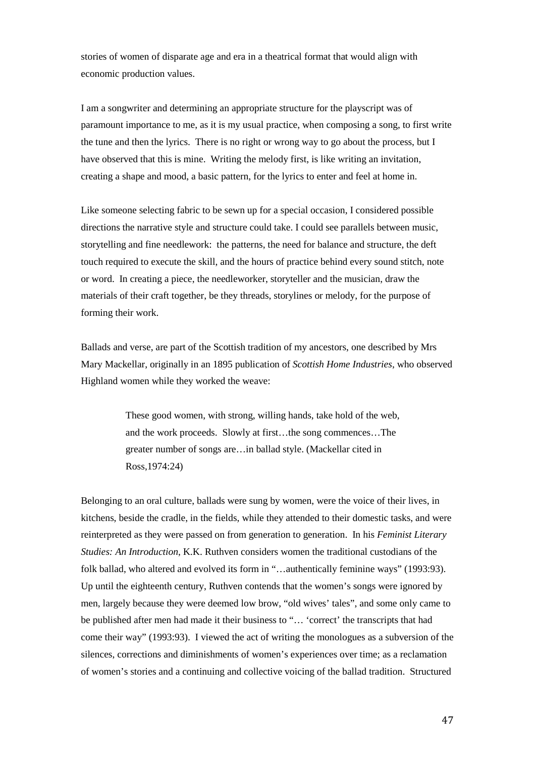stories of women of disparate age and era in a theatrical format that would align with economic production values.

I am a songwriter and determining an appropriate structure for the playscript was of paramount importance to me, as it is my usual practice, when composing a song, to first write the tune and then the lyrics. There is no right or wrong way to go about the process, but I have observed that this is mine. Writing the melody first, is like writing an invitation, creating a shape and mood, a basic pattern, for the lyrics to enter and feel at home in.

Like someone selecting fabric to be sewn up for a special occasion, I considered possible directions the narrative style and structure could take. I could see parallels between music, storytelling and fine needlework: the patterns, the need for balance and structure, the deft touch required to execute the skill, and the hours of practice behind every sound stitch, note or word. In creating a piece, the needleworker, storyteller and the musician, draw the materials of their craft together, be they threads, storylines or melody, for the purpose of forming their work.

Ballads and verse, are part of the Scottish tradition of my ancestors, one described by Mrs Mary Mackellar, originally in an 1895 publication of *Scottish Home Industries*, who observed Highland women while they worked the weave:

> These good women, with strong, willing hands, take hold of the web, and the work proceeds. Slowly at first…the song commences…The greater number of songs are…in ballad style. (Mackellar cited in Ross,1974:24)

Belonging to an oral culture, ballads were sung by women, were the voice of their lives, in kitchens, beside the cradle, in the fields, while they attended to their domestic tasks, and were reinterpreted as they were passed on from generation to generation. In his *Feminist Literary Studies: An Introduction*, K.K. Ruthven considers women the traditional custodians of the folk ballad, who altered and evolved its form in "…authentically feminine ways" (1993:93). Up until the eighteenth century, Ruthven contends that the women's songs were ignored by men, largely because they were deemed low brow, "old wives' tales", and some only came to be published after men had made it their business to "… 'correct' the transcripts that had come their way" (1993:93). I viewed the act of writing the monologues as a subversion of the silences, corrections and diminishments of women's experiences over time; as a reclamation of women's stories and a continuing and collective voicing of the ballad tradition. Structured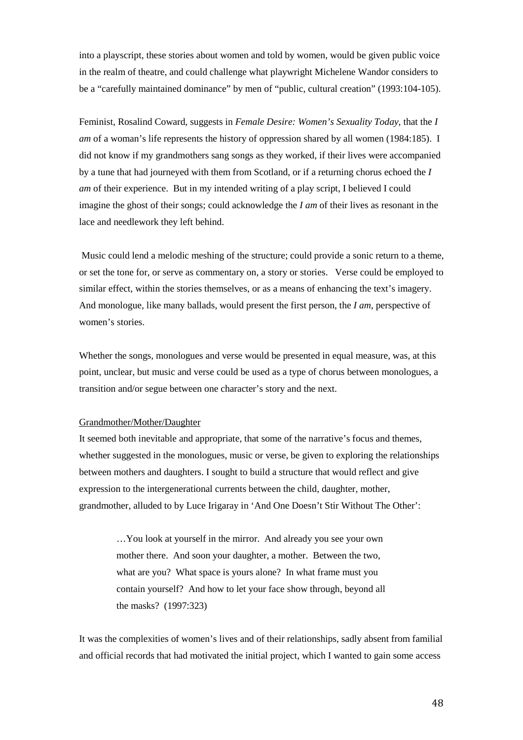into a playscript, these stories about women and told by women, would be given public voice in the realm of theatre, and could challenge what playwright Michelene Wandor considers to be a "carefully maintained dominance" by men of "public, cultural creation" (1993:104-105).

Feminist, Rosalind Coward, suggests in *Female Desire: Women's Sexuality Today*, that the *I am* of a woman's life represents the history of oppression shared by all women (1984:185). I did not know if my grandmothers sang songs as they worked, if their lives were accompanied by a tune that had journeyed with them from Scotland, or if a returning chorus echoed the *I am* of their experience. But in my intended writing of a play script, I believed I could imagine the ghost of their songs; could acknowledge the *I am* of their lives as resonant in the lace and needlework they left behind.

Music could lend a melodic meshing of the structure; could provide a sonic return to a theme, or set the tone for, or serve as commentary on, a story or stories. Verse could be employed to similar effect, within the stories themselves, or as a means of enhancing the text's imagery. And monologue, like many ballads, would present the first person, the *I am*, perspective of women's stories.

Whether the songs, monologues and verse would be presented in equal measure, was, at this point, unclear, but music and verse could be used as a type of chorus between monologues, a transition and/or segue between one character's story and the next.

<u>Grandmother/Mother/Daughter</u>

It seemed both inevitable and appropriate, that some of the narrative's focus and themes, whether suggested in the monologues, music or verse, be given to exploring the relationships between mothers and daughters. I sought to build a structure that would reflect and give expression to the intergenerational currents between the child, daughter, mother, grandmother, alluded to by Luce Irigaray in 'And One Doesn't Stir Without The Other':

> …You look at yourself in the mirror. And already you see your own mother there. And soon your daughter, a mother. Between the two, what are you? What space is yours alone? In what frame must you contain yourself? And how to let your face show through, beyond all the masks? (1997:323)

It was the complexities of women's lives and of their relationships, sadly absent from familial and official records that had motivated the initial project, which I wanted to gain some access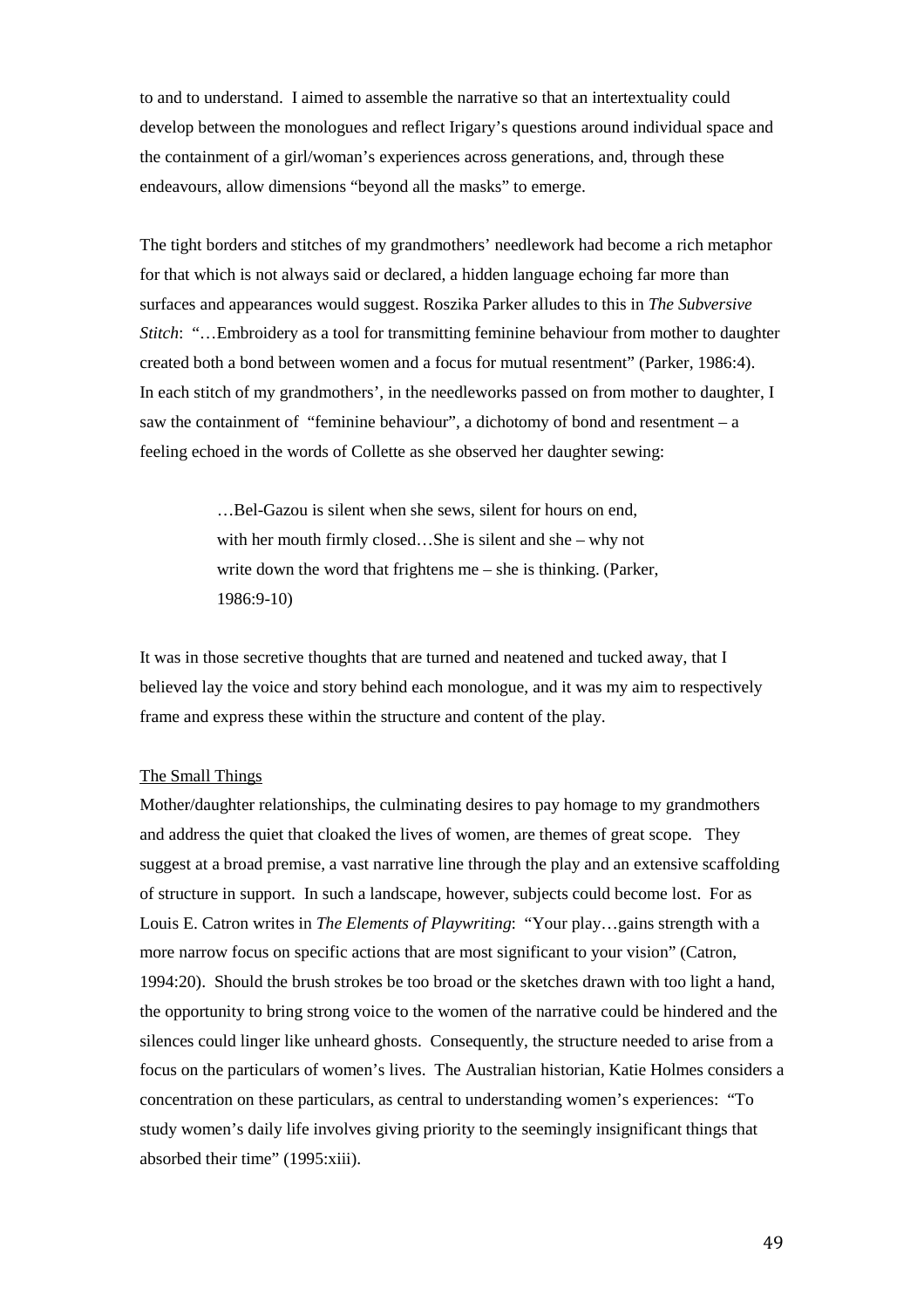to and to understand. I aimed to assemble the narrative so that an intertextuality could develop between the monologues and reflect Irigary's questions around individual space and the containment of a girl/woman's experiences across generations, and, through these endeavours, allow dimensions "beyond all the masks" to emerge.

The tight borders and stitches of my grandmothers' needlework had become a rich metaphor for that which is not always said or declared, a hidden language echoing far more than surfaces and appearances would suggest. Roszika Parker alludes to this in *The Subversive Stitch*: "…Embroidery as a tool for transmitting feminine behaviour from mother to daughter created both a bond between women and a focus for mutual resentment" (Parker, 1986:4). In each stitch of my grandmothers', in the needleworks passed on from mother to daughter, I saw the containment of "feminine behaviour", a dichotomy of bond and resentment – a feeling echoed in the words of Collette as she observed her daughter sewing:

> …Bel-Gazou is silent when she sews, silent for hours on end, with her mouth firmly closed…She is silent and she – why not write down the word that frightens me – she is thinking. (Parker, 1986:9-10)

It was in those secretive thoughts that are turned and neatened and tucked away, that I believed lay the voice and story behind each monologue, and it was my aim to respectively frame and express these within the structure and content of the play.

## The Small Things

Mother/daughter relationships, the culminating desires to pay homage to my grandmothers and address the quiet that cloaked the lives of women, are themes of great scope. They suggest at a broad premise, a vast narrative line through the play and an extensive scaffolding of structure in support. In such a landscape, however, subjects could become lost. For as Louis E. Catron writes in *The Elements of Playwriting*: "Your play…gains strength with a more narrow focus on specific actions that are most significant to your vision" (Catron, 1994:20). Should the brush strokes be too broad or the sketches drawn with too light a hand, the opportunity to bring strong voice to the women of the narrative could be hindered and the silences could linger like unheard ghosts. Consequently, the structure needed to arise from a focus on the particulars of women's lives. The Australian historian, Katie Holmes considers a concentration on these particulars, as central to understanding women's experiences: "To study women's daily life involves giving priority to the seemingly insignificant things that absorbed their time" (1995:xiii).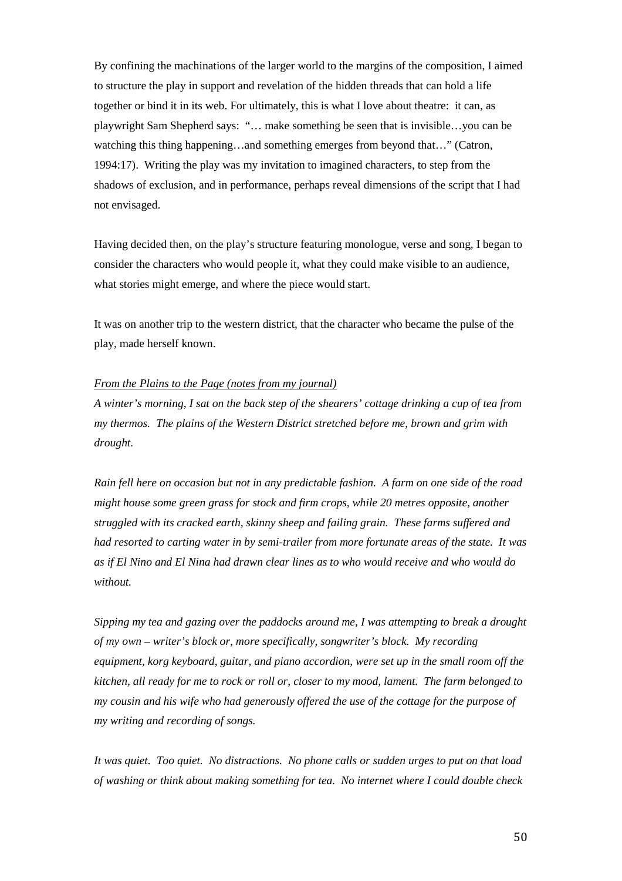By confining the machinations of the larger world to the margins of the composition, I aimed to structure the play in support and revelation of the hidden threads that can hold a life together or bind it in its web. For ultimately, this is what I love about theatre: it can, as playwright Sam Shepherd says: "… make something be seen that is invisible…you can be watching this thing happening…and something emerges from beyond that…" (Catron, 1994:17). Writing the play was my invitation to imagined characters, to step from the shadows of exclusion, and in performance, perhaps reveal dimensions of the script that I had not envisaged.

Having decided then, on the play's structure featuring monologue, verse and song, I began to consider the characters who would people it, what they could make visible to an audience, what stories might emerge, and where the piece would start.

It was on another trip to the western district, that the character who became the pulse of the play, made herself known.

<u>*From the Plains to the Page (notes from my journal)*</u>

*A winter's morning, I sat on the back step of the shearers' cottage drinking a cup of tea from my thermos. The plains of the Western District stretched before me, brown and grim with drought.*

*Rain fell here on occasion but not in any predictable fashion. A farm on one side of the road might house some green grass for stock and firm crops, while 20 metres opposite, another struggled with its cracked earth, skinny sheep and failing grain. These farms suffered and had resorted to carting water in by semi-trailer from more fortunate areas of the state. It was as if El Nino and El Nina had drawn clear lines as to who would receive and who would do without.*

*Sipping my tea and gazing over the paddocks around me, I was attempting to break a drought of my own – writer's block or, more specifically, songwriter's block. My recording equipment, korg keyboard, guitar, and piano accordion, were set up in the small room off the kitchen, all ready for me to rock or roll or, closer to my mood, lament. The farm belonged to my cousin and his wife who had generously offered the use of the cottage for the purpose of my writing and recording of songs.*

*It was quiet. Too quiet. No distractions. No phone calls or sudden urges to put on that load of washing or think about making something for tea. No internet where I could double check*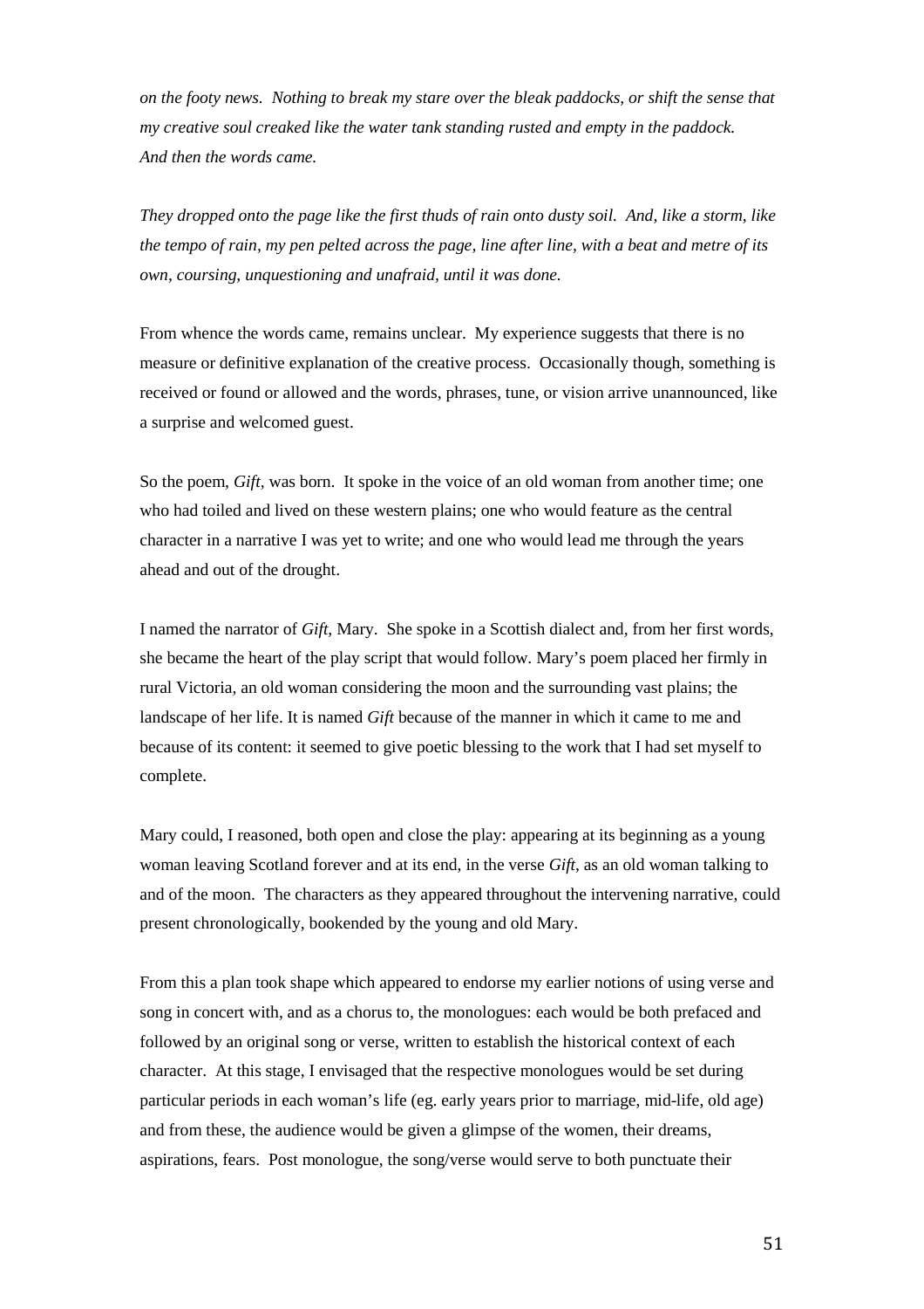*on the footy news. Nothing to break my stare over the bleak paddocks, or shift the sense that my creative soul creaked like the water tank standing rusted and empty in the paddock. And then the words came.*

*They dropped onto the page like the first thuds of rain onto dusty soil. And, like a storm, like the tempo of rain, my pen pelted across the page, line after line, with a beat and metre of its own, coursing, unquestioning and unafraid, until it was done.*

From whence the words came, remains unclear. My experience suggests that there is no measure or definitive explanation of the creative process. Occasionally though, something is received or found or allowed and the words, phrases, tune, or vision arrive unannounced, like a surprise and welcomed guest.

So the poem, *Gift*, was born. It spoke in the voice of an old woman from another time; one who had toiled and lived on these western plains; one who would feature as the central character in a narrative I was yet to write; and one who would lead me through the years ahead and out of the drought.

I named the narrator of *Gift*, Mary. She spoke in a Scottish dialect and, from her first words, she became the heart of the play script that would follow. Mary's poem placed her firmly in rural Victoria, an old woman considering the moon and the surrounding vast plains; the landscape of her life. It is named *Gift* because of the manner in which it came to me and because of its content: it seemed to give poetic blessing to the work that I had set myself to complete.

Mary could, I reasoned, both open and close the play: appearing at its beginning as a young woman leaving Scotland forever and at its end, in the verse *Gift*, as an old woman talking to and of the moon. The characters as they appeared throughout the intervening narrative, could present chronologically, bookended by the young and old Mary.

From this a plan took shape which appeared to endorse my earlier notions of using verse and song in concert with, and as a chorus to, the monologues: each would be both prefaced and followed by an original song or verse, written to establish the historical context of each character. At this stage, I envisaged that the respective monologues would be set during particular periods in each woman's life (eg. early years prior to marriage, mid-life, old age) and from these, the audience would be given a glimpse of the women, their dreams, aspirations, fears. Post monologue, the song/verse would serve to both punctuate their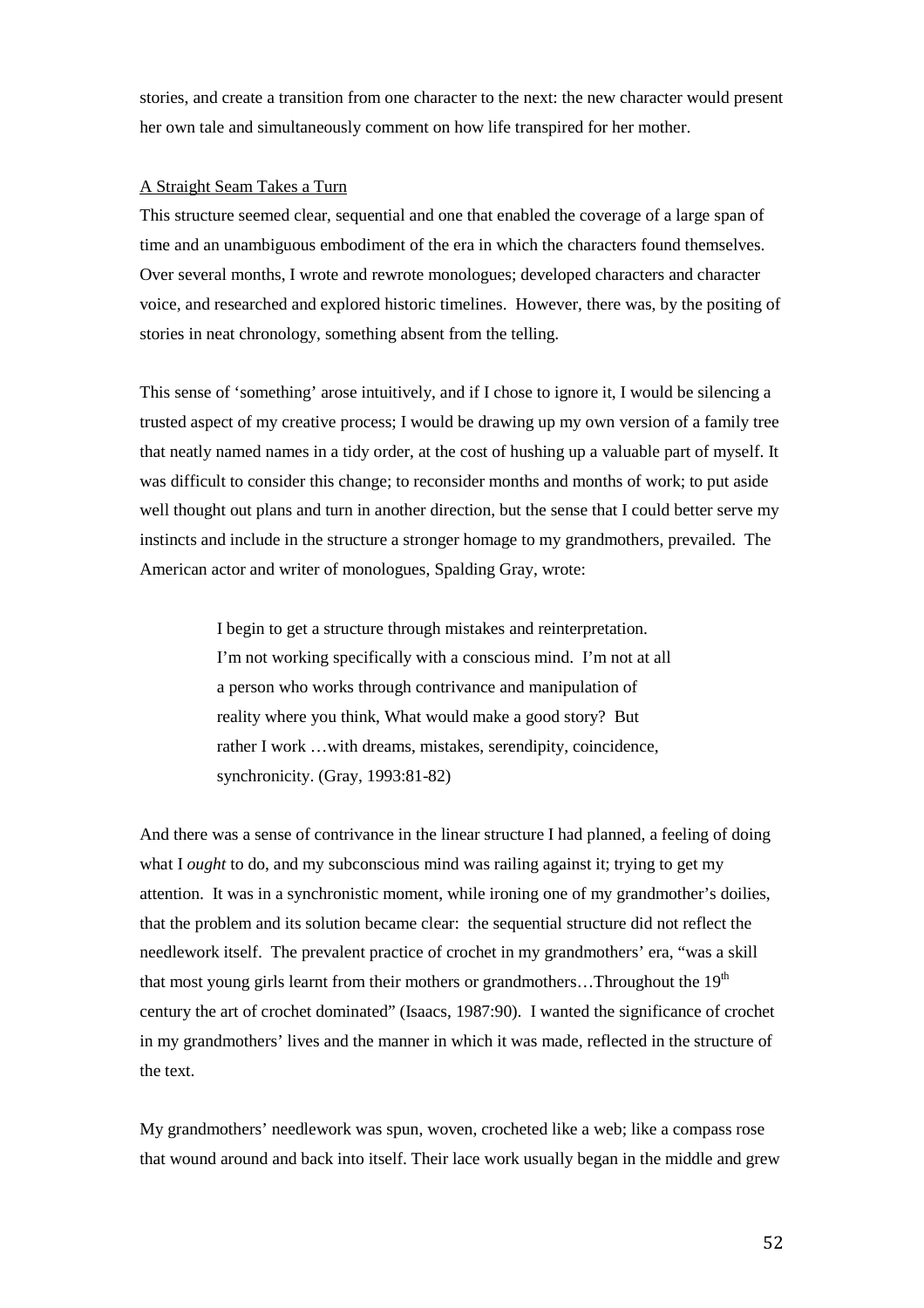stories, and create a transition from one character to the next: the new character would present her own tale and simultaneously comment on how life transpired for her mother.

<u>A Straight Seam Takes a Turn</u>

This structure seemed clear, sequential and one that enabled the coverage of a large span of time and an unambiguous embodiment of the era in which the characters found themselves. Over several months, I wrote and rewrote monologues; developed characters and character voice, and researched and explored historic timelines. However, there was, by the positing of stories in neat chronology, something absent from the telling.

This sense of 'something' arose intuitively, and if I chose to ignore it, I would be silencing a trusted aspect of my creative process; I would be drawing up my own version of a family tree that neatly named names in a tidy order, at the cost of hushing up a valuable part of myself. It was difficult to consider this change; to reconsider months and months of work; to put aside well thought out plans and turn in another direction, but the sense that I could better serve my instincts and include in the structure a stronger homage to my grandmothers, prevailed. The American actor and writer of monologues, Spalding Gray, wrote:

> I begin to get a structure through mistakes and reinterpretation. I'm not working specifically with a conscious mind. I'm not at all a person who works through contrivance and manipulation of reality where you think, What would make a good story? But rather I work …with dreams, mistakes, serendipity, coincidence, synchronicity. (Gray, 1993:81-82)

And there was a sense of contrivance in the linear structure I had planned, a feeling of doing what I *ought* to do, and my subconscious mind was railing against it; trying to get my attention. It was in a synchronistic moment, while ironing one of my grandmother's doilies, that the problem and its solution became clear: the sequential structure did not reflect the needlework itself. The prevalent practice of crochet in my grandmothers' era, "was a skill that most young girls learnt from their mothers or grandmothers…Throughout the 19th century the art of crochet dominated" (Isaacs, 1987:90). I wanted the significance of crochet in my grandmothers' lives and the manner in which it was made, reflected in the structure of the text.

My grandmothers' needlework was spun, woven, crocheted like a web; like a compass rose that wound around and back into itself. Their lace work usually began in the middle and grew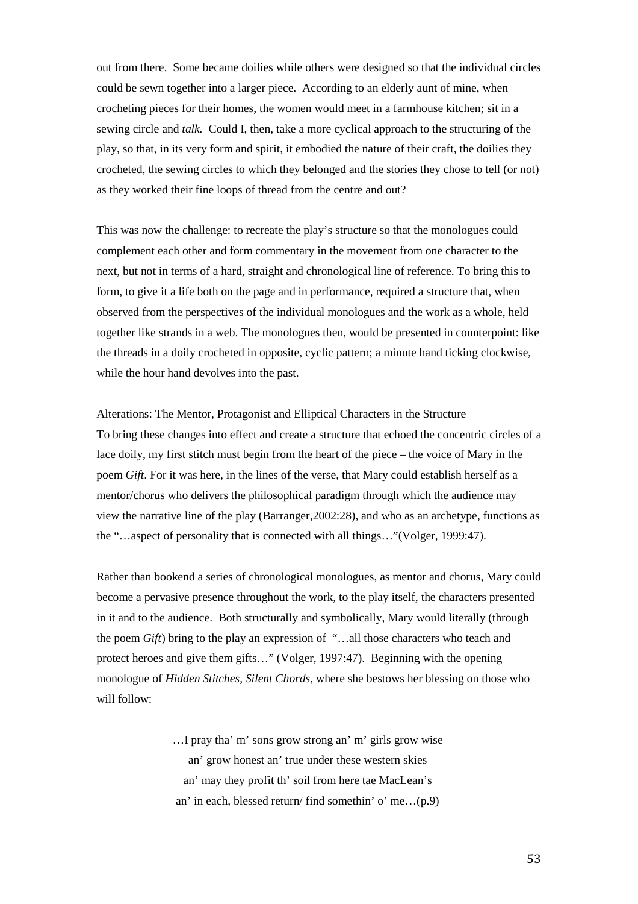out from there. Some became doilies while others were designed so that the individual circles could be sewn together into a larger piece. According to an elderly aunt of mine, when crocheting pieces for their homes, the women would meet in a farmhouse kitchen; sit in a sewing circle and *talk.* Could I, then, take a more cyclical approach to the structuring of the play, so that, in its very form and spirit, it embodied the nature of their craft, the doilies they crocheted, the sewing circles to which they belonged and the stories they chose to tell (or not) as they worked their fine loops of thread from the centre and out?

This was now the challenge: to recreate the play's structure so that the monologues could complement each other and form commentary in the movement from one character to the next, but not in terms of a hard, straight and chronological line of reference. To bring this to form, to give it a life both on the page and in performance, required a structure that, when observed from the perspectives of the individual monologues and the work as a whole, held together like strands in a web. The monologues then, would be presented in counterpoint: like the threads in a doily crocheted in opposite, cyclic pattern; a minute hand ticking clockwise, while the hour hand devolves into the past.

<u>Alterations: The Mentor, Protagonist and Elliptical Characters in the Structure</u>

To bring these changes into effect and create a structure that echoed the concentric circles of a lace doily, my first stitch must begin from the heart of the piece – the voice of Mary in the poem *Gift*. For it was here, in the lines of the verse, that Mary could establish herself as a mentor/chorus who delivers the philosophical paradigm through which the audience may view the narrative line of the play (Barranger,2002:28), and who as an archetype, functions as the "…aspect of personality that is connected with all things…"(Volger, 1999:47).

Rather than bookend a series of chronological monologues, as mentor and chorus, Mary could become a pervasive presence throughout the work, to the play itself, the characters presented in it and to the audience. Both structurally and symbolically, Mary would literally (through the poem *Gift*) bring to the play an expression of "…all those characters who teach and protect heroes and give them gifts…" (Volger, 1997:47). Beginning with the opening monologue of *Hidden Stitches, Silent Chords*, where she bestows her blessing on those who will follow:

> …I pray tha' m' sons grow strong an' m' girls grow wise
> an' grow honest an' true under these western skies
> an' may they profit th' soil from here tae MacLean's
> an' in each, blessed return/ find somethin' o' me…(p.9)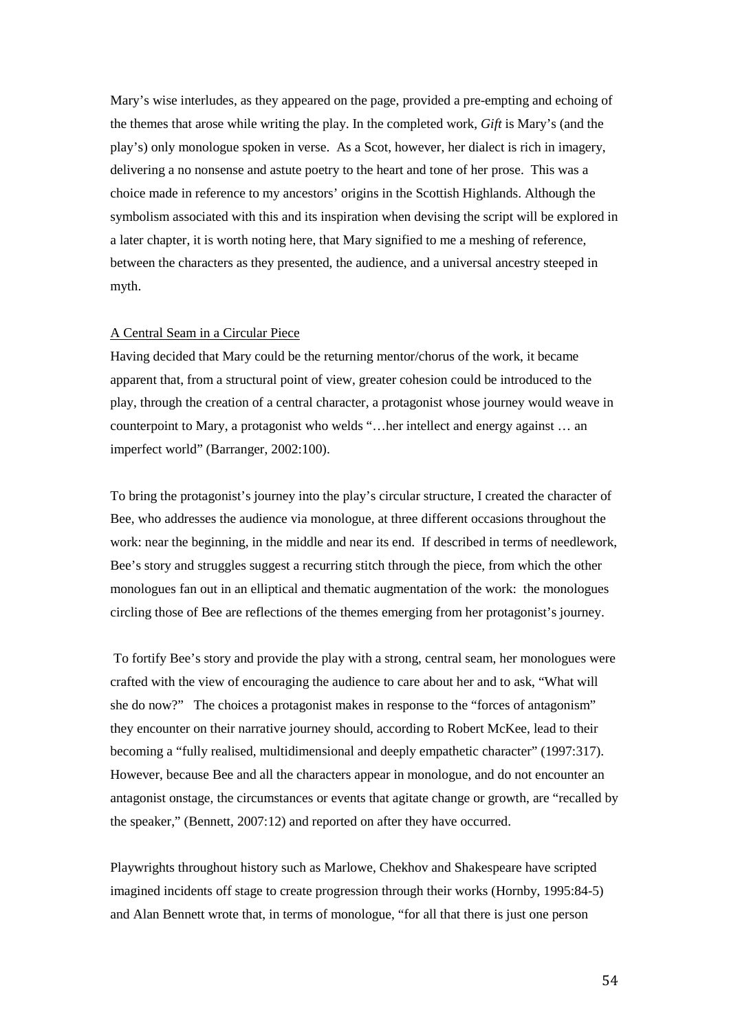Mary's wise interludes, as they appeared on the page, provided a pre-empting and echoing of the themes that arose while writing the play. In the completed work, *Gift* is Mary's (and the play's) only monologue spoken in verse. As a Scot, however, her dialect is rich in imagery, delivering a no nonsense and astute poetry to the heart and tone of her prose. This was a choice made in reference to my ancestors' origins in the Scottish Highlands. Although the symbolism associated with this and its inspiration when devising the script will be explored in a later chapter, it is worth noting here, that Mary signified to me a meshing of reference, between the characters as they presented, the audience, and a universal ancestry steeped in myth.

## A Central Seam in a Circular Piece

Having decided that Mary could be the returning mentor/chorus of the work, it became apparent that, from a structural point of view, greater cohesion could be introduced to the play, through the creation of a central character, a protagonist whose journey would weave in counterpoint to Mary, a protagonist who welds "…her intellect and energy against … an imperfect world" (Barranger, 2002:100).

To bring the protagonist's journey into the play's circular structure, I created the character of Bee, who addresses the audience via monologue, at three different occasions throughout the work: near the beginning, in the middle and near its end. If described in terms of needlework, Bee's story and struggles suggest a recurring stitch through the piece, from which the other monologues fan out in an elliptical and thematic augmentation of the work: the monologues circling those of Bee are reflections of the themes emerging from her protagonist's journey.

To fortify Bee's story and provide the play with a strong, central seam, her monologues were crafted with the view of encouraging the audience to care about her and to ask, "What will she do now?" The choices a protagonist makes in response to the "forces of antagonism" they encounter on their narrative journey should, according to Robert McKee, lead to their becoming a "fully realised, multidimensional and deeply empathetic character" (1997:317). However, because Bee and all the characters appear in monologue, and do not encounter an antagonist onstage, the circumstances or events that agitate change or growth, are "recalled by the speaker," (Bennett, 2007:12) and reported on after they have occurred.

Playwrights throughout history such as Marlowe, Chekhov and Shakespeare have scripted imagined incidents off stage to create progression through their works (Hornby, 1995:84-5) and Alan Bennett wrote that, in terms of monologue, "for all that there is just one person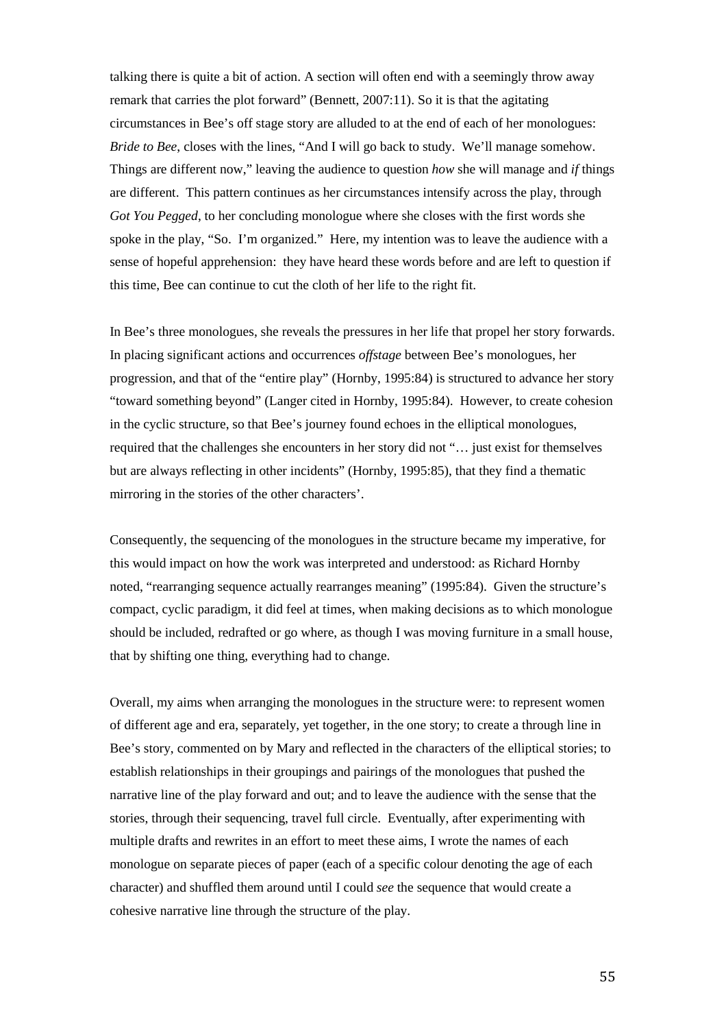talking there is quite a bit of action. A section will often end with a seemingly throw away remark that carries the plot forward" (Bennett, 2007:11). So it is that the agitating circumstances in Bee's off stage story are alluded to at the end of each of her monologues: *Bride to Bee*, closes with the lines, "And I will go back to study. We'll manage somehow. Things are different now," leaving the audience to question *how* she will manage and *if* things are different. This pattern continues as her circumstances intensify across the play, through *Got You Pegged*, to her concluding monologue where she closes with the first words she spoke in the play, "So. I'm organized." Here, my intention was to leave the audience with a sense of hopeful apprehension: they have heard these words before and are left to question if this time, Bee can continue to cut the cloth of her life to the right fit.

In Bee's three monologues, she reveals the pressures in her life that propel her story forwards. In placing significant actions and occurrences *offstage* between Bee's monologues, her progression, and that of the "entire play" (Hornby, 1995:84) is structured to advance her story "toward something beyond" (Langer cited in Hornby, 1995:84). However, to create cohesion in the cyclic structure, so that Bee's journey found echoes in the elliptical monologues, required that the challenges she encounters in her story did not "… just exist for themselves but are always reflecting in other incidents" (Hornby, 1995:85), that they find a thematic mirroring in the stories of the other characters'.

Consequently, the sequencing of the monologues in the structure became my imperative, for this would impact on how the work was interpreted and understood: as Richard Hornby noted, "rearranging sequence actually rearranges meaning" (1995:84). Given the structure's compact, cyclic paradigm, it did feel at times, when making decisions as to which monologue should be included, redrafted or go where, as though I was moving furniture in a small house, that by shifting one thing, everything had to change.

Overall, my aims when arranging the monologues in the structure were: to represent women of different age and era, separately, yet together, in the one story; to create a through line in Bee's story, commented on by Mary and reflected in the characters of the elliptical stories; to establish relationships in their groupings and pairings of the monologues that pushed the narrative line of the play forward and out; and to leave the audience with the sense that the stories, through their sequencing, travel full circle. Eventually, after experimenting with multiple drafts and rewrites in an effort to meet these aims, I wrote the names of each monologue on separate pieces of paper (each of a specific colour denoting the age of each character) and shuffled them around until I could *see* the sequence that would create a cohesive narrative line through the structure of the play.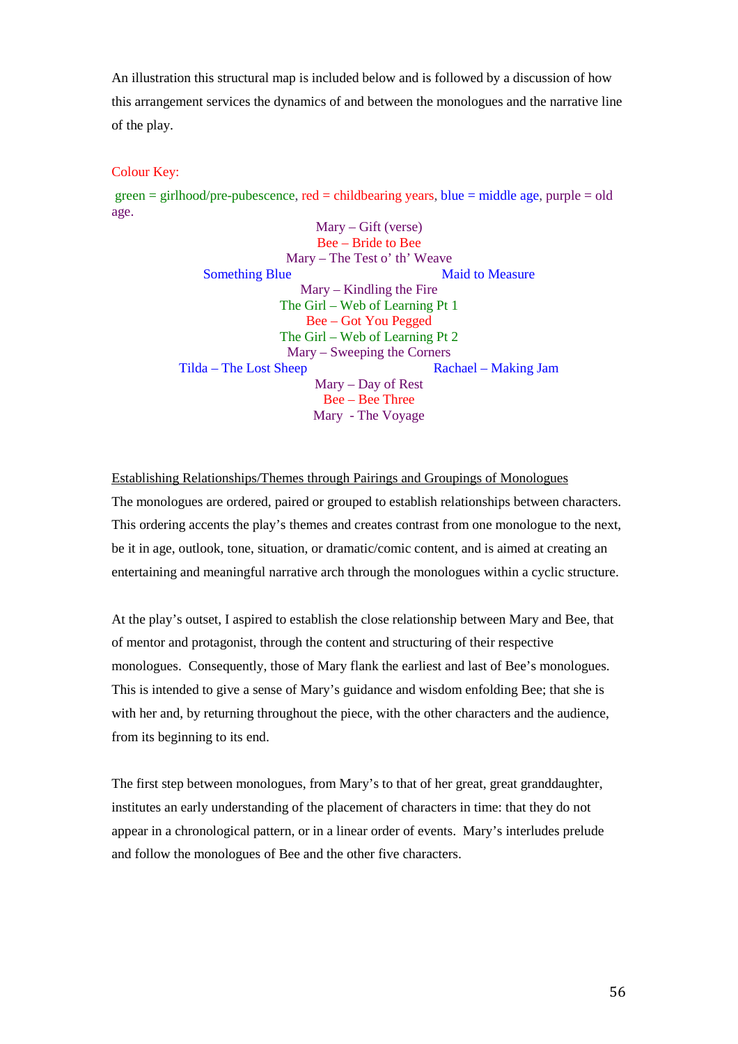An illustration this structural map is included below and is followed by a discussion of how this arrangement services the dynamics of and between the monologues and the narrative line of the play.

Colour Key:

green = girlhood/pre-pubescence, red = childbearing years, blue = middle age, purple = old age.

Mary – Gift (verse)
Bee – Bride to Bee
Mary – The Test o' th' Weave
Something Blue                    Maid to Measure
Mary – Kindling the Fire
The Girl – Web of Learning Pt 1
Bee – Got You Pegged
The Girl – Web of Learning Pt 2
Mary – Sweeping the Corners
Tilda – The Lost Sheep                    Rachael – Making Jam
Mary – Day of Rest
Bee – Bee Three
Mary - The Voyage

<u>Establishing Relationships/Themes through Pairings and Groupings of Monologues</u>

The monologues are ordered, paired or grouped to establish relationships between characters. This ordering accents the play's themes and creates contrast from one monologue to the next, be it in age, outlook, tone, situation, or dramatic/comic content, and is aimed at creating an entertaining and meaningful narrative arch through the monologues within a cyclic structure.

At the play's outset, I aspired to establish the close relationship between Mary and Bee, that of mentor and protagonist, through the content and structuring of their respective monologues. Consequently, those of Mary flank the earliest and last of Bee's monologues. This is intended to give a sense of Mary's guidance and wisdom enfolding Bee; that she is with her and, by returning throughout the piece, with the other characters and the audience, from its beginning to its end.

The first step between monologues, from Mary's to that of her great, great granddaughter, institutes an early understanding of the placement of characters in time: that they do not appear in a chronological pattern, or in a linear order of events. Mary's interludes prelude and follow the monologues of Bee and the other five characters.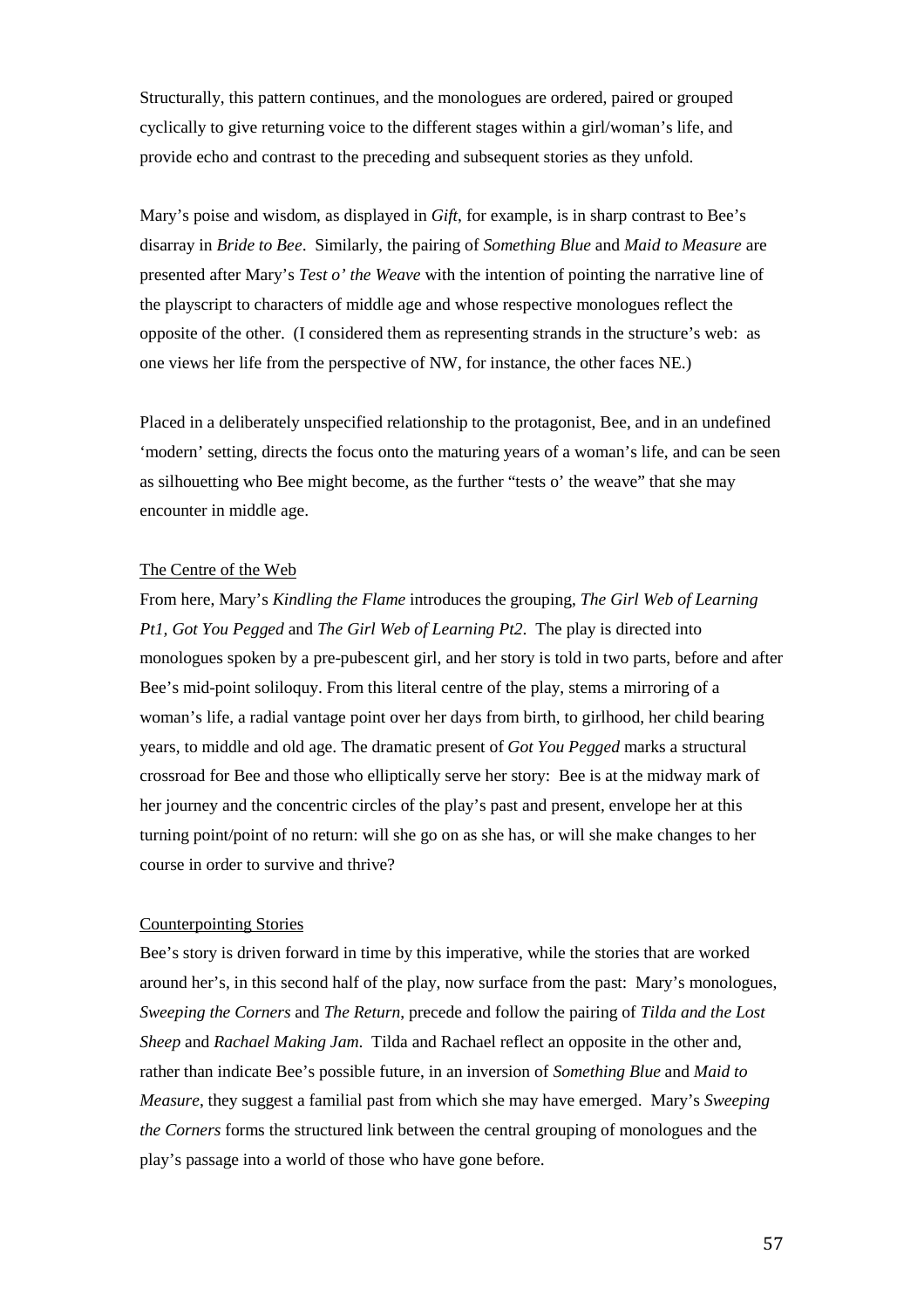Structurally, this pattern continues, and the monologues are ordered, paired or grouped cyclically to give returning voice to the different stages within a girl/woman's life, and provide echo and contrast to the preceding and subsequent stories as they unfold.

Mary's poise and wisdom, as displayed in *Gift*, for example, is in sharp contrast to Bee's disarray in *Bride to Bee*. Similarly, the pairing of *Something Blue* and *Maid to Measure* are presented after Mary's *Test o' the Weave* with the intention of pointing the narrative line of the playscript to characters of middle age and whose respective monologues reflect the opposite of the other. (I considered them as representing strands in the structure's web: as one views her life from the perspective of NW, for instance, the other faces NE.)

Placed in a deliberately unspecified relationship to the protagonist, Bee, and in an undefined 'modern' setting, directs the focus onto the maturing years of a woman's life, and can be seen as silhouetting who Bee might become, as the further "tests o' the weave" that she may encounter in middle age.

<u>The Centre of the Web</u>

From here, Mary's *Kindling the Flame* introduces the grouping, *The Girl Web of Learning Pt1*, *Got You Pegged* and *The Girl Web of Learning Pt2*. The play is directed into monologues spoken by a pre-pubescent girl, and her story is told in two parts, before and after Bee's mid-point soliloquy. From this literal centre of the play, stems a mirroring of a woman's life, a radial vantage point over her days from birth, to girlhood, her child bearing years, to middle and old age. The dramatic present of *Got You Pegged* marks a structural crossroad for Bee and those who elliptically serve her story: Bee is at the midway mark of her journey and the concentric circles of the play's past and present, envelope her at this turning point/point of no return: will she go on as she has, or will she make changes to her course in order to survive and thrive?

<u>Counterpointing Stories</u>

Bee's story is driven forward in time by this imperative, while the stories that are worked around her's, in this second half of the play, now surface from the past: Mary's monologues, *Sweeping the Corners* and *The Return*, precede and follow the pairing of *Tilda and the Lost Sheep* and *Rachael Making Jam*. Tilda and Rachael reflect an opposite in the other and, rather than indicate Bee's possible future, in an inversion of *Something Blue* and *Maid to Measure*, they suggest a familial past from which she may have emerged. Mary's *Sweeping the Corners* forms the structured link between the central grouping of monologues and the play's passage into a world of those who have gone before.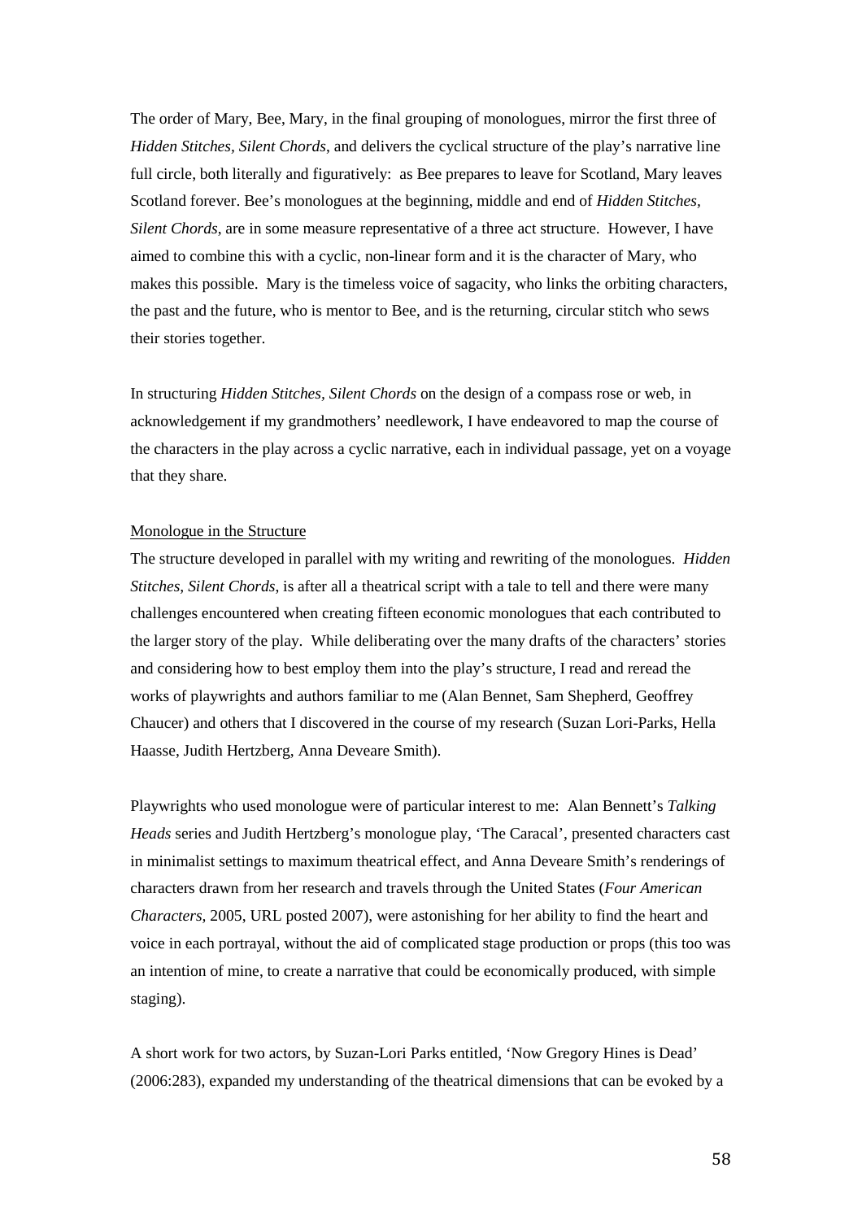The order of Mary, Bee, Mary, in the final grouping of monologues, mirror the first three of *Hidden Stitches, Silent Chords*, and delivers the cyclical structure of the play's narrative line full circle, both literally and figuratively: as Bee prepares to leave for Scotland, Mary leaves Scotland forever. Bee's monologues at the beginning, middle and end of *Hidden Stitches, Silent Chords*, are in some measure representative of a three act structure. However, I have aimed to combine this with a cyclic, non-linear form and it is the character of Mary, who makes this possible. Mary is the timeless voice of sagacity, who links the orbiting characters, the past and the future, who is mentor to Bee, and is the returning, circular stitch who sews their stories together.

In structuring *Hidden Stitches, Silent Chords* on the design of a compass rose or web, in acknowledgement if my grandmothers' needlework, I have endeavored to map the course of the characters in the play across a cyclic narrative, each in individual passage, yet on a voyage that they share.

<u>Monologue in the Structure</u>

The structure developed in parallel with my writing and rewriting of the monologues. *Hidden Stitches, Silent Chords*, is after all a theatrical script with a tale to tell and there were many challenges encountered when creating fifteen economic monologues that each contributed to the larger story of the play. While deliberating over the many drafts of the characters' stories and considering how to best employ them into the play's structure, I read and reread the works of playwrights and authors familiar to me (Alan Bennet, Sam Shepherd, Geoffrey Chaucer) and others that I discovered in the course of my research (Suzan Lori-Parks, Hella Haasse, Judith Hertzberg, Anna Deveare Smith).

Playwrights who used monologue were of particular interest to me: Alan Bennett's *Talking Heads* series and Judith Hertzberg's monologue play, 'The Caracal', presented characters cast in minimalist settings to maximum theatrical effect, and Anna Deveare Smith's renderings of characters drawn from her research and travels through the United States (*Four American Characters*, 2005, URL posted 2007), were astonishing for her ability to find the heart and voice in each portrayal, without the aid of complicated stage production or props (this too was an intention of mine, to create a narrative that could be economically produced, with simple staging).

A short work for two actors, by Suzan-Lori Parks entitled, 'Now Gregory Hines is Dead' (2006:283), expanded my understanding of the theatrical dimensions that can be evoked by a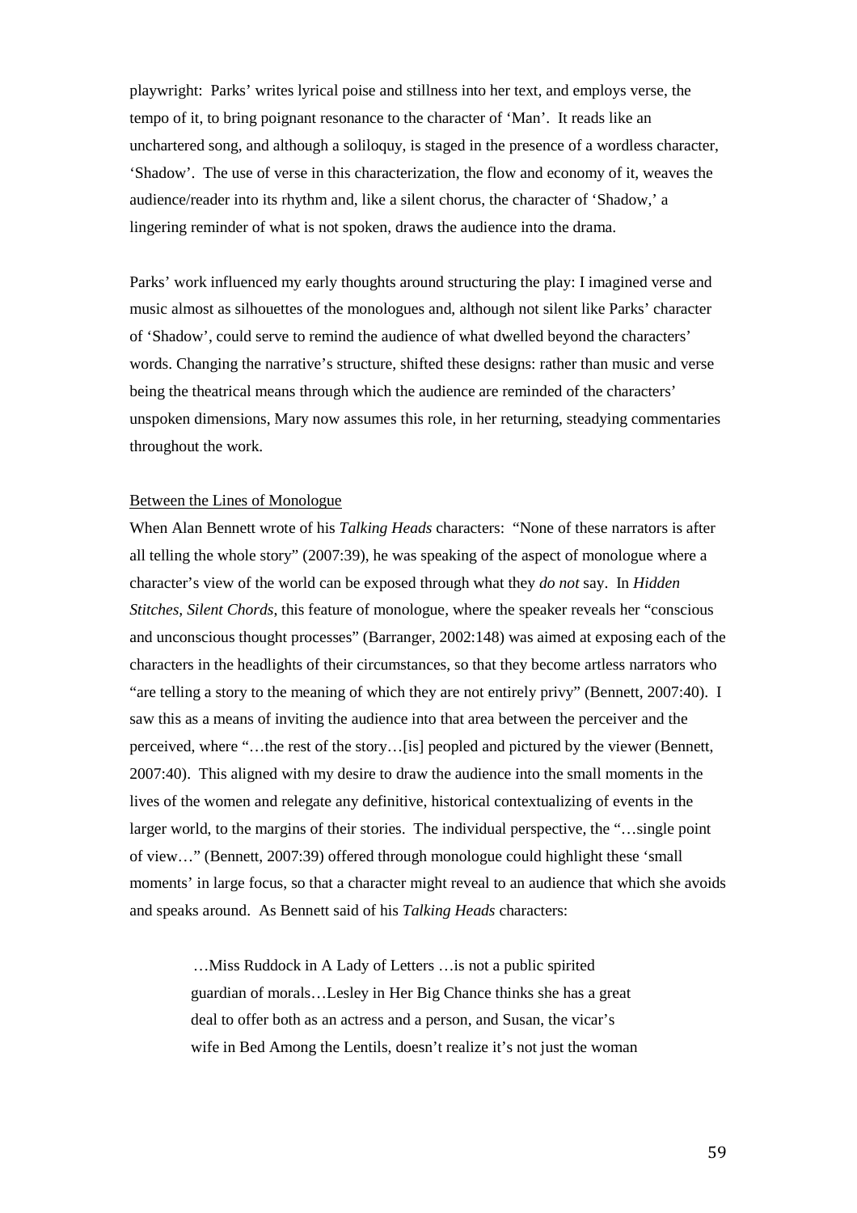playwright: Parks' writes lyrical poise and stillness into her text, and employs verse, the tempo of it, to bring poignant resonance to the character of 'Man'. It reads like an unchartered song, and although a soliloquy, is staged in the presence of a wordless character, 'Shadow'. The use of verse in this characterization, the flow and economy of it, weaves the audience/reader into its rhythm and, like a silent chorus, the character of 'Shadow,' a lingering reminder of what is not spoken, draws the audience into the drama.

Parks' work influenced my early thoughts around structuring the play: I imagined verse and music almost as silhouettes of the monologues and, although not silent like Parks' character of 'Shadow', could serve to remind the audience of what dwelled beyond the characters' words. Changing the narrative's structure, shifted these designs: rather than music and verse being the theatrical means through which the audience are reminded of the characters' unspoken dimensions, Mary now assumes this role, in her returning, steadying commentaries throughout the work.

<u>Between the Lines of Monologue</u>

When Alan Bennett wrote of his *Talking Heads* characters: "None of these narrators is after all telling the whole story" (2007:39), he was speaking of the aspect of monologue where a character's view of the world can be exposed through what they *do not* say. In *Hidden Stitches, Silent Chords*, this feature of monologue, where the speaker reveals her "conscious and unconscious thought processes" (Barranger, 2002:148) was aimed at exposing each of the characters in the headlights of their circumstances, so that they become artless narrators who "are telling a story to the meaning of which they are not entirely privy" (Bennett, 2007:40). I saw this as a means of inviting the audience into that area between the perceiver and the perceived, where "…the rest of the story…[is] peopled and pictured by the viewer (Bennett, 2007:40). This aligned with my desire to draw the audience into the small moments in the lives of the women and relegate any definitive, historical contextualizing of events in the larger world, to the margins of their stories. The individual perspective, the "…single point of view…" (Bennett, 2007:39) offered through monologue could highlight these 'small moments' in large focus, so that a character might reveal to an audience that which she avoids and speaks around. As Bennett said of his *Talking Heads* characters:

> …Miss Ruddock in A Lady of Letters …is not a public spirited guardian of morals…Lesley in Her Big Chance thinks she has a great deal to offer both as an actress and a person, and Susan, the vicar's wife in Bed Among the Lentils, doesn't realize it's not just the woman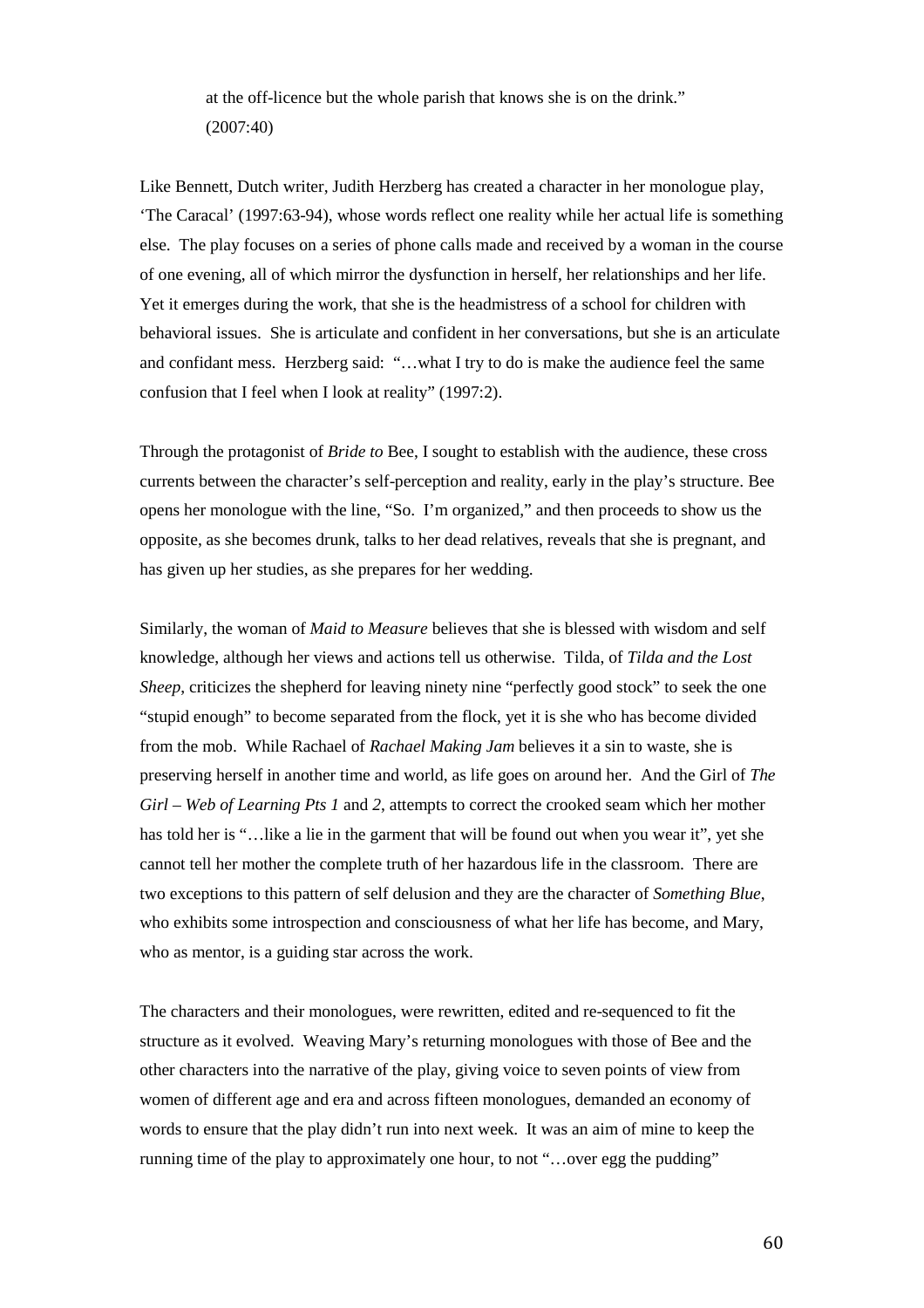> at the off-licence but the whole parish that knows she is on the drink."
> (2007:40)

Like Bennett, Dutch writer, Judith Herzberg has created a character in her monologue play, 'The Caracal' (1997:63-94), whose words reflect one reality while her actual life is something else. The play focuses on a series of phone calls made and received by a woman in the course of one evening, all of which mirror the dysfunction in herself, her relationships and her life. Yet it emerges during the work, that she is the headmistress of a school for children with behavioral issues. She is articulate and confident in her conversations, but she is an articulate and confidant mess. Herzberg said: "…what I try to do is make the audience feel the same confusion that I feel when I look at reality" (1997:2).

Through the protagonist of *Bride to* Bee, I sought to establish with the audience, these cross currents between the character's self-perception and reality, early in the play's structure. Bee opens her monologue with the line, "So. I'm organized," and then proceeds to show us the opposite, as she becomes drunk, talks to her dead relatives, reveals that she is pregnant, and has given up her studies, as she prepares for her wedding.

Similarly, the woman of *Maid to Measure* believes that she is blessed with wisdom and self knowledge, although her views and actions tell us otherwise. Tilda, of *Tilda and the Lost Sheep*, criticizes the shepherd for leaving ninety nine "perfectly good stock" to seek the one "stupid enough" to become separated from the flock, yet it is she who has become divided from the mob. While Rachael of *Rachael Making Jam* believes it a sin to waste, she is preserving herself in another time and world, as life goes on around her. And the Girl of *The Girl – Web of Learning Pts 1* and *2*, attempts to correct the crooked seam which her mother has told her is "…like a lie in the garment that will be found out when you wear it", yet she cannot tell her mother the complete truth of her hazardous life in the classroom. There are two exceptions to this pattern of self delusion and they are the character of *Something Blue*, who exhibits some introspection and consciousness of what her life has become, and Mary, who as mentor, is a guiding star across the work.

The characters and their monologues, were rewritten, edited and re-sequenced to fit the structure as it evolved. Weaving Mary's returning monologues with those of Bee and the other characters into the narrative of the play, giving voice to seven points of view from women of different age and era and across fifteen monologues, demanded an economy of words to ensure that the play didn't run into next week. It was an aim of mine to keep the running time of the play to approximately one hour, to not "…over egg the pudding"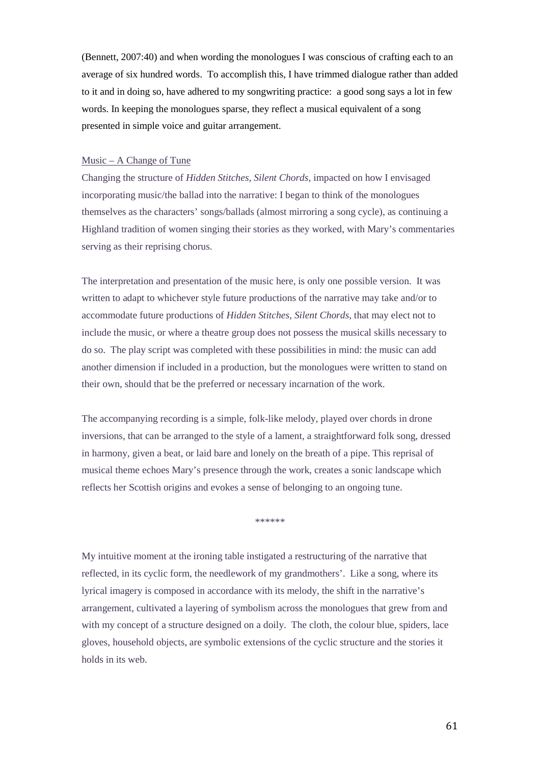(Bennett, 2007:40) and when wording the monologues I was conscious of crafting each to an average of six hundred words. To accomplish this, I have trimmed dialogue rather than added to it and in doing so, have adhered to my songwriting practice: a good song says a lot in few words. In keeping the monologues sparse, they reflect a musical equivalent of a song presented in simple voice and guitar arrangement.

<u>Music – A Change of Tune</u>

Changing the structure of *Hidden Stitches, Silent Chords*, impacted on how I envisaged incorporating music/the ballad into the narrative: I began to think of the monologues themselves as the characters' songs/ballads (almost mirroring a song cycle), as continuing a Highland tradition of women singing their stories as they worked, with Mary's commentaries serving as their reprising chorus.

The interpretation and presentation of the music here, is only one possible version. It was written to adapt to whichever style future productions of the narrative may take and/or to accommodate future productions of *Hidden Stitches, Silent Chords*, that may elect not to include the music, or where a theatre group does not possess the musical skills necessary to do so. The play script was completed with these possibilities in mind: the music can add another dimension if included in a production, but the monologues were written to stand on their own, should that be the preferred or necessary incarnation of the work.

The accompanying recording is a simple, folk-like melody, played over chords in drone inversions, that can be arranged to the style of a lament, a straightforward folk song, dressed in harmony, given a beat, or laid bare and lonely on the breath of a pipe. This reprisal of musical theme echoes Mary's presence through the work, creates a sonic landscape which reflects her Scottish origins and evokes a sense of belonging to an ongoing tune.

******

My intuitive moment at the ironing table instigated a restructuring of the narrative that reflected, in its cyclic form, the needlework of my grandmothers'. Like a song, where its lyrical imagery is composed in accordance with its melody, the shift in the narrative's arrangement, cultivated a layering of symbolism across the monologues that grew from and with my concept of a structure designed on a doily. The cloth, the colour blue, spiders, lace gloves, household objects, are symbolic extensions of the cyclic structure and the stories it holds in its web.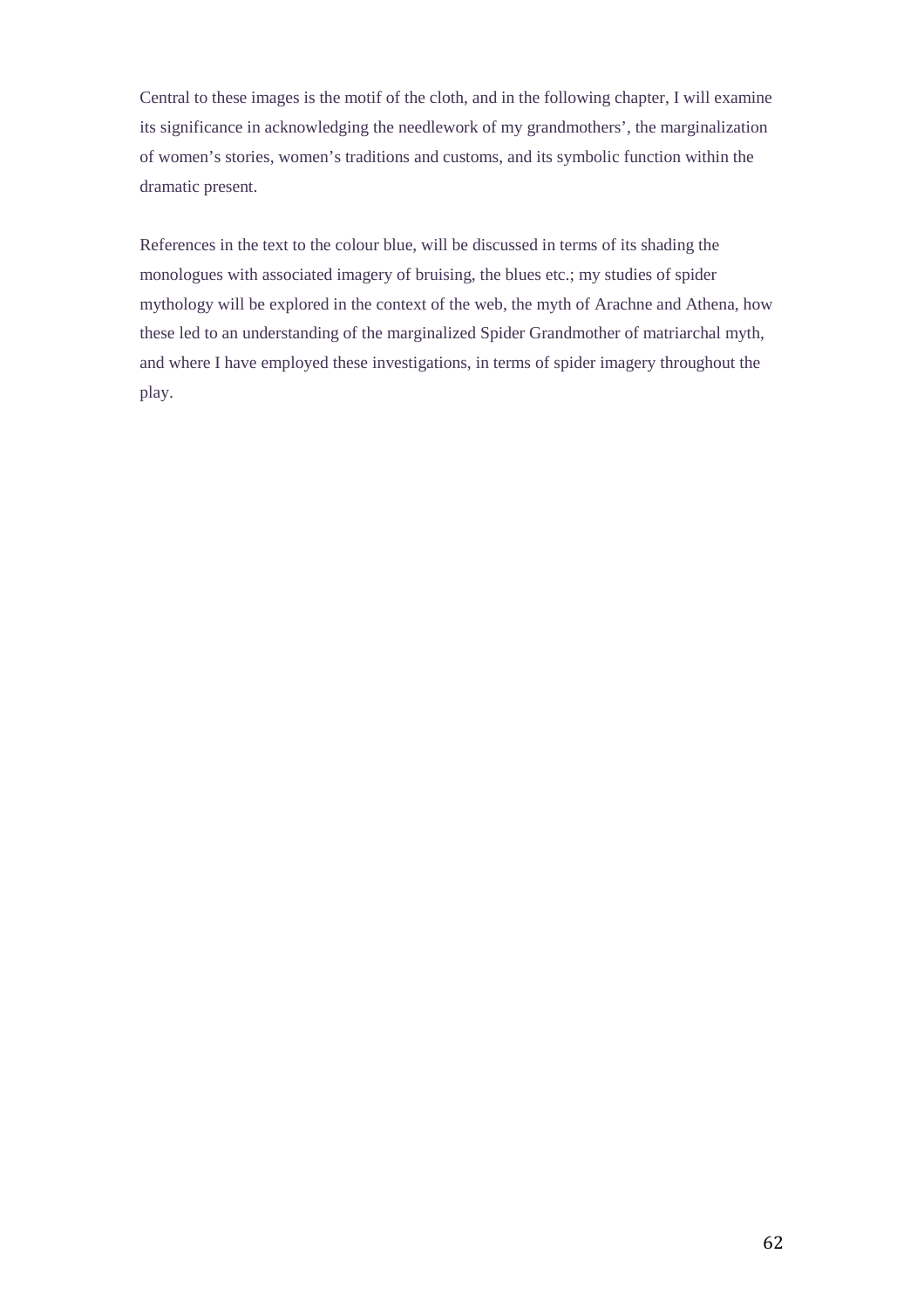Central to these images is the motif of the cloth, and in the following chapter, I will examine its significance in acknowledging the needlework of my grandmothers', the marginalization of women's stories, women's traditions and customs, and its symbolic function within the dramatic present.

References in the text to the colour blue, will be discussed in terms of its shading the monologues with associated imagery of bruising, the blues etc.; my studies of spider mythology will be explored in the context of the web, the myth of Arachne and Athena, how these led to an understanding of the marginalized Spider Grandmother of matriarchal myth, and where I have employed these investigations, in terms of spider imagery throughout the play.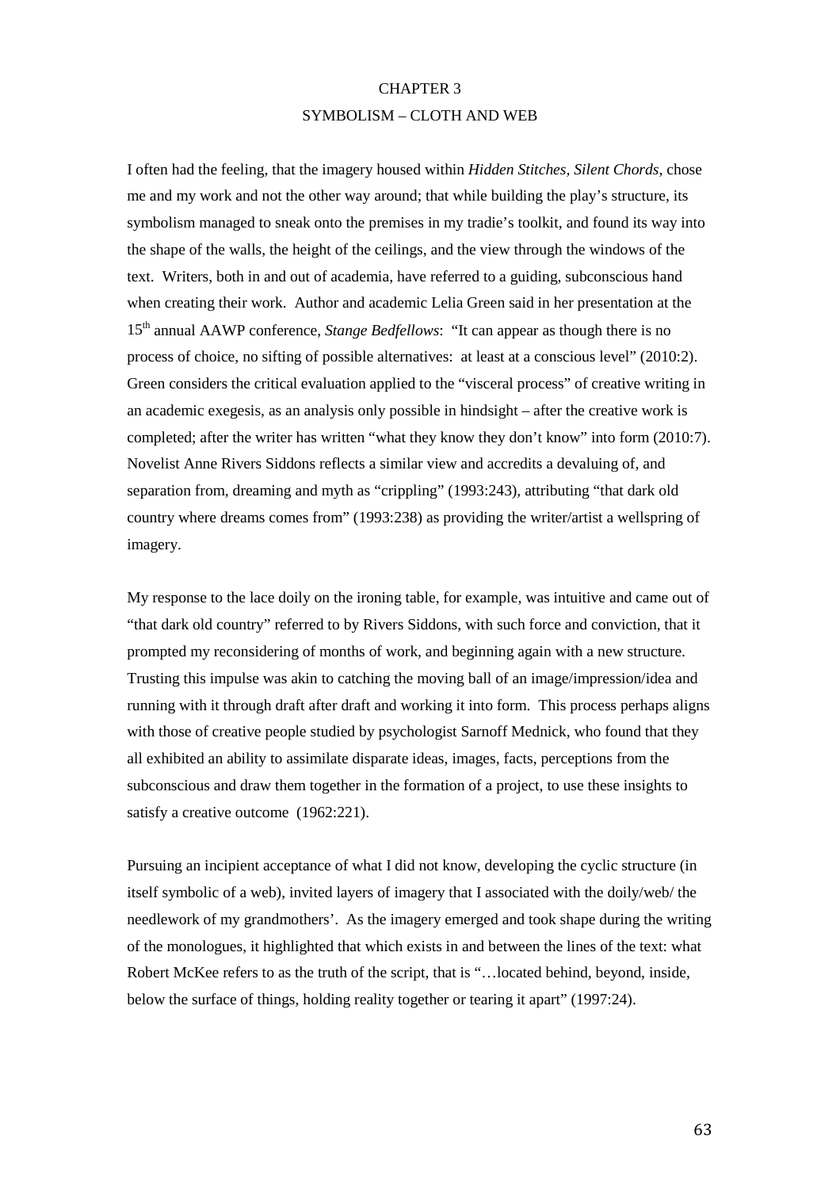# CHAPTER 3

## SYMBOLISM – CLOTH AND WEB

I often had the feeling, that the imagery housed within *Hidden Stitches, Silent Chords*, chose me and my work and not the other way around; that while building the play's structure, its symbolism managed to sneak onto the premises in my tradie's toolkit, and found its way into the shape of the walls, the height of the ceilings, and the view through the windows of the text. Writers, both in and out of academia, have referred to a guiding, subconscious hand when creating their work. Author and academic Lelia Green said in her presentation at the 15th annual AAWP conference, *Stange Bedfellows*: "It can appear as though there is no process of choice, no sifting of possible alternatives: at least at a conscious level" (2010:2). Green considers the critical evaluation applied to the "visceral process" of creative writing in an academic exegesis, as an analysis only possible in hindsight – after the creative work is completed; after the writer has written "what they know they don't know" into form (2010:7). Novelist Anne Rivers Siddons reflects a similar view and accredits a devaluing of, and separation from, dreaming and myth as "crippling" (1993:243), attributing "that dark old country where dreams comes from" (1993:238) as providing the writer/artist a wellspring of imagery.

My response to the lace doily on the ironing table, for example, was intuitive and came out of "that dark old country" referred to by Rivers Siddons, with such force and conviction, that it prompted my reconsidering of months of work, and beginning again with a new structure. Trusting this impulse was akin to catching the moving ball of an image/impression/idea and running with it through draft after draft and working it into form. This process perhaps aligns with those of creative people studied by psychologist Sarnoff Mednick, who found that they all exhibited an ability to assimilate disparate ideas, images, facts, perceptions from the subconscious and draw them together in the formation of a project, to use these insights to satisfy a creative outcome (1962:221).

Pursuing an incipient acceptance of what I did not know, developing the cyclic structure (in itself symbolic of a web), invited layers of imagery that I associated with the doily/web/ the needlework of my grandmothers'. As the imagery emerged and took shape during the writing of the monologues, it highlighted that which exists in and between the lines of the text: what Robert McKee refers to as the truth of the script, that is "…located behind, beyond, inside, below the surface of things, holding reality together or tearing it apart" (1997:24).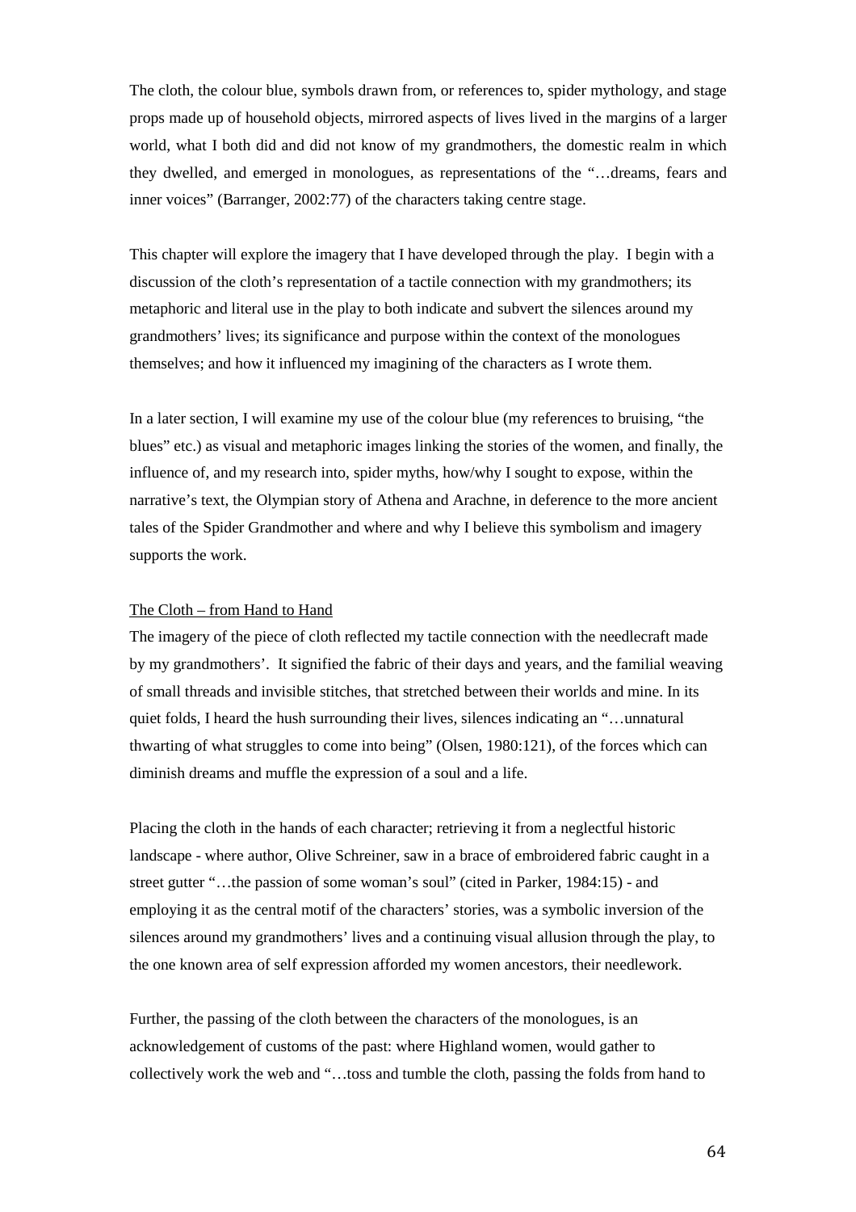The cloth, the colour blue, symbols drawn from, or references to, spider mythology, and stage props made up of household objects, mirrored aspects of lives lived in the margins of a larger world, what I both did and did not know of my grandmothers, the domestic realm in which they dwelled, and emerged in monologues, as representations of the "…dreams, fears and inner voices" (Barranger, 2002:77) of the characters taking centre stage.

This chapter will explore the imagery that I have developed through the play. I begin with a discussion of the cloth's representation of a tactile connection with my grandmothers; its metaphoric and literal use in the play to both indicate and subvert the silences around my grandmothers' lives; its significance and purpose within the context of the monologues themselves; and how it influenced my imagining of the characters as I wrote them.

In a later section, I will examine my use of the colour blue (my references to bruising, "the blues" etc.) as visual and metaphoric images linking the stories of the women, and finally, the influence of, and my research into, spider myths, how/why I sought to expose, within the narrative's text, the Olympian story of Athena and Arachne, in deference to the more ancient tales of the Spider Grandmother and where and why I believe this symbolism and imagery supports the work.

<u>The Cloth – from Hand to Hand</u>

The imagery of the piece of cloth reflected my tactile connection with the needlecraft made by my grandmothers'. It signified the fabric of their days and years, and the familial weaving of small threads and invisible stitches, that stretched between their worlds and mine. In its quiet folds, I heard the hush surrounding their lives, silences indicating an "…unnatural thwarting of what struggles to come into being" (Olsen, 1980:121), of the forces which can diminish dreams and muffle the expression of a soul and a life.

Placing the cloth in the hands of each character; retrieving it from a neglectful historic landscape - where author, Olive Schreiner, saw in a brace of embroidered fabric caught in a street gutter "…the passion of some woman's soul" (cited in Parker, 1984:15) - and employing it as the central motif of the characters' stories, was a symbolic inversion of the silences around my grandmothers' lives and a continuing visual allusion through the play, to the one known area of self expression afforded my women ancestors, their needlework.

Further, the passing of the cloth between the characters of the monologues, is an acknowledgement of customs of the past: where Highland women, would gather to collectively work the web and "…toss and tumble the cloth, passing the folds from hand to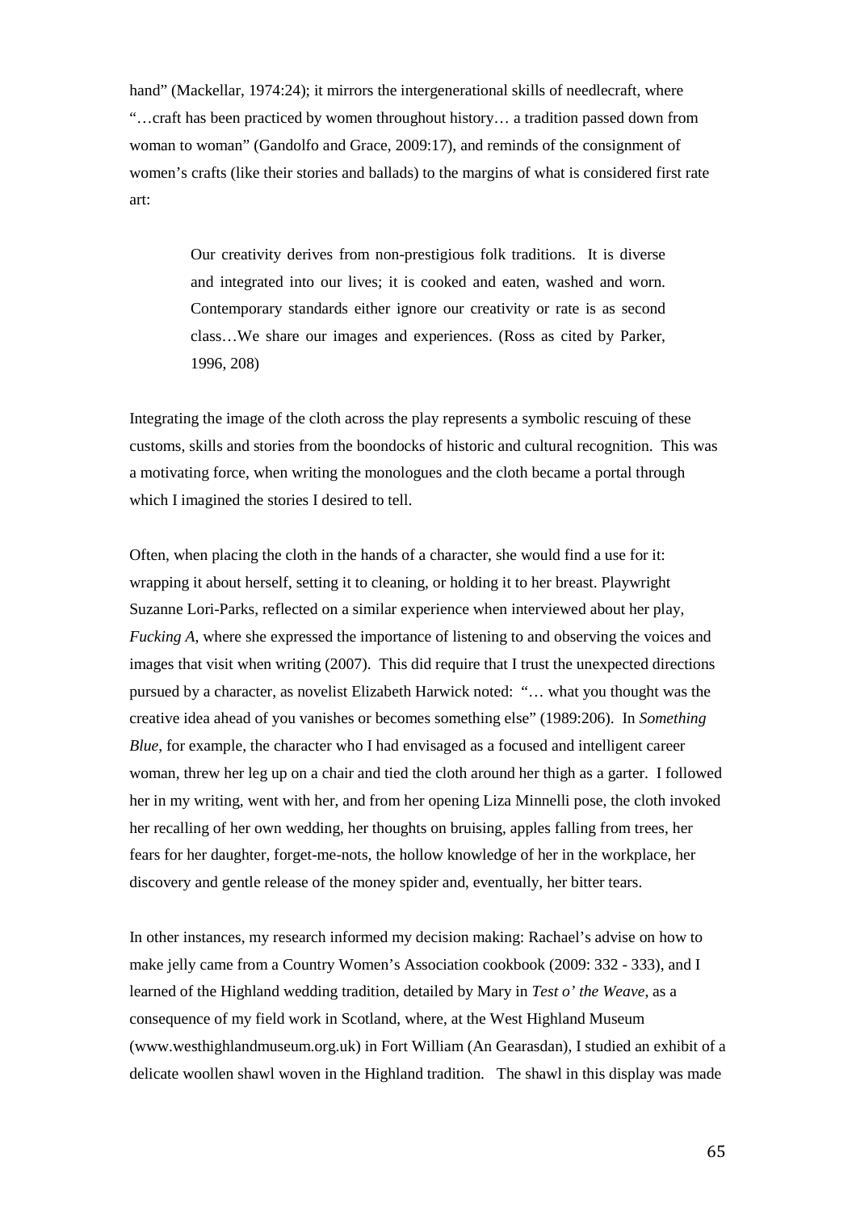hand" (Mackellar, 1974:24); it mirrors the intergenerational skills of needlecraft, where "…craft has been practiced by women throughout history… a tradition passed down from woman to woman" (Gandolfo and Grace, 2009:17), and reminds of the consignment of women's crafts (like their stories and ballads) to the margins of what is considered first rate art:

> Our creativity derives from non-prestigious folk traditions. It is diverse and integrated into our lives; it is cooked and eaten, washed and worn. Contemporary standards either ignore our creativity or rate is as second class…We share our images and experiences. (Ross as cited by Parker, 1996, 208)

Integrating the image of the cloth across the play represents a symbolic rescuing of these customs, skills and stories from the boondocks of historic and cultural recognition. This was a motivating force, when writing the monologues and the cloth became a portal through which I imagined the stories I desired to tell.

Often, when placing the cloth in the hands of a character, she would find a use for it: wrapping it about herself, setting it to cleaning, or holding it to her breast. Playwright Suzanne Lori-Parks, reflected on a similar experience when interviewed about her play, *Fucking A*, where she expressed the importance of listening to and observing the voices and images that visit when writing (2007). This did require that I trust the unexpected directions pursued by a character, as novelist Elizabeth Harwick noted: "… what you thought was the creative idea ahead of you vanishes or becomes something else" (1989:206). In *Something Blue*, for example, the character who I had envisaged as a focused and intelligent career woman, threw her leg up on a chair and tied the cloth around her thigh as a garter. I followed her in my writing, went with her, and from her opening Liza Minnelli pose, the cloth invoked her recalling of her own wedding, her thoughts on bruising, apples falling from trees, her fears for her daughter, forget-me-nots, the hollow knowledge of her in the workplace, her discovery and gentle release of the money spider and, eventually, her bitter tears.

In other instances, my research informed my decision making: Rachael's advise on how to make jelly came from a Country Women's Association cookbook (2009: 332 - 333), and I learned of the Highland wedding tradition, detailed by Mary in *Test o' the Weave*, as a consequence of my field work in Scotland, where, at the West Highland Museum (www.westhighlandmuseum.org.uk) in Fort William (An Gearasdan), I studied an exhibit of a delicate woollen shawl woven in the Highland tradition. The shawl in this display was made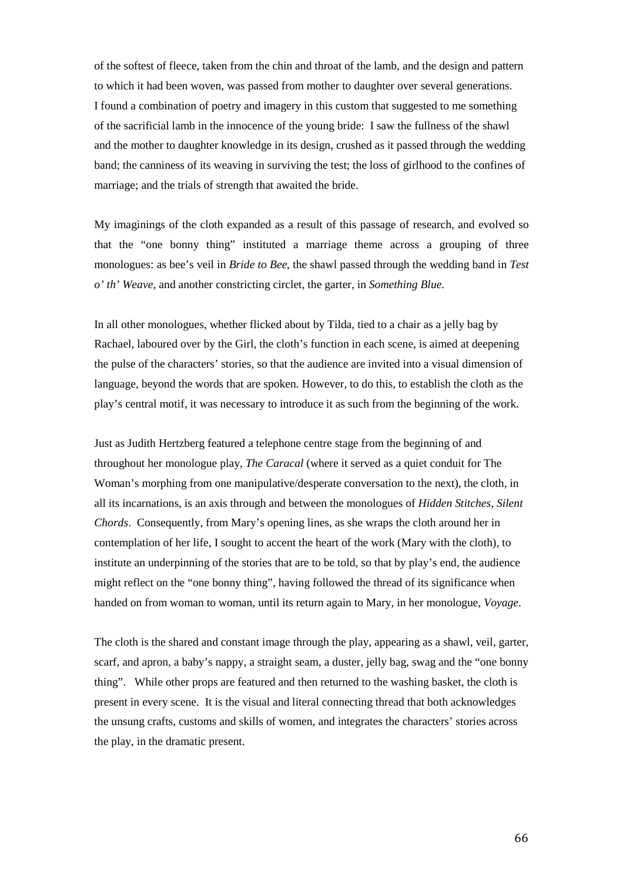of the softest of fleece, taken from the chin and throat of the lamb, and the design and pattern to which it had been woven, was passed from mother to daughter over several generations. I found a combination of poetry and imagery in this custom that suggested to me something of the sacrificial lamb in the innocence of the young bride: I saw the fullness of the shawl and the mother to daughter knowledge in its design, crushed as it passed through the wedding band; the canniness of its weaving in surviving the test; the loss of girlhood to the confines of marriage; and the trials of strength that awaited the bride.

My imaginings of the cloth expanded as a result of this passage of research, and evolved so that the "one bonny thing" instituted a marriage theme across a grouping of three monologues: as bee's veil in *Bride to Bee*, the shawl passed through the wedding band in *Test o' th' Weave*, and another constricting circlet, the garter, in *Something Blue*.

In all other monologues, whether flicked about by Tilda, tied to a chair as a jelly bag by Rachael, laboured over by the Girl, the cloth's function in each scene, is aimed at deepening the pulse of the characters' stories, so that the audience are invited into a visual dimension of language, beyond the words that are spoken. However, to do this, to establish the cloth as the play's central motif, it was necessary to introduce it as such from the beginning of the work.

Just as Judith Hertzberg featured a telephone centre stage from the beginning of and throughout her monologue play, *The Caracal* (where it served as a quiet conduit for The Woman's morphing from one manipulative/desperate conversation to the next), the cloth, in all its incarnations, is an axis through and between the monologues of *Hidden Stitches, Silent Chords*. Consequently, from Mary's opening lines, as she wraps the cloth around her in contemplation of her life, I sought to accent the heart of the work (Mary with the cloth), to institute an underpinning of the stories that are to be told, so that by play's end, the audience might reflect on the "one bonny thing", having followed the thread of its significance when handed on from woman to woman, until its return again to Mary, in her monologue, *Voyage*.

The cloth is the shared and constant image through the play, appearing as a shawl, veil, garter, scarf, and apron, a baby's nappy, a straight seam, a duster, jelly bag, swag and the "one bonny thing". While other props are featured and then returned to the washing basket, the cloth is present in every scene. It is the visual and literal connecting thread that both acknowledges the unsung crafts, customs and skills of women, and integrates the characters' stories across the play, in the dramatic present.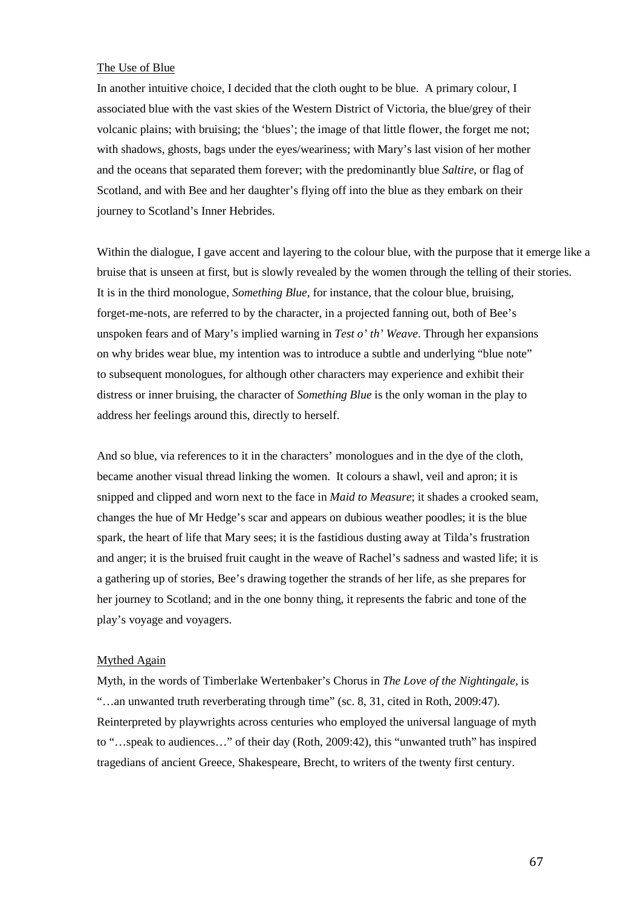## The Use of Blue

In another intuitive choice, I decided that the cloth ought to be blue. A primary colour, I associated blue with the vast skies of the Western District of Victoria, the blue/grey of their volcanic plains; with bruising; the 'blues'; the image of that little flower, the forget me not; with shadows, ghosts, bags under the eyes/weariness; with Mary's last vision of her mother and the oceans that separated them forever; with the predominantly blue *Saltire*, or flag of Scotland, and with Bee and her daughter's flying off into the blue as they embark on their journey to Scotland's Inner Hebrides.

Within the dialogue, I gave accent and layering to the colour blue, with the purpose that it emerge like a bruise that is unseen at first, but is slowly revealed by the women through the telling of their stories. It is in the third monologue, *Something Blue*, for instance, that the colour blue, bruising, forget-me-nots, are referred to by the character, in a projected fanning out, both of Bee's unspoken fears and of Mary's implied warning in *Test o' th' Weave*. Through her expansions on why brides wear blue, my intention was to introduce a subtle and underlying "blue note" to subsequent monologues, for although other characters may experience and exhibit their distress or inner bruising, the character of *Something Blue* is the only woman in the play to address her feelings around this, directly to herself.

And so blue, via references to it in the characters' monologues and in the dye of the cloth, became another visual thread linking the women. It colours a shawl, veil and apron; it is snipped and clipped and worn next to the face in *Maid to Measure*; it shades a crooked seam, changes the hue of Mr Hedge's scar and appears on dubious weather poodles; it is the blue spark, the heart of life that Mary sees; it is the fastidious dusting away at Tilda's frustration and anger; it is the bruised fruit caught in the weave of Rachel's sadness and wasted life; it is a gathering up of stories, Bee's drawing together the strands of her life, as she prepares for her journey to Scotland; and in the one bonny thing, it represents the fabric and tone of the play's voyage and voyagers.

## Mythed Again

Myth, in the words of Timberlake Wertenbaker's Chorus in *The Love of the Nightingale*, is "…an unwanted truth reverberating through time" (sc. 8, 31, cited in Roth, 2009:47). Reinterpreted by playwrights across centuries who employed the universal language of myth to "…speak to audiences…" of their day (Roth, 2009:42), this "unwanted truth" has inspired tragedians of ancient Greece, Shakespeare, Brecht, to writers of the twenty first century.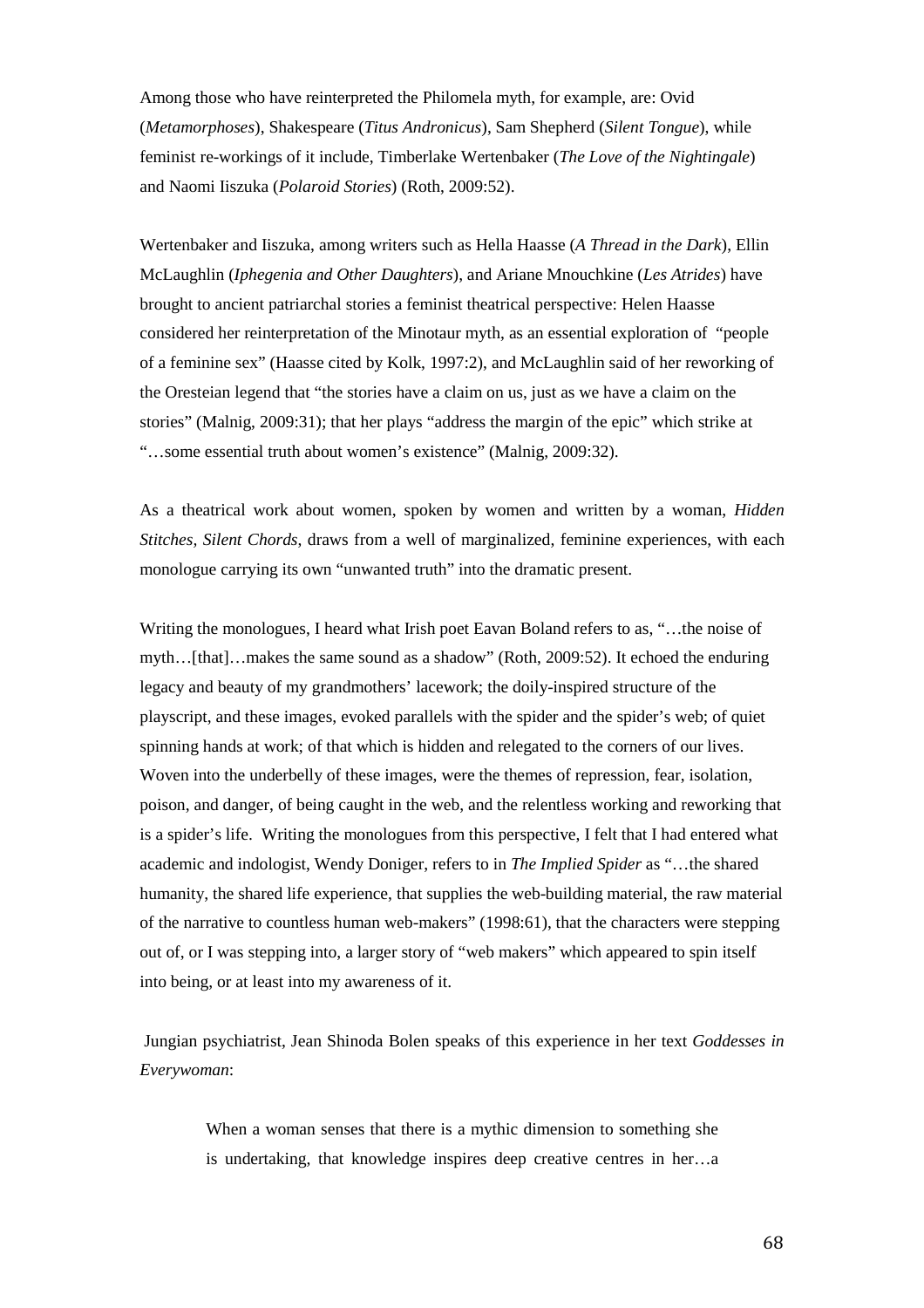Among those who have reinterpreted the Philomela myth, for example, are: Ovid (*Metamorphoses*), Shakespeare (*Titus Andronicus*), Sam Shepherd (*Silent Tongue*), while feminist re-workings of it include, Timberlake Wertenbaker (*The Love of the Nightingale*) and Naomi Iiszuka (*Polaroid Stories*) (Roth, 2009:52).

Wertenbaker and Iiszuka, among writers such as Hella Haasse (*A Thread in the Dark*), Ellin McLaughlin (*Iphegenia and Other Daughters*), and Ariane Mnouchkine (*Les Atrides*) have brought to ancient patriarchal stories a feminist theatrical perspective: Helen Haasse considered her reinterpretation of the Minotaur myth, as an essential exploration of "people of a feminine sex" (Haasse cited by Kolk, 1997:2), and McLaughlin said of her reworking of the Oresteian legend that "the stories have a claim on us, just as we have a claim on the stories" (Malnig, 2009:31); that her plays "address the margin of the epic" which strike at "…some essential truth about women's existence" (Malnig, 2009:32).

As a theatrical work about women, spoken by women and written by a woman, *Hidden Stitches, Silent Chords*, draws from a well of marginalized, feminine experiences, with each monologue carrying its own "unwanted truth" into the dramatic present.

Writing the monologues, I heard what Irish poet Eavan Boland refers to as, "…the noise of myth…[that]…makes the same sound as a shadow" (Roth, 2009:52). It echoed the enduring legacy and beauty of my grandmothers' lacework; the doily-inspired structure of the playscript, and these images, evoked parallels with the spider and the spider's web; of quiet spinning hands at work; of that which is hidden and relegated to the corners of our lives. Woven into the underbelly of these images, were the themes of repression, fear, isolation, poison, and danger, of being caught in the web, and the relentless working and reworking that is a spider's life. Writing the monologues from this perspective, I felt that I had entered what academic and indologist, Wendy Doniger, refers to in *The Implied Spider* as "…the shared humanity, the shared life experience, that supplies the web-building material, the raw material of the narrative to countless human web-makers" (1998:61), that the characters were stepping out of, or I was stepping into, a larger story of "web makers" which appeared to spin itself into being, or at least into my awareness of it.

Jungian psychiatrist, Jean Shinoda Bolen speaks of this experience in her text *Goddesses in Everywoman*:

> When a woman senses that there is a mythic dimension to something she is undertaking, that knowledge inspires deep creative centres in her…a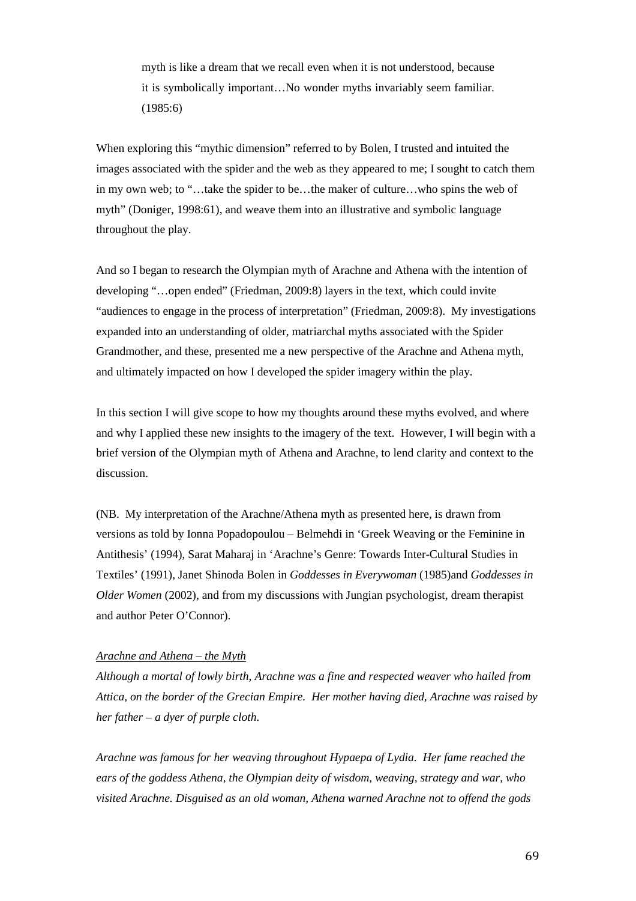> myth is like a dream that we recall even when it is not understood, because it is symbolically important…No wonder myths invariably seem familiar. (1985:6)

When exploring this "mythic dimension" referred to by Bolen, I trusted and intuited the images associated with the spider and the web as they appeared to me; I sought to catch them in my own web; to "…take the spider to be…the maker of culture…who spins the web of myth" (Doniger, 1998:61), and weave them into an illustrative and symbolic language throughout the play.

And so I began to research the Olympian myth of Arachne and Athena with the intention of developing "…open ended" (Friedman, 2009:8) layers in the text, which could invite "audiences to engage in the process of interpretation" (Friedman, 2009:8). My investigations expanded into an understanding of older, matriarchal myths associated with the Spider Grandmother, and these, presented me a new perspective of the Arachne and Athena myth, and ultimately impacted on how I developed the spider imagery within the play.

In this section I will give scope to how my thoughts around these myths evolved, and where and why I applied these new insights to the imagery of the text. However, I will begin with a brief version of the Olympian myth of Athena and Arachne, to lend clarity and context to the discussion.

(NB. My interpretation of the Arachne/Athena myth as presented here, is drawn from versions as told by Ionna Popadopoulou – Belmehdi in 'Greek Weaving or the Feminine in Antithesis' (1994), Sarat Maharaj in 'Arachne's Genre: Towards Inter-Cultural Studies in Textiles' (1991), Janet Shinoda Bolen in *Goddesses in Everywoman* (1985)and *Goddesses in Older Women* (2002), and from my discussions with Jungian psychologist, dream therapist and author Peter O'Connor).

<u>*Arachne and Athena – the Myth*</u>

*Although a mortal of lowly birth, Arachne was a fine and respected weaver who hailed from Attica, on the border of the Grecian Empire. Her mother having died, Arachne was raised by her father – a dyer of purple cloth.*

*Arachne was famous for her weaving throughout Hypaepa of Lydia. Her fame reached the ears of the goddess Athena, the Olympian deity of wisdom, weaving, strategy and war, who visited Arachne. Disguised as an old woman, Athena warned Arachne not to offend the gods*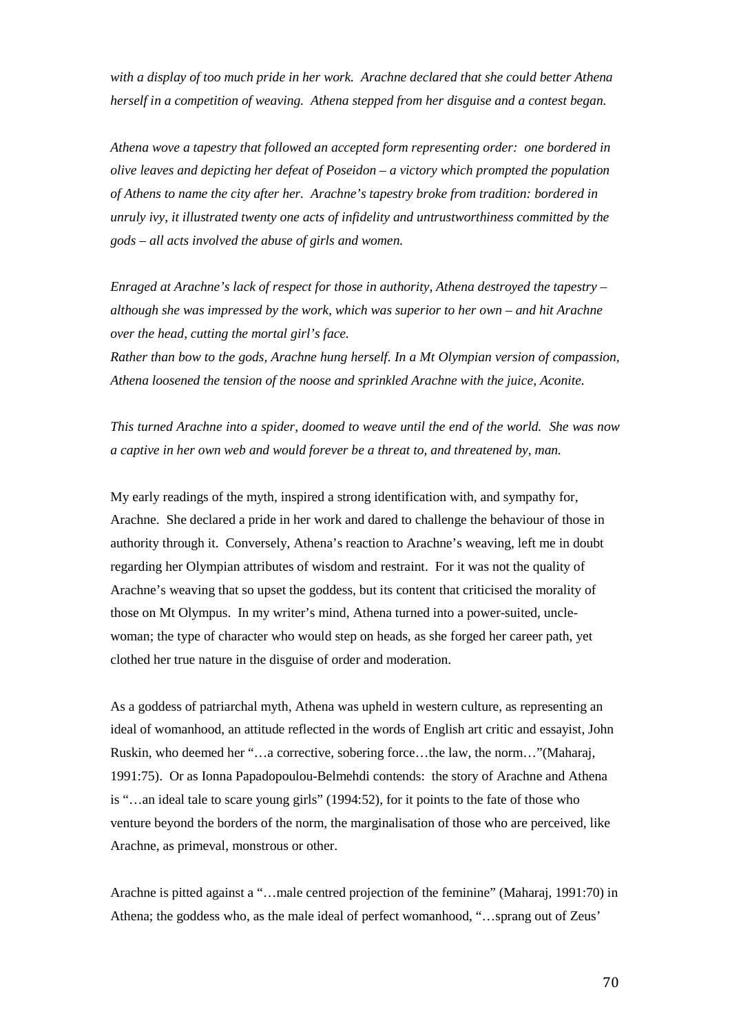*with a display of too much pride in her work. Arachne declared that she could better Athena herself in a competition of weaving. Athena stepped from her disguise and a contest began.*

*Athena wove a tapestry that followed an accepted form representing order: one bordered in olive leaves and depicting her defeat of Poseidon – a victory which prompted the population of Athens to name the city after her. Arachne's tapestry broke from tradition: bordered in unruly ivy, it illustrated twenty one acts of infidelity and untrustworthiness committed by the gods – all acts involved the abuse of girls and women.*

*Enraged at Arachne's lack of respect for those in authority, Athena destroyed the tapestry – although she was impressed by the work, which was superior to her own – and hit Arachne over the head, cutting the mortal girl's face.*
*Rather than bow to the gods, Arachne hung herself. In a Mt Olympian version of compassion, Athena loosened the tension of the noose and sprinkled Arachne with the juice, Aconite.*

*This turned Arachne into a spider, doomed to weave until the end of the world. She was now a captive in her own web and would forever be a threat to, and threatened by, man.*

My early readings of the myth, inspired a strong identification with, and sympathy for, Arachne. She declared a pride in her work and dared to challenge the behaviour of those in authority through it. Conversely, Athena's reaction to Arachne's weaving, left me in doubt regarding her Olympian attributes of wisdom and restraint. For it was not the quality of Arachne's weaving that so upset the goddess, but its content that criticised the morality of those on Mt Olympus. In my writer's mind, Athena turned into a power-suited, uncle-woman; the type of character who would step on heads, as she forged her career path, yet clothed her true nature in the disguise of order and moderation.

As a goddess of patriarchal myth, Athena was upheld in western culture, as representing an ideal of womanhood, an attitude reflected in the words of English art critic and essayist, John Ruskin, who deemed her "…a corrective, sobering force…the law, the norm…"(Maharaj, 1991:75). Or as Ionna Papadopoulou-Belmehdi contends: the story of Arachne and Athena is "…an ideal tale to scare young girls" (1994:52), for it points to the fate of those who venture beyond the borders of the norm, the marginalisation of those who are perceived, like Arachne, as primeval, monstrous or other.

Arachne is pitted against a "…male centred projection of the feminine" (Maharaj, 1991:70) in Athena; the goddess who, as the male ideal of perfect womanhood, "…sprang out of Zeus'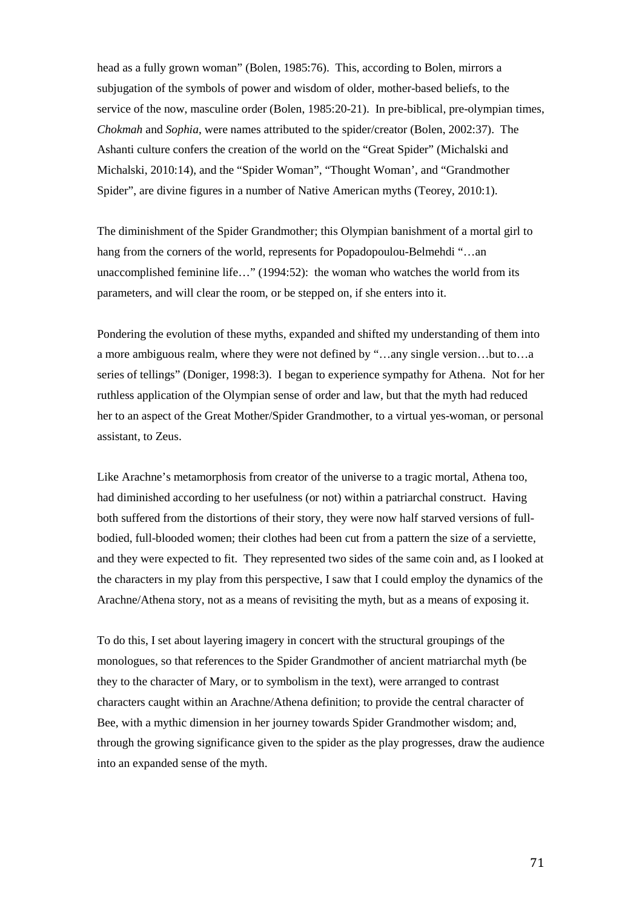head as a fully grown woman" (Bolen, 1985:76). This, according to Bolen, mirrors a subjugation of the symbols of power and wisdom of older, mother-based beliefs, to the service of the now, masculine order (Bolen, 1985:20-21). In pre-biblical, pre-olympian times, *Chokmah* and *Sophia*, were names attributed to the spider/creator (Bolen, 2002:37). The Ashanti culture confers the creation of the world on the "Great Spider" (Michalski and Michalski, 2010:14), and the "Spider Woman", "Thought Woman', and "Grandmother Spider", are divine figures in a number of Native American myths (Teorey, 2010:1).

The diminishment of the Spider Grandmother; this Olympian banishment of a mortal girl to hang from the corners of the world, represents for Popadopoulou-Belmehdi "…an unaccomplished feminine life…" (1994:52): the woman who watches the world from its parameters, and will clear the room, or be stepped on, if she enters into it.

Pondering the evolution of these myths, expanded and shifted my understanding of them into a more ambiguous realm, where they were not defined by "…any single version…but to…a series of tellings" (Doniger, 1998:3). I began to experience sympathy for Athena. Not for her ruthless application of the Olympian sense of order and law, but that the myth had reduced her to an aspect of the Great Mother/Spider Grandmother, to a virtual yes-woman, or personal assistant, to Zeus.

Like Arachne's metamorphosis from creator of the universe to a tragic mortal, Athena too, had diminished according to her usefulness (or not) within a patriarchal construct. Having both suffered from the distortions of their story, they were now half starved versions of full-bodied, full-blooded women; their clothes had been cut from a pattern the size of a serviette, and they were expected to fit. They represented two sides of the same coin and, as I looked at the characters in my play from this perspective, I saw that I could employ the dynamics of the Arachne/Athena story, not as a means of revisiting the myth, but as a means of exposing it.

To do this, I set about layering imagery in concert with the structural groupings of the monologues, so that references to the Spider Grandmother of ancient matriarchal myth (be they to the character of Mary, or to symbolism in the text), were arranged to contrast characters caught within an Arachne/Athena definition; to provide the central character of Bee, with a mythic dimension in her journey towards Spider Grandmother wisdom; and, through the growing significance given to the spider as the play progresses, draw the audience into an expanded sense of the myth.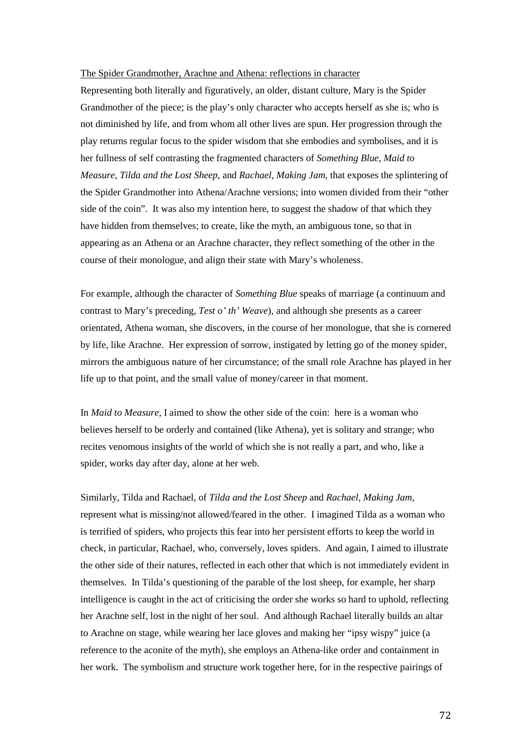The Spider Grandmother, Arachne and Athena: reflections in character

Representing both literally and figuratively, an older, distant culture, Mary is the Spider Grandmother of the piece; is the play's only character who accepts herself as she is; who is not diminished by life, and from whom all other lives are spun. Her progression through the play returns regular focus to the spider wisdom that she embodies and symbolises, and it is her fullness of self contrasting the fragmented characters of *Something Blue*, *Maid to Measure*, *Tilda and the Lost Sheep*, and *Rachael, Making Jam*, that exposes the splintering of the Spider Grandmother into Athena/Arachne versions; into women divided from their "other side of the coin". It was also my intention here, to suggest the shadow of that which they have hidden from themselves; to create, like the myth, an ambiguous tone, so that in appearing as an Athena or an Arachne character, they reflect something of the other in the course of their monologue, and align their state with Mary's wholeness.

For example, although the character of *Something Blue* speaks of marriage (a continuum and contrast to Mary's preceding, *Test o' th' Weave*), and although she presents as a career orientated, Athena woman, she discovers, in the course of her monologue, that she is cornered by life, like Arachne. Her expression of sorrow, instigated by letting go of the money spider, mirrors the ambiguous nature of her circumstance; of the small role Arachne has played in her life up to that point, and the small value of money/career in that moment.

In *Maid to Measure*, I aimed to show the other side of the coin: here is a woman who believes herself to be orderly and contained (like Athena), yet is solitary and strange; who recites venomous insights of the world of which she is not really a part, and who, like a spider, works day after day, alone at her web.

Similarly, Tilda and Rachael, of *Tilda and the Lost Sheep* and *Rachael, Making Jam*, represent what is missing/not allowed/feared in the other. I imagined Tilda as a woman who is terrified of spiders, who projects this fear into her persistent efforts to keep the world in check, in particular, Rachael, who, conversely, loves spiders. And again, I aimed to illustrate the other side of their natures, reflected in each other that which is not immediately evident in themselves. In Tilda's questioning of the parable of the lost sheep, for example, her sharp intelligence is caught in the act of criticising the order she works so hard to uphold, reflecting her Arachne self, lost in the night of her soul. And although Rachael literally builds an altar to Arachne on stage, while wearing her lace gloves and making her "ipsy wispy" juice (a reference to the aconite of the myth), she employs an Athena-like order and containment in her work. The symbolism and structure work together here, for in the respective pairings of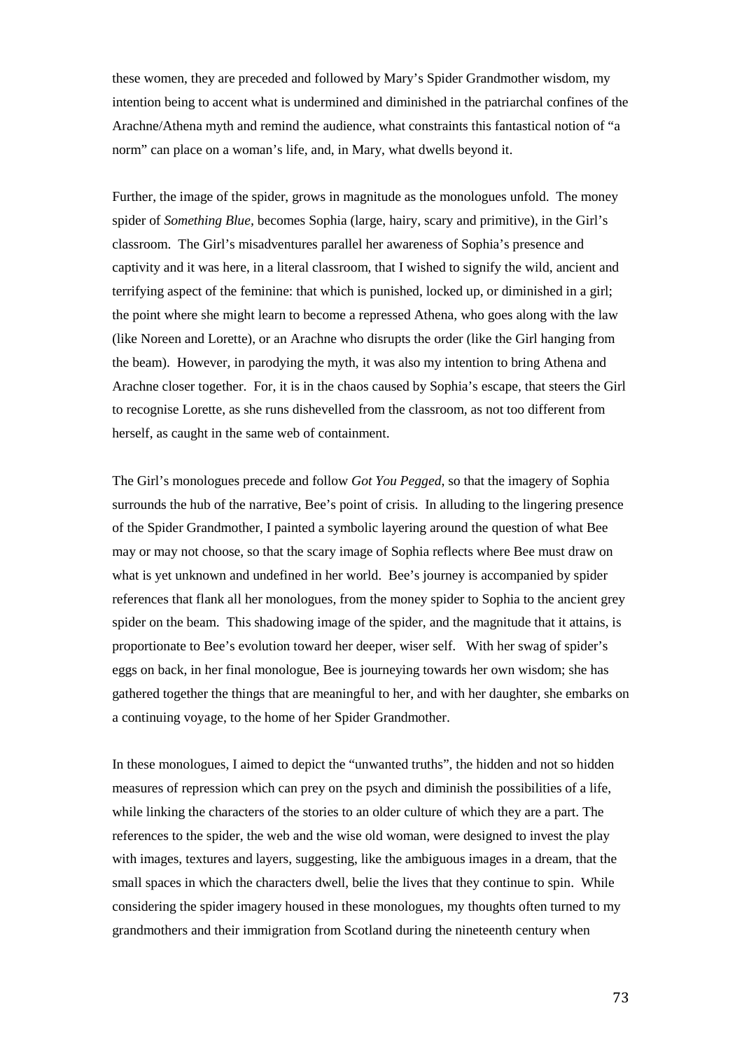these women, they are preceded and followed by Mary's Spider Grandmother wisdom, my intention being to accent what is undermined and diminished in the patriarchal confines of the Arachne/Athena myth and remind the audience, what constraints this fantastical notion of "a norm" can place on a woman's life, and, in Mary, what dwells beyond it.

Further, the image of the spider, grows in magnitude as the monologues unfold. The money spider of *Something Blue,* becomes Sophia (large, hairy, scary and primitive), in the Girl's classroom. The Girl's misadventures parallel her awareness of Sophia's presence and captivity and it was here, in a literal classroom, that I wished to signify the wild, ancient and terrifying aspect of the feminine: that which is punished, locked up, or diminished in a girl; the point where she might learn to become a repressed Athena, who goes along with the law (like Noreen and Lorette), or an Arachne who disrupts the order (like the Girl hanging from the beam). However, in parodying the myth, it was also my intention to bring Athena and Arachne closer together. For, it is in the chaos caused by Sophia's escape, that steers the Girl to recognise Lorette, as she runs dishevelled from the classroom, as not too different from herself, as caught in the same web of containment.

The Girl's monologues precede and follow *Got You Pegged*, so that the imagery of Sophia surrounds the hub of the narrative, Bee's point of crisis. In alluding to the lingering presence of the Spider Grandmother, I painted a symbolic layering around the question of what Bee may or may not choose, so that the scary image of Sophia reflects where Bee must draw on what is yet unknown and undefined in her world. Bee's journey is accompanied by spider references that flank all her monologues, from the money spider to Sophia to the ancient grey spider on the beam. This shadowing image of the spider, and the magnitude that it attains, is proportionate to Bee's evolution toward her deeper, wiser self. With her swag of spider's eggs on back, in her final monologue, Bee is journeying towards her own wisdom; she has gathered together the things that are meaningful to her, and with her daughter, she embarks on a continuing voyage, to the home of her Spider Grandmother.

In these monologues, I aimed to depict the "unwanted truths", the hidden and not so hidden measures of repression which can prey on the psych and diminish the possibilities of a life, while linking the characters of the stories to an older culture of which they are a part. The references to the spider, the web and the wise old woman, were designed to invest the play with images, textures and layers, suggesting, like the ambiguous images in a dream, that the small spaces in which the characters dwell, belie the lives that they continue to spin. While considering the spider imagery housed in these monologues, my thoughts often turned to my grandmothers and their immigration from Scotland during the nineteenth century when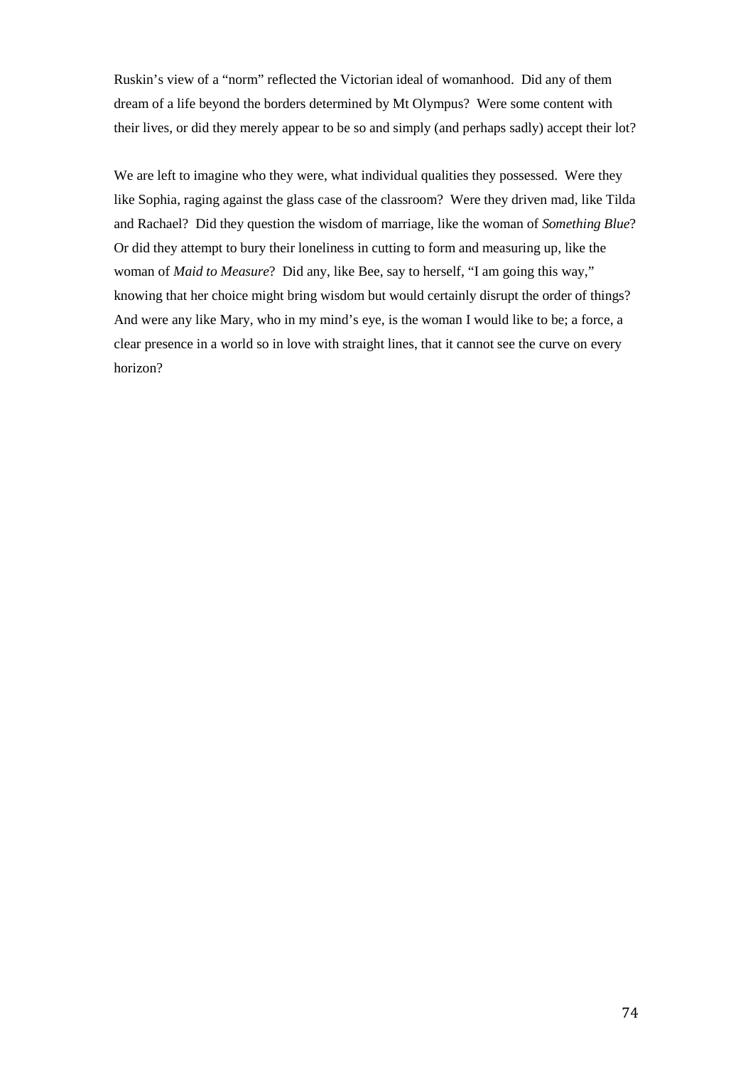Ruskin's view of a "norm" reflected the Victorian ideal of womanhood. Did any of them dream of a life beyond the borders determined by Mt Olympus? Were some content with their lives, or did they merely appear to be so and simply (and perhaps sadly) accept their lot?

We are left to imagine who they were, what individual qualities they possessed. Were they like Sophia, raging against the glass case of the classroom? Were they driven mad, like Tilda and Rachael? Did they question the wisdom of marriage, like the woman of *Something Blue*? Or did they attempt to bury their loneliness in cutting to form and measuring up, like the woman of *Maid to Measure*? Did any, like Bee, say to herself, "I am going this way," knowing that her choice might bring wisdom but would certainly disrupt the order of things? And were any like Mary, who in my mind's eye, is the woman I would like to be; a force, a clear presence in a world so in love with straight lines, that it cannot see the curve on every horizon?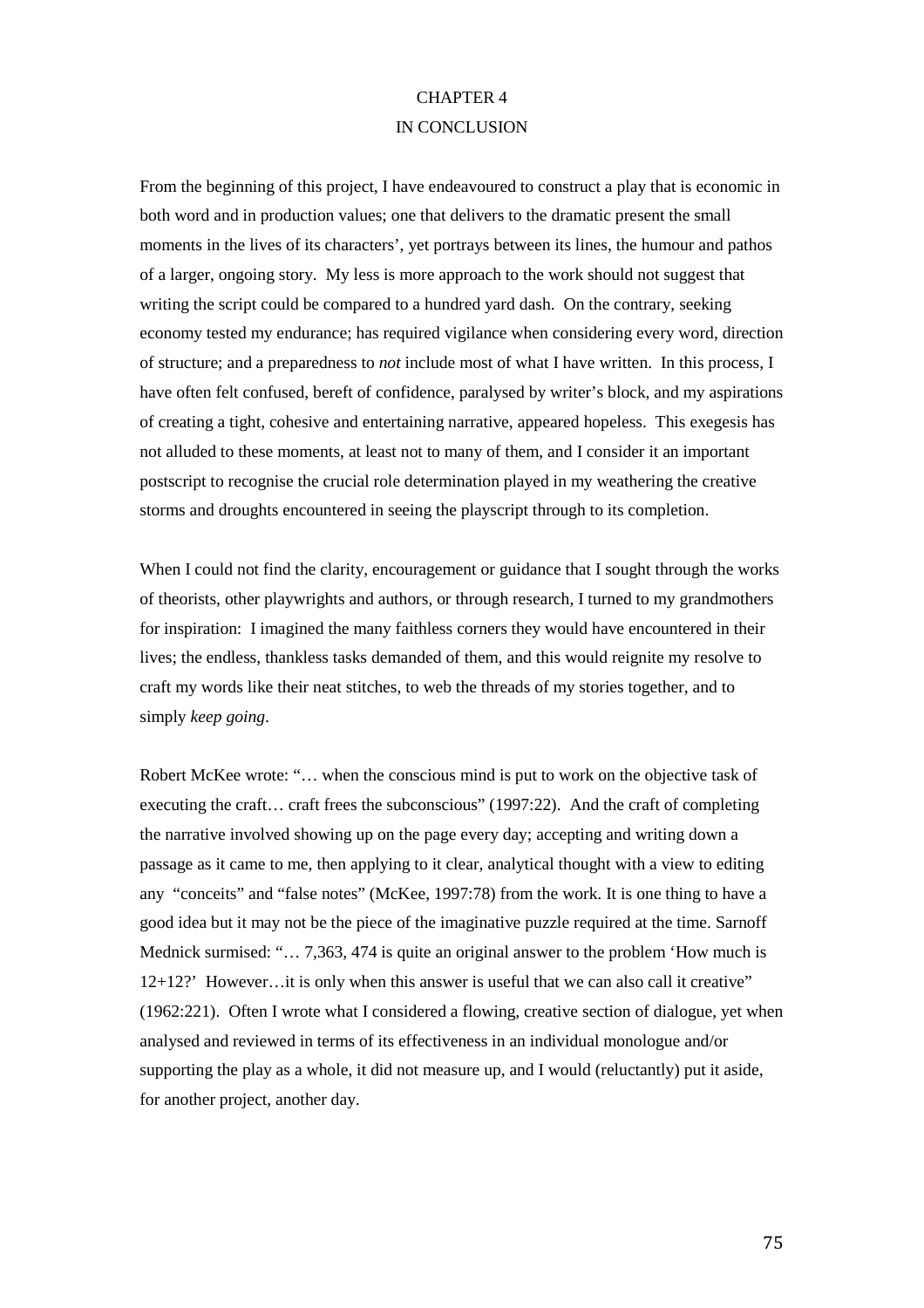# CHAPTER 4
## IN CONCLUSION

From the beginning of this project, I have endeavoured to construct a play that is economic in both word and in production values; one that delivers to the dramatic present the small moments in the lives of its characters', yet portrays between its lines, the humour and pathos of a larger, ongoing story. My less is more approach to the work should not suggest that writing the script could be compared to a hundred yard dash. On the contrary, seeking economy tested my endurance; has required vigilance when considering every word, direction of structure; and a preparedness to *not* include most of what I have written. In this process, I have often felt confused, bereft of confidence, paralysed by writer's block, and my aspirations of creating a tight, cohesive and entertaining narrative, appeared hopeless. This exegesis has not alluded to these moments, at least not to many of them, and I consider it an important postscript to recognise the crucial role determination played in my weathering the creative storms and droughts encountered in seeing the playscript through to its completion.

When I could not find the clarity, encouragement or guidance that I sought through the works of theorists, other playwrights and authors, or through research, I turned to my grandmothers for inspiration: I imagined the many faithless corners they would have encountered in their lives; the endless, thankless tasks demanded of them, and this would reignite my resolve to craft my words like their neat stitches, to web the threads of my stories together, and to simply *keep going*.

Robert McKee wrote: "… when the conscious mind is put to work on the objective task of executing the craft… craft frees the subconscious" (1997:22). And the craft of completing the narrative involved showing up on the page every day; accepting and writing down a passage as it came to me, then applying to it clear, analytical thought with a view to editing any "conceits" and "false notes" (McKee, 1997:78) from the work. It is one thing to have a good idea but it may not be the piece of the imaginative puzzle required at the time. Sarnoff Mednick surmised: "… 7,363, 474 is quite an original answer to the problem 'How much is 12+12?' However…it is only when this answer is useful that we can also call it creative" (1962:221). Often I wrote what I considered a flowing, creative section of dialogue, yet when analysed and reviewed in terms of its effectiveness in an individual monologue and/or supporting the play as a whole, it did not measure up, and I would (reluctantly) put it aside, for another project, another day.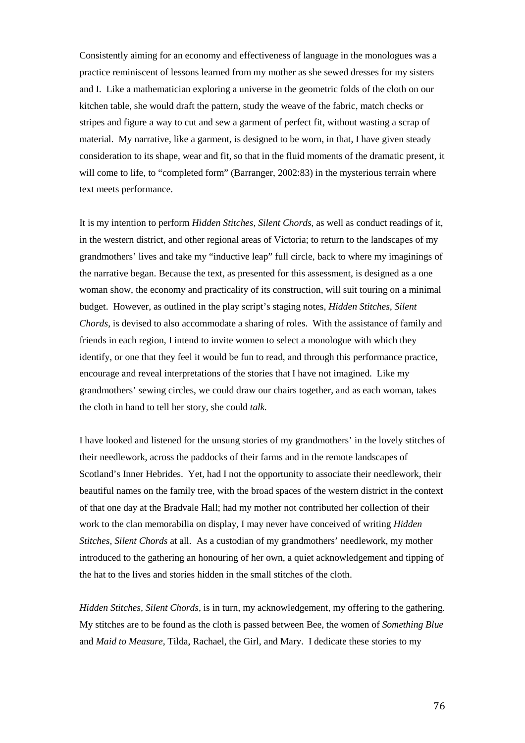Consistently aiming for an economy and effectiveness of language in the monologues was a practice reminiscent of lessons learned from my mother as she sewed dresses for my sisters and I. Like a mathematician exploring a universe in the geometric folds of the cloth on our kitchen table, she would draft the pattern, study the weave of the fabric, match checks or stripes and figure a way to cut and sew a garment of perfect fit, without wasting a scrap of material. My narrative, like a garment, is designed to be worn, in that, I have given steady consideration to its shape, wear and fit, so that in the fluid moments of the dramatic present, it will come to life, to "completed form" (Barranger, 2002:83) in the mysterious terrain where text meets performance.

It is my intention to perform *Hidden Stitches, Silent Chords*, as well as conduct readings of it, in the western district, and other regional areas of Victoria; to return to the landscapes of my grandmothers' lives and take my "inductive leap" full circle, back to where my imaginings of the narrative began. Because the text, as presented for this assessment, is designed as a one woman show, the economy and practicality of its construction, will suit touring on a minimal budget. However, as outlined in the play script's staging notes, *Hidden Stitches, Silent Chords*, is devised to also accommodate a sharing of roles. With the assistance of family and friends in each region, I intend to invite women to select a monologue with which they identify, or one that they feel it would be fun to read, and through this performance practice, encourage and reveal interpretations of the stories that I have not imagined. Like my grandmothers' sewing circles, we could draw our chairs together, and as each woman, takes the cloth in hand to tell her story, she could *talk.*

I have looked and listened for the unsung stories of my grandmothers' in the lovely stitches of their needlework, across the paddocks of their farms and in the remote landscapes of Scotland's Inner Hebrides. Yet, had I not the opportunity to associate their needlework, their beautiful names on the family tree, with the broad spaces of the western district in the context of that one day at the Bradvale Hall; had my mother not contributed her collection of their work to the clan memorabilia on display, I may never have conceived of writing *Hidden Stitches, Silent Chords* at all. As a custodian of my grandmothers' needlework, my mother introduced to the gathering an honouring of her own, a quiet acknowledgement and tipping of the hat to the lives and stories hidden in the small stitches of the cloth.

*Hidden Stitches, Silent Chords*, is in turn, my acknowledgement, my offering to the gathering. My stitches are to be found as the cloth is passed between Bee, the women of *Something Blue* and *Maid to Measure*, Tilda, Rachael, the Girl, and Mary. I dedicate these stories to my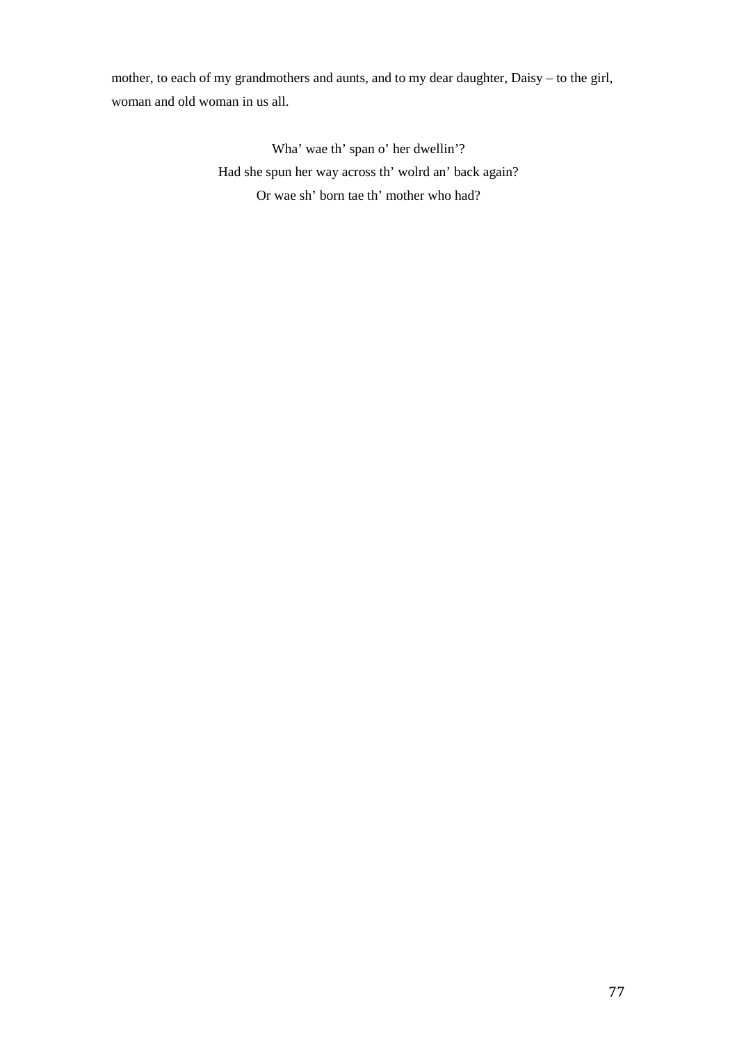mother, to each of my grandmothers and aunts, and to my dear daughter, Daisy – to the girl, woman and old woman in us all.

Wha' wae th' span o' her dwellin'?  
Had she spun her way across th' wolrd an' back again?  
Or wae sh' born tae th' mother who had?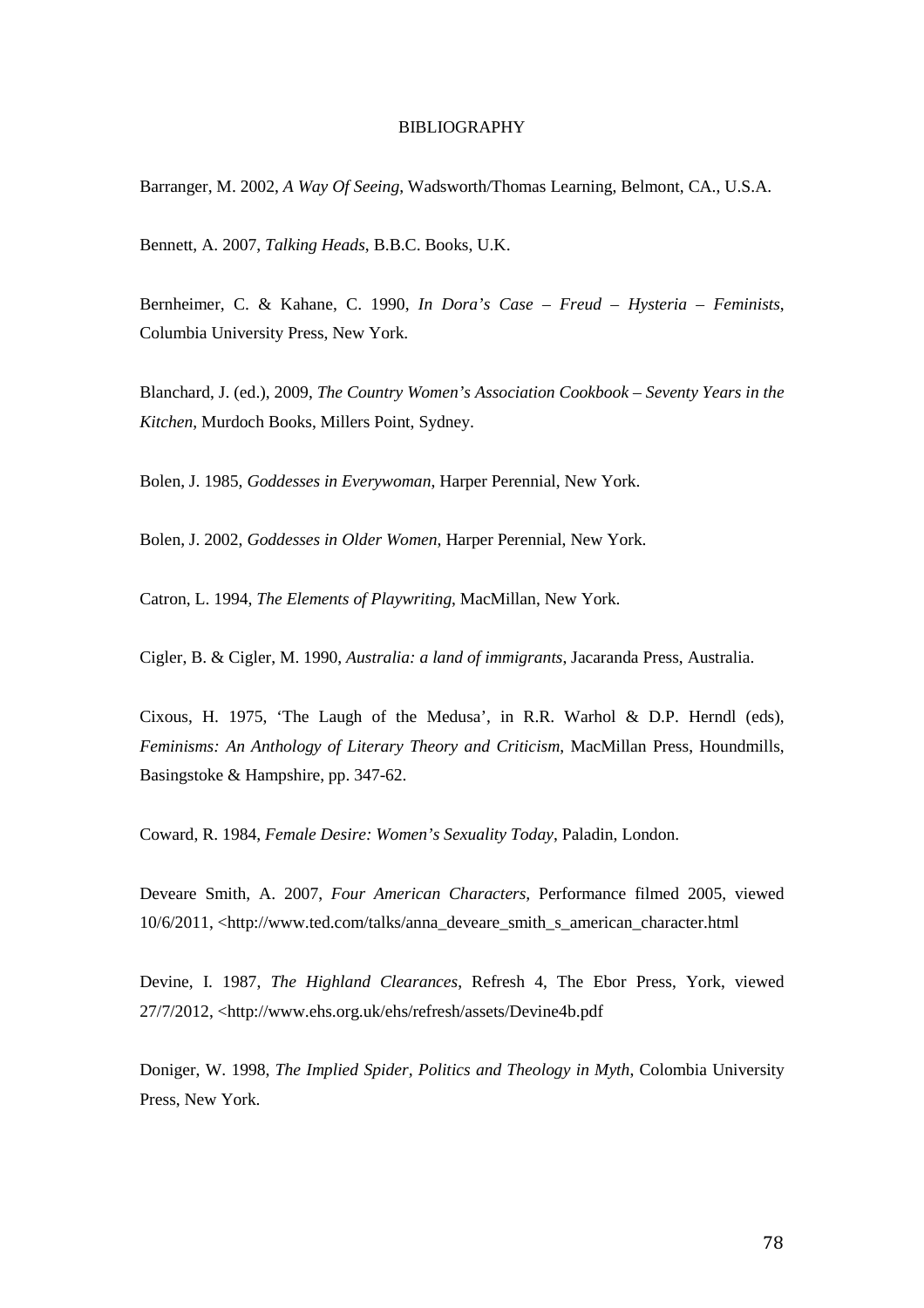# BIBLIOGRAPHY

Barranger, M. 2002, *A Way Of Seeing*, Wadsworth/Thomas Learning, Belmont, CA., U.S.A.

Bennett, A. 2007, *Talking Heads*, B.B.C. Books, U.K.

Bernheimer, C. & Kahane, C. 1990, *In Dora's Case – Freud – Hysteria – Feminists*, Columbia University Press, New York.

Blanchard, J. (ed.), 2009, *The Country Women's Association Cookbook – Seventy Years in the Kitchen*, Murdoch Books, Millers Point, Sydney.

Bolen, J. 1985, *Goddesses in Everywoman*, Harper Perennial, New York.

Bolen, J. 2002, *Goddesses in Older Women*, Harper Perennial, New York.

Catron, L. 1994, *The Elements of Playwriting*, MacMillan, New York.

Cigler, B. & Cigler, M. 1990, *Australia: a land of immigrants*, Jacaranda Press, Australia.

Cixous, H. 1975, 'The Laugh of the Medusa', in R.R. Warhol & D.P. Herndl (eds), *Feminisms: An Anthology of Literary Theory and Criticism*, MacMillan Press, Houndmills, Basingstoke & Hampshire, pp. 347-62.

Coward, R. 1984, *Female Desire: Women's Sexuality Today*, Paladin, London.

Deveare Smith, A. 2007, *Four American Characters*, Performance filmed 2005, viewed 10/6/2011, <http://www.ted.com/talks/anna_deveare_smith_s_american_character.html

Devine, I. 1987, *The Highland Clearances*, Refresh 4, The Ebor Press, York, viewed 27/7/2012, <http://www.ehs.org.uk/ehs/refresh/assets/Devine4b.pdf

Doniger, W. 1998, *The Implied Spider, Politics and Theology in Myth*, Colombia University Press, New York.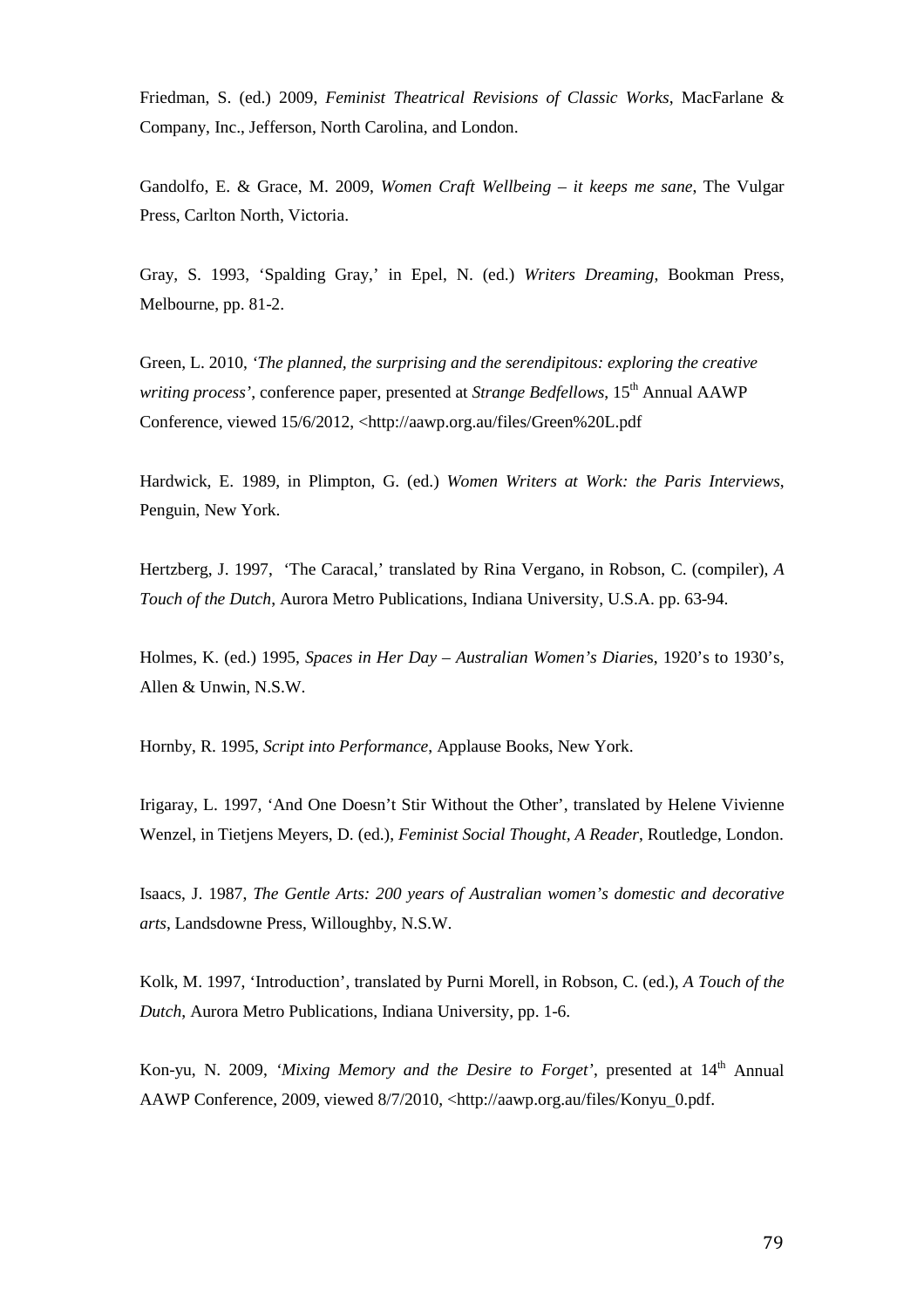Friedman, S. (ed.) 2009, *Feminist Theatrical Revisions of Classic Works*, MacFarlane & Company, Inc., Jefferson, North Carolina, and London.

Gandolfo, E. & Grace, M. 2009, *Women Craft Wellbeing – it keeps me sane*, The Vulgar Press, Carlton North, Victoria.

Gray, S. 1993, 'Spalding Gray,' in Epel, N. (ed.) *Writers Dreaming*, Bookman Press, Melbourne, pp. 81-2.

Green, L. 2010, '*The planned, the surprising and the serendipitous: exploring the creative writing process*', conference paper, presented at *Strange Bedfellows*, 15th Annual AAWP Conference, viewed 15/6/2012, <http://aawp.org.au/files/Green%20L.pdf

Hardwick, E. 1989, in Plimpton, G. (ed.) *Women Writers at Work: the Paris Interviews*, Penguin, New York.

Hertzberg, J. 1997, 'The Caracal,' translated by Rina Vergano, in Robson, C. (compiler), *A Touch of the Dutch*, Aurora Metro Publications, Indiana University, U.S.A. pp. 63-94.

Holmes, K. (ed.) 1995, *Spaces in Her Day – Australian Women's Diaries*, 1920's to 1930's, Allen & Unwin, N.S.W.

Hornby, R. 1995, *Script into Performance*, Applause Books, New York.

Irigaray, L. 1997, 'And One Doesn't Stir Without the Other', translated by Helene Vivienne Wenzel, in Tietjens Meyers, D. (ed.), *Feminist Social Thought, A Reader*, Routledge, London.

Isaacs, J. 1987, *The Gentle Arts: 200 years of Australian women's domestic and decorative arts*, Landsdowne Press, Willoughby, N.S.W.

Kolk, M. 1997, 'Introduction', translated by Purni Morell, in Robson, C. (ed.), *A Touch of the Dutch*, Aurora Metro Publications, Indiana University, pp. 1-6.

Kon-yu, N. 2009, '*Mixing Memory and the Desire to Forget*', presented at 14th Annual AAWP Conference, 2009, viewed 8/7/2010, <http://aawp.org.au/files/Konyu_0.pdf.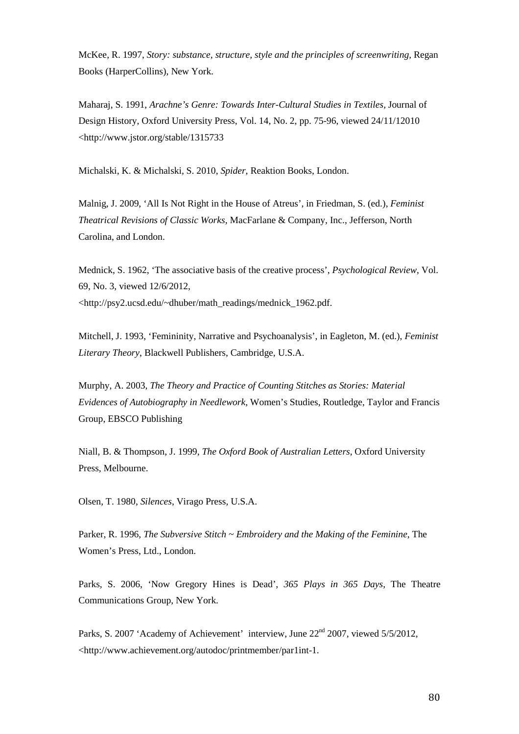McKee, R. 1997, *Story: substance, structure, style and the principles of screenwriting*, Regan Books (HarperCollins), New York.

Maharaj, S. 1991, *Arachne's Genre: Towards Inter-Cultural Studies in Textiles*, Journal of Design History, Oxford University Press, Vol. 14, No. 2, pp. 75-96, viewed 24/11/12010 <http://www.jstor.org/stable/1315733

Michalski, K. & Michalski, S. 2010, *Spider*, Reaktion Books, London.

Malnig, J. 2009, 'All Is Not Right in the House of Atreus', in Friedman, S. (ed.), *Feminist Theatrical Revisions of Classic Works*, MacFarlane & Company, Inc., Jefferson, North Carolina, and London.

Mednick, S. 1962, 'The associative basis of the creative process', *Psychological Review*, Vol. 69, No. 3, viewed 12/6/2012, <http://psy2.ucsd.edu/~dhuber/math_readings/mednick_1962.pdf.

Mitchell, J. 1993, 'Femininity, Narrative and Psychoanalysis', in Eagleton, M. (ed.), *Feminist Literary Theory*, Blackwell Publishers, Cambridge, U.S.A.

Murphy, A. 2003, *The Theory and Practice of Counting Stitches as Stories: Material Evidences of Autobiography in Needlework*, Women's Studies, Routledge, Taylor and Francis Group, EBSCO Publishing

Niall, B. & Thompson, J. 1999, *The Oxford Book of Australian Letters*, Oxford University Press, Melbourne.

Olsen, T. 1980, *Silences*, Virago Press, U.S.A.

Parker, R. 1996, *The Subversive Stitch ~ Embroidery and the Making of the Feminine*, The Women's Press, Ltd., London.

Parks, S. 2006, 'Now Gregory Hines is Dead', *365 Plays in 365 Days*, The Theatre Communications Group, New York.

Parks, S. 2007 'Academy of Achievement' interview, June 22nd 2007, viewed 5/5/2012, <http://www.achievement.org/autodoc/printmember/par1int-1.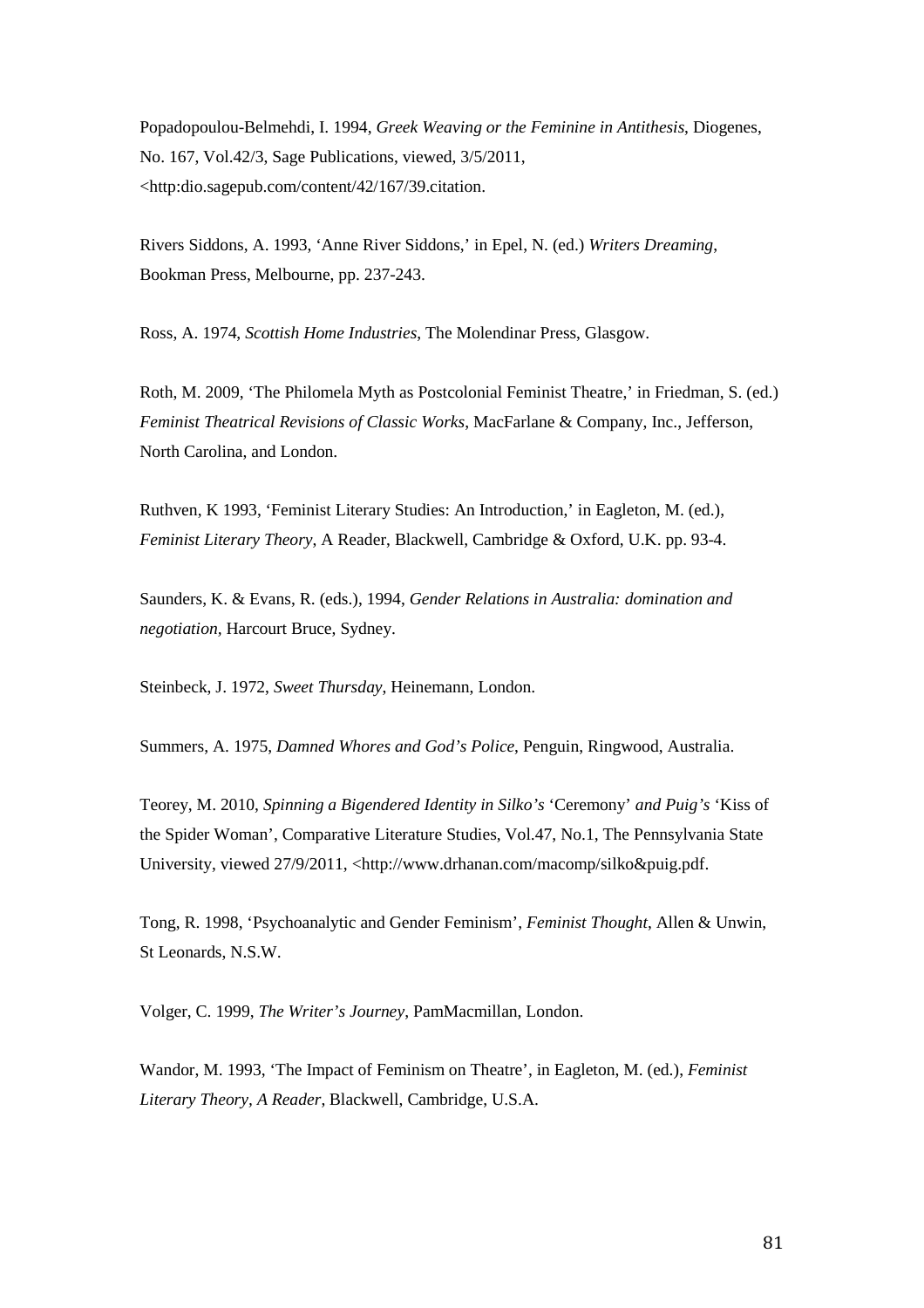Popadopoulou-Belmehdi, I. 1994, *Greek Weaving or the Feminine in Antithesis*, Diogenes, No. 167, Vol.42/3, Sage Publications, viewed, 3/5/2011, <http:dio.sagepub.com/content/42/167/39.citation.

Rivers Siddons, A. 1993, 'Anne River Siddons,' in Epel, N. (ed.) *Writers Dreaming*, Bookman Press, Melbourne, pp. 237-243.

Ross, A. 1974, *Scottish Home Industries*, The Molendinar Press, Glasgow.

Roth, M. 2009, 'The Philomela Myth as Postcolonial Feminist Theatre,' in Friedman, S. (ed.) *Feminist Theatrical Revisions of Classic Works*, MacFarlane & Company, Inc., Jefferson, North Carolina, and London.

Ruthven, K 1993, 'Feminist Literary Studies: An Introduction,' in Eagleton, M. (ed.), *Feminist Literary Theory*, A Reader, Blackwell, Cambridge & Oxford, U.K. pp. 93-4.

Saunders, K. & Evans, R. (eds.), 1994, *Gender Relations in Australia: domination and negotiation*, Harcourt Bruce, Sydney.

Steinbeck, J. 1972, *Sweet Thursday*, Heinemann, London.

Summers, A. 1975, *Damned Whores and God's Police*, Penguin, Ringwood, Australia.

Teorey, M. 2010, *Spinning a Bigendered Identity in Silko's* 'Ceremony' *and Puig's* 'Kiss of the Spider Woman', Comparative Literature Studies, Vol.47, No.1, The Pennsylvania State University, viewed 27/9/2011, <http://www.drhanan.com/macomp/silko&puig.pdf.

Tong, R. 1998, 'Psychoanalytic and Gender Feminism', *Feminist Thought*, Allen & Unwin, St Leonards, N.S.W.

Volger, C. 1999, *The Writer's Journey*, PamMacmillan, London.

Wandor, M. 1993, 'The Impact of Feminism on Theatre', in Eagleton, M. (ed.), *Feminist Literary Theory, A Reader*, Blackwell, Cambridge, U.S.A.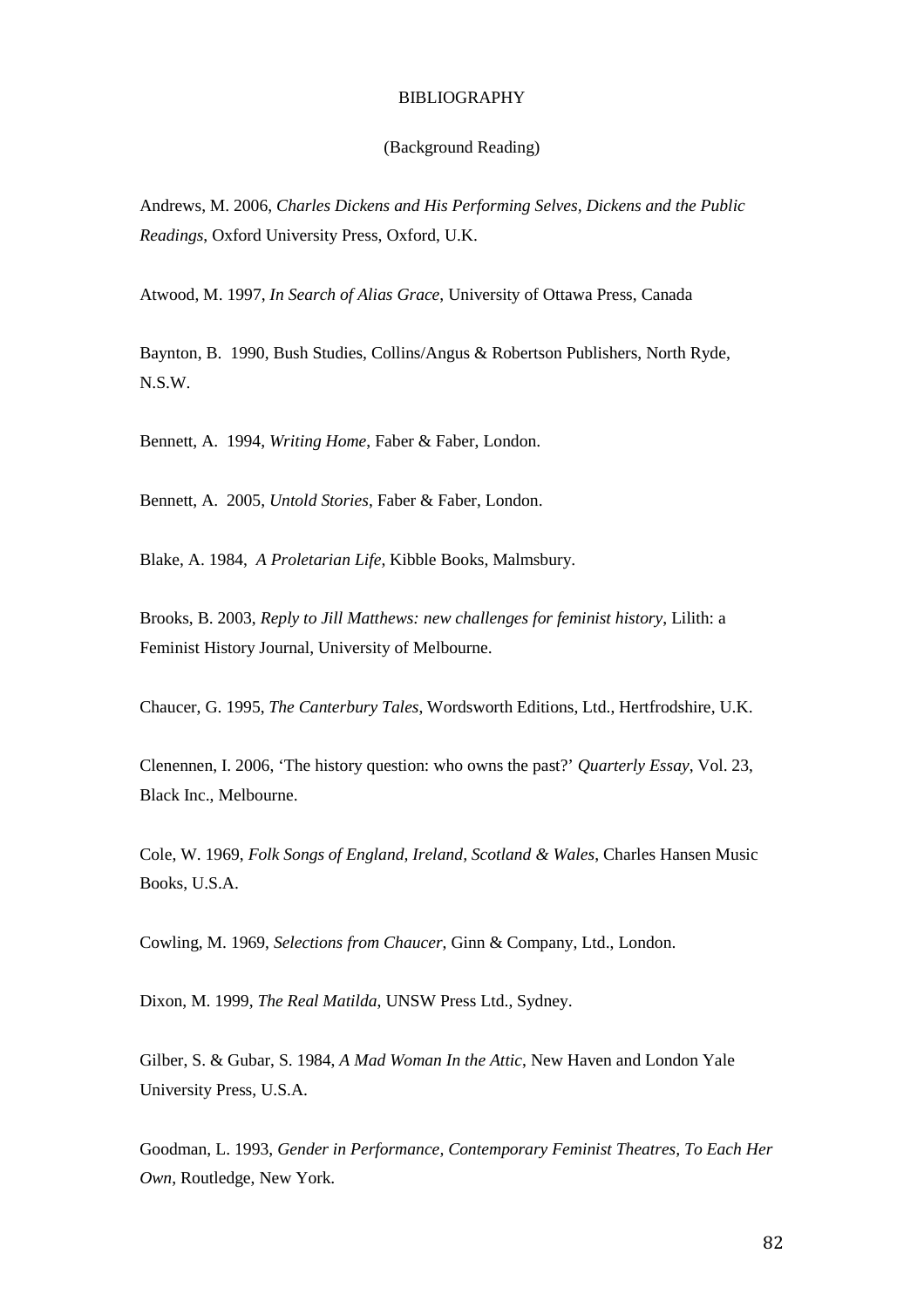# BIBLIOGRAPHY

(Background Reading)

Andrews, M. 2006, *Charles Dickens and His Performing Selves, Dickens and the Public Readings*, Oxford University Press, Oxford, U.K.

Atwood, M. 1997, *In Search of Alias Grace*, University of Ottawa Press, Canada

Baynton, B. 1990, Bush Studies, Collins/Angus & Robertson Publishers, North Ryde, N.S.W.

Bennett, A. 1994, *Writing Home*, Faber & Faber, London.

Bennett, A. 2005, *Untold Stories*, Faber & Faber, London.

Blake, A. 1984, *A Proletarian Life*, Kibble Books, Malmsbury.

Brooks, B. 2003, *Reply to Jill Matthews: new challenges for feminist history*, Lilith: a Feminist History Journal, University of Melbourne.

Chaucer, G. 1995, *The Canterbury Tales*, Wordsworth Editions, Ltd., Hertfrodshire, U.K.

Clenennen, I. 2006, 'The history question: who owns the past?' *Quarterly Essay*, Vol. 23, Black Inc., Melbourne.

Cole, W. 1969, *Folk Songs of England, Ireland, Scotland & Wales*, Charles Hansen Music Books, U.S.A.

Cowling, M. 1969, *Selections from Chaucer*, Ginn & Company, Ltd., London.

Dixon, M. 1999, *The Real Matilda*, UNSW Press Ltd., Sydney.

Gilber, S. & Gubar, S. 1984, *A Mad Woman In the Attic*, New Haven and London Yale University Press, U.S.A.

Goodman, L. 1993, *Gender in Performance, Contemporary Feminist Theatres, To Each Her Own*, Routledge, New York.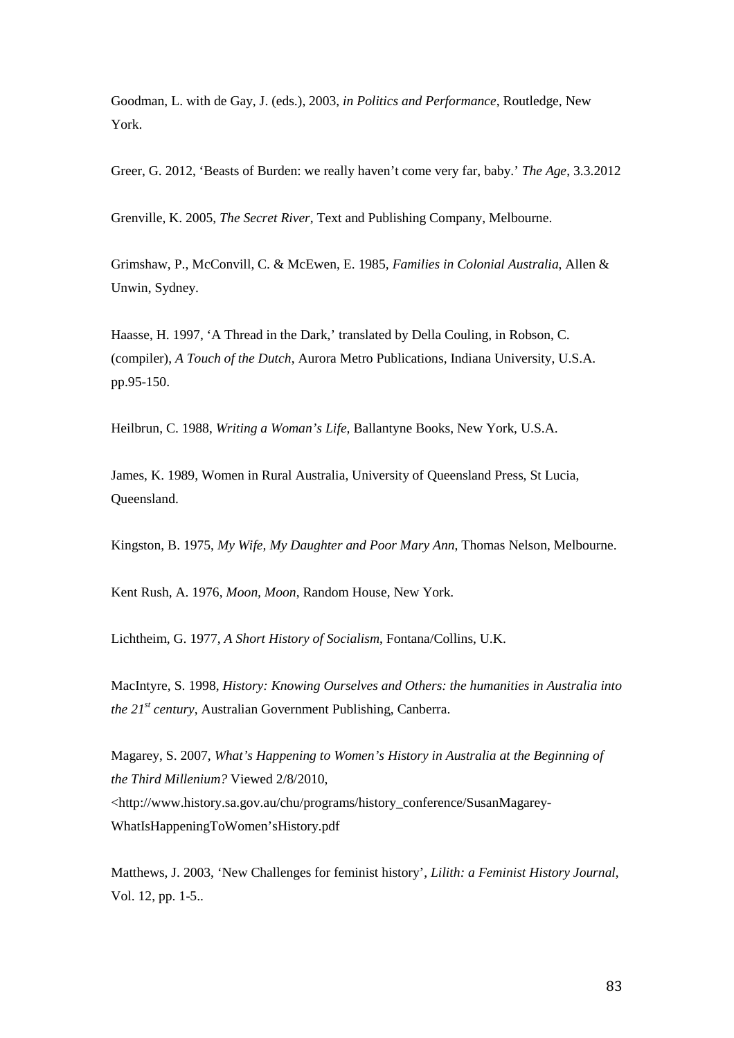Goodman, L. with de Gay, J. (eds.), 2003, *in Politics and Performance*, Routledge, New York.

Greer, G. 2012, 'Beasts of Burden: we really haven't come very far, baby.' *The Age*, 3.3.2012

Grenville, K. 2005, *The Secret River*, Text and Publishing Company, Melbourne.

Grimshaw, P., McConvill, C. & McEwen, E. 1985, *Families in Colonial Australia*, Allen & Unwin, Sydney.

Haasse, H. 1997, 'A Thread in the Dark,' translated by Della Couling, in Robson, C. (compiler), *A Touch of the Dutch*, Aurora Metro Publications, Indiana University, U.S.A. pp.95-150.

Heilbrun, C. 1988, *Writing a Woman's Life*, Ballantyne Books, New York, U.S.A.

James, K. 1989, Women in Rural Australia, University of Queensland Press, St Lucia, Queensland.

Kingston, B. 1975, *My Wife, My Daughter and Poor Mary Ann*, Thomas Nelson, Melbourne.

Kent Rush, A. 1976, *Moon, Moon*, Random House, New York.

Lichtheim, G. 1977, *A Short History of Socialism*, Fontana/Collins, U.K.

MacIntyre, S. 1998, *History: Knowing Ourselves and Others: the humanities in Australia into the 21st century*, Australian Government Publishing, Canberra.

Magarey, S. 2007, *What's Happening to Women's History in Australia at the Beginning of the Third Millenium?* Viewed 2/8/2010, <http://www.history.sa.gov.au/chu/programs/history_conference/SusanMagarey-WhatIsHappeningToWomen'sHistory.pdf

Matthews, J. 2003, 'New Challenges for feminist history', *Lilith: a Feminist History Journal*, Vol. 12, pp. 1-5..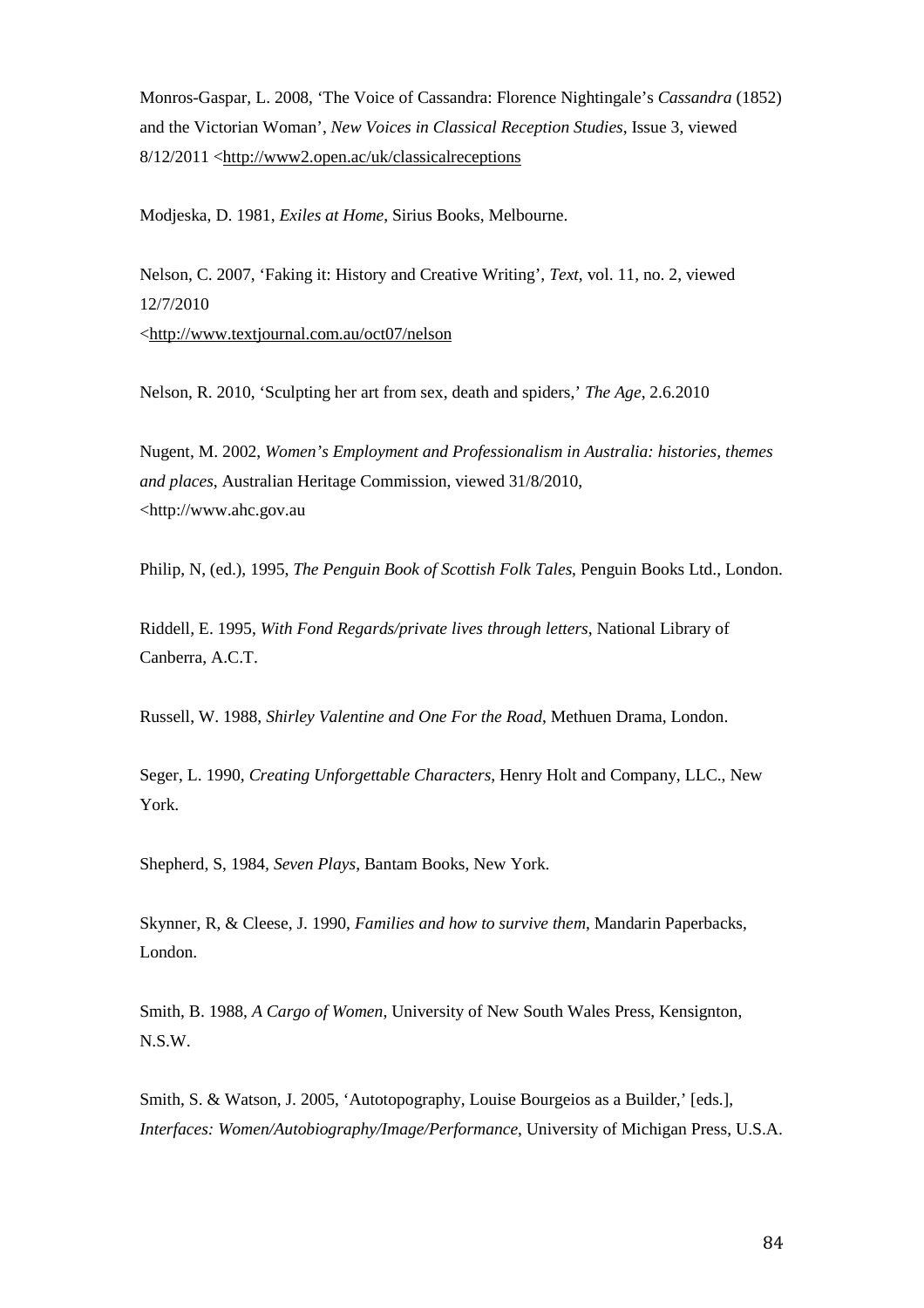Monros-Gaspar, L. 2008, 'The Voice of Cassandra: Florence Nightingale's *Cassandra* (1852) and the Victorian Woman', *New Voices in Classical Reception Studies*, Issue 3, viewed 8/12/2011 <http://www2.open.ac/uk/classicalreceptions

Modjeska, D. 1981, *Exiles at Home*, Sirius Books, Melbourne.

Nelson, C. 2007, 'Faking it: History and Creative Writing', *Text*, vol. 11, no. 2, viewed 12/7/2010 <http://www.textjournal.com.au/oct07/nelson

Nelson, R. 2010, 'Sculpting her art from sex, death and spiders,' *The Age*, 2.6.2010

Nugent, M. 2002, *Women's Employment and Professionalism in Australia: histories, themes and places*, Australian Heritage Commission, viewed 31/8/2010, <http://www.ahc.gov.au

Philip, N, (ed.), 1995, *The Penguin Book of Scottish Folk Tales*, Penguin Books Ltd., London.

Riddell, E. 1995, *With Fond Regards/private lives through letters*, National Library of Canberra, A.C.T.

Russell, W. 1988, *Shirley Valentine and One For the Road*, Methuen Drama, London.

Seger, L. 1990, *Creating Unforgettable Characters*, Henry Holt and Company, LLC., New York.

Shepherd, S, 1984, *Seven Plays*, Bantam Books, New York.

Skynner, R, & Cleese, J. 1990, *Families and how to survive them*, Mandarin Paperbacks, London.

Smith, B. 1988, *A Cargo of Women*, University of New South Wales Press, Kensignton, N.S.W.

Smith, S. & Watson, J. 2005, 'Autotopography, Louise Bourgeios as a Builder,' [eds.], *Interfaces: Women/Autobiography/Image/Performance*, University of Michigan Press, U.S.A.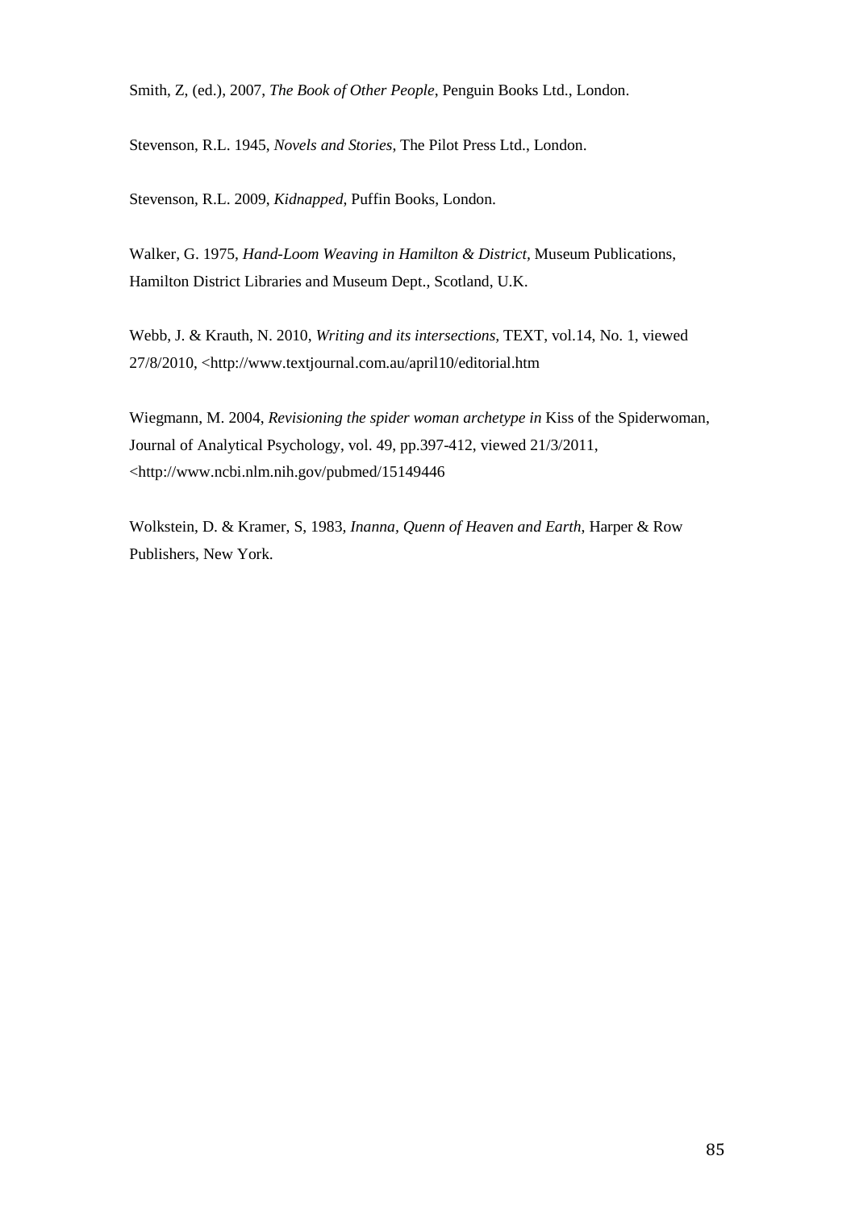Smith, Z, (ed.), 2007, *The Book of Other People*, Penguin Books Ltd., London.

Stevenson, R.L. 1945, *Novels and Stories*, The Pilot Press Ltd., London.

Stevenson, R.L. 2009, *Kidnapped*, Puffin Books, London.

Walker, G. 1975, *Hand-Loom Weaving in Hamilton & District*, Museum Publications, Hamilton District Libraries and Museum Dept., Scotland, U.K.

Webb, J. & Krauth, N. 2010, *Writing and its intersections,* TEXT, vol.14, No. 1, viewed 27/8/2010, <http://www.textjournal.com.au/april10/editorial.htm

Wiegmann, M. 2004, *Revisioning the spider woman archetype in* Kiss of the Spiderwoman, Journal of Analytical Psychology, vol. 49, pp.397-412, viewed 21/3/2011, <http://www.ncbi.nlm.nih.gov/pubmed/15149446

Wolkstein, D. & Kramer, S, 1983, *Inanna, Quenn of Heaven and Earth*, Harper & Row Publishers, New York.